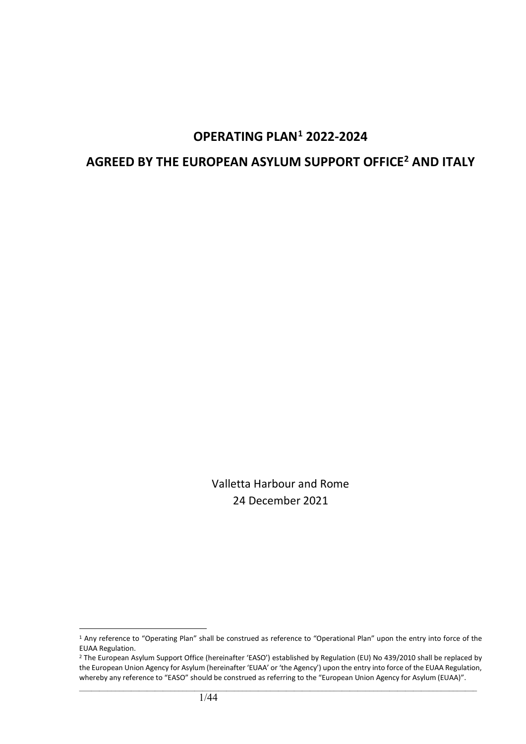# OPERATING PLAN[1] 2022-2024

# AGREED BY THE EUROPEAN ASYLUM SUPPORT OFFICE[2] AND ITALY

Valletta Harbour and Rome
24 December 2021

---

[1] Any reference to "Operating Plan" shall be construed as reference to "Operational Plan" upon the entry into force of the EUAA Regulation.

[2] The European Asylum Support Office (hereinafter 'EASO') established by Regulation (EU) No 439/2010 shall be replaced by the European Union Agency for Asylum (hereinafter 'EUAA' or 'the Agency') upon the entry into force of the EUAA Regulation, whereby any reference to "EASO" should be construed as referring to the "European Union Agency for Asylum (EUAA)".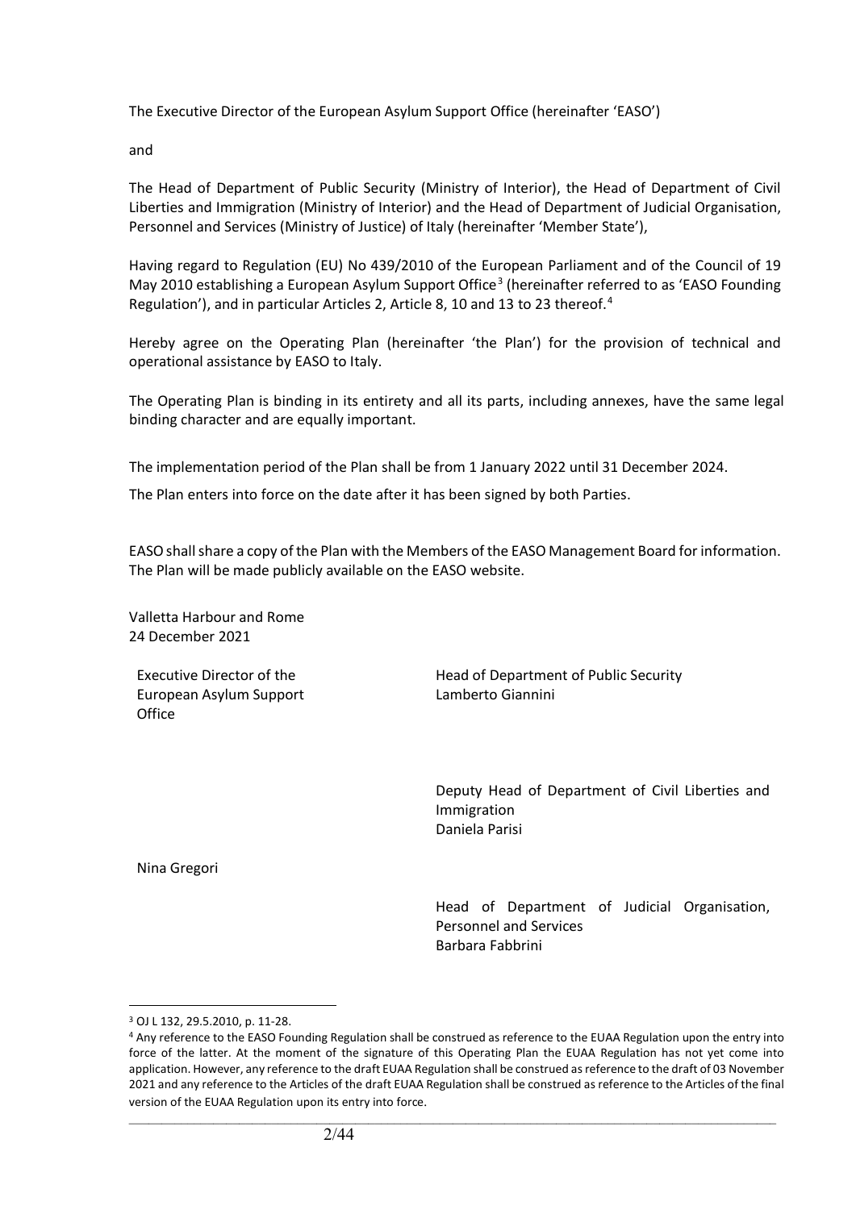The Executive Director of the European Asylum Support Office (hereinafter 'EASO')

and

The Head of Department of Public Security (Ministry of Interior), the Head of Department of Civil Liberties and Immigration (Ministry of Interior) and the Head of Department of Judicial Organisation, Personnel and Services (Ministry of Justice) of Italy (hereinafter 'Member State'),

Having regard to Regulation (EU) No 439/2010 of the European Parliament and of the Council of 19 May 2010 establishing a European Asylum Support Office[3] (hereinafter referred to as 'EASO Founding Regulation'), and in particular Articles 2, Article 8, 10 and 13 to 23 thereof.[4]

Hereby agree on the Operating Plan (hereinafter 'the Plan') for the provision of technical and operational assistance by EASO to Italy.

The Operating Plan is binding in its entirety and all its parts, including annexes, have the same legal binding character and are equally important.

The implementation period of the Plan shall be from 1 January 2022 until 31 December 2024.

The Plan enters into force on the date after it has been signed by both Parties.

EASO shall share a copy of the Plan with the Members of the EASO Management Board for information. The Plan will be made publicly available on the EASO website.

Valletta Harbour and Rome
24 December 2021

Executive Director of the European Asylum Support Office

Nina Gregori

Head of Department of Public Security
Lamberto Giannini

Deputy Head of Department of Civil Liberties and Immigration
Daniela Parisi

Head of Department of Judicial Organisation, Personnel and Services
Barbara Fabbrini

---

[3] OJ L 132, 29.5.2010, p. 11-28.

[4] Any reference to the EASO Founding Regulation shall be construed as reference to the EUAA Regulation upon the entry into force of the latter. At the moment of the signature of this Operating Plan the EUAA Regulation has not yet come into application. However, any reference to the draft EUAA Regulation shall be construed as reference to the draft of 03 November 2021 and any reference to the Articles of the draft EUAA Regulation shall be construed as reference to the Articles of the final version of the EUAA Regulation upon its entry into force.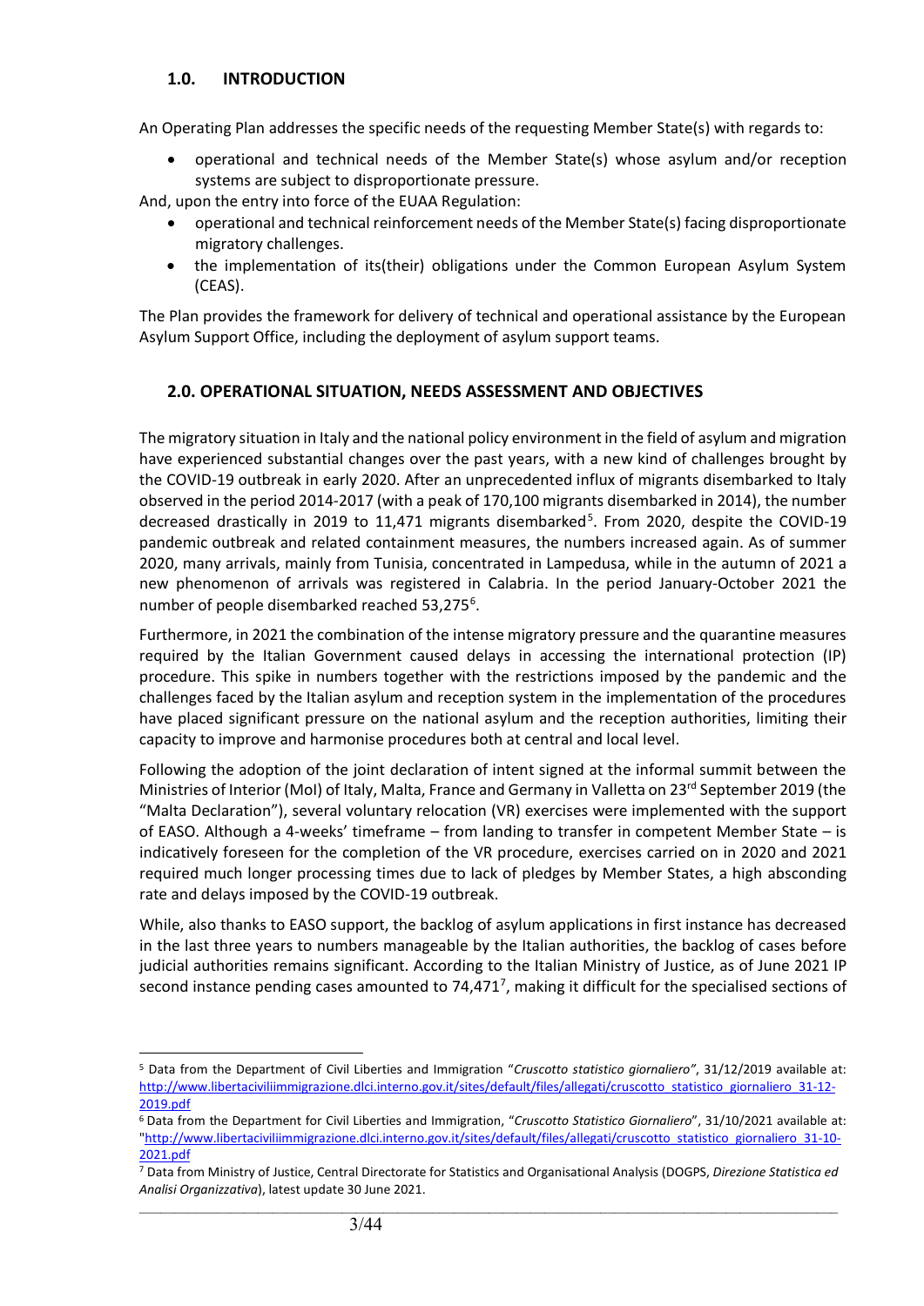## 1.0. INTRODUCTION

An Operating Plan addresses the specific needs of the requesting Member State(s) with regards to:

- operational and technical needs of the Member State(s) whose asylum and/or reception systems are subject to disproportionate pressure.

And, upon the entry into force of the EUAA Regulation:

- operational and technical reinforcement needs of the Member State(s) facing disproportionate migratory challenges.
- the implementation of its(their) obligations under the Common European Asylum System (CEAS).

The Plan provides the framework for delivery of technical and operational assistance by the European Asylum Support Office, including the deployment of asylum support teams.

## 2.0. OPERATIONAL SITUATION, NEEDS ASSESSMENT AND OBJECTIVES

The migratory situation in Italy and the national policy environment in the field of asylum and migration have experienced substantial changes over the past years, with a new kind of challenges brought by the COVID-19 outbreak in early 2020. After an unprecedented influx of migrants disembarked to Italy observed in the period 2014-2017 (with a peak of 170,100 migrants disembarked in 2014), the number decreased drastically in 2019 to 11,471 migrants disembarked[5]. From 2020, despite the COVID-19 pandemic outbreak and related containment measures, the numbers increased again. As of summer 2020, many arrivals, mainly from Tunisia, concentrated in Lampedusa, while in the autumn of 2021 a new phenomenon of arrivals was registered in Calabria. In the period January-October 2021 the number of people disembarked reached 53,275[6].

Furthermore, in 2021 the combination of the intense migratory pressure and the quarantine measures required by the Italian Government caused delays in accessing the international protection (IP) procedure. This spike in numbers together with the restrictions imposed by the pandemic and the challenges faced by the Italian asylum and reception system in the implementation of the procedures have placed significant pressure on the national asylum and the reception authorities, limiting their capacity to improve and harmonise procedures both at central and local level.

Following the adoption of the joint declaration of intent signed at the informal summit between the Ministries of Interior (MoI) of Italy, Malta, France and Germany in Valletta on 23rd September 2019 (the "Malta Declaration"), several voluntary relocation (VR) exercises were implemented with the support of EASO. Although a 4-weeks' timeframe – from landing to transfer in competent Member State – is indicatively foreseen for the completion of the VR procedure, exercises carried on in 2020 and 2021 required much longer processing times due to lack of pledges by Member States, a high absconding rate and delays imposed by the COVID-19 outbreak.

While, also thanks to EASO support, the backlog of asylum applications in first instance has decreased in the last three years to numbers manageable by the Italian authorities, the backlog of cases before judicial authorities remains significant. According to the Italian Ministry of Justice, as of June 2021 IP second instance pending cases amounted to 74,471[7], making it difficult for the specialised sections of

---

[5] Data from the Department of Civil Liberties and Immigration "*Cruscotto statistico giornaliero"*, 31/12/2019 available at: http://www.libertaciviliimmigrazione.dlci.interno.gov.it/sites/default/files/allegati/cruscotto_statistico_giornaliero_31-12-2019.pdf

[6] Data from the Department for Civil Liberties and Immigration, "*Cruscotto Statistico Giornaliero*", 31/10/2021 available at: "http://www.libertaciviliimmigrazione.dlci.interno.gov.it/sites/default/files/allegati/cruscotto_statistico_giornaliero_31-10-2021.pdf

[7] Data from Ministry of Justice, Central Directorate for Statistics and Organisational Analysis (DOGPS, *Direzione Statistica ed Analisi Organizzativa*), latest update 30 June 2021.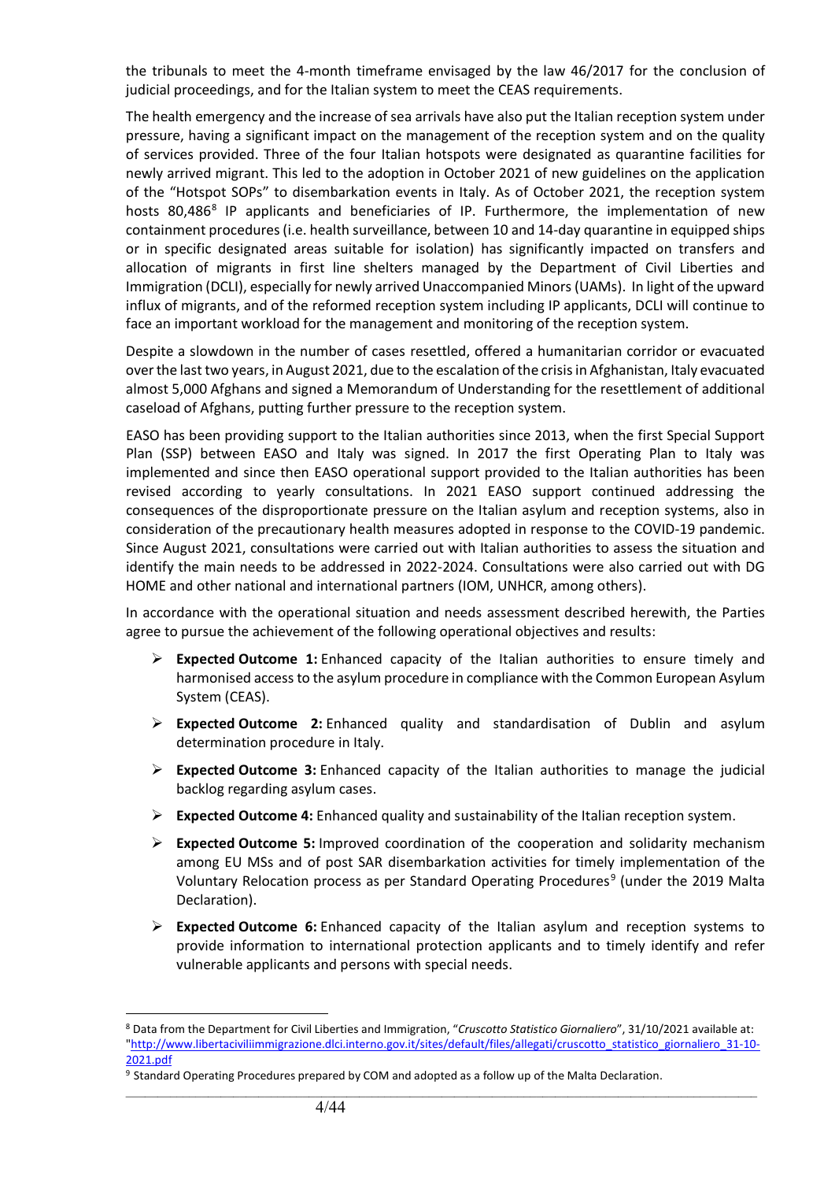the tribunals to meet the 4-month timeframe envisaged by the law 46/2017 for the conclusion of judicial proceedings, and for the Italian system to meet the CEAS requirements.

The health emergency and the increase of sea arrivals have also put the Italian reception system under pressure, having a significant impact on the management of the reception system and on the quality of services provided. Three of the four Italian hotspots were designated as quarantine facilities for newly arrived migrant. This led to the adoption in October 2021 of new guidelines on the application of the "Hotspot SOPs" to disembarkation events in Italy. As of October 2021, the reception system hosts 80,486[8] IP applicants and beneficiaries of IP. Furthermore, the implementation of new containment procedures (i.e. health surveillance, between 10 and 14-day quarantine in equipped ships or in specific designated areas suitable for isolation) has significantly impacted on transfers and allocation of migrants in first line shelters managed by the Department of Civil Liberties and Immigration (DCLI), especially for newly arrived Unaccompanied Minors (UAMs). In light of the upward influx of migrants, and of the reformed reception system including IP applicants, DCLI will continue to face an important workload for the management and monitoring of the reception system.

Despite a slowdown in the number of cases resettled, offered a humanitarian corridor or evacuated over the last two years, in August 2021, due to the escalation of the crisis in Afghanistan, Italy evacuated almost 5,000 Afghans and signed a Memorandum of Understanding for the resettlement of additional caseload of Afghans, putting further pressure to the reception system.

EASO has been providing support to the Italian authorities since 2013, when the first Special Support Plan (SSP) between EASO and Italy was signed. In 2017 the first Operating Plan to Italy was implemented and since then EASO operational support provided to the Italian authorities has been revised according to yearly consultations. In 2021 EASO support continued addressing the consequences of the disproportionate pressure on the Italian asylum and reception systems, also in consideration of the precautionary health measures adopted in response to the COVID-19 pandemic. Since August 2021, consultations were carried out with Italian authorities to assess the situation and identify the main needs to be addressed in 2022-2024. Consultations were also carried out with DG HOME and other national and international partners (IOM, UNHCR, among others).

In accordance with the operational situation and needs assessment described herewith, the Parties agree to pursue the achievement of the following operational objectives and results:

- **Expected Outcome 1:** Enhanced capacity of the Italian authorities to ensure timely and harmonised access to the asylum procedure in compliance with the Common European Asylum System (CEAS).
- **Expected Outcome 2:** Enhanced quality and standardisation of Dublin and asylum determination procedure in Italy.
- **Expected Outcome 3:** Enhanced capacity of the Italian authorities to manage the judicial backlog regarding asylum cases.
- **Expected Outcome 4:** Enhanced quality and sustainability of the Italian reception system.
- **Expected Outcome 5:** Improved coordination of the cooperation and solidarity mechanism among EU MSs and of post SAR disembarkation activities for timely implementation of the Voluntary Relocation process as per Standard Operating Procedures[9] (under the 2019 Malta Declaration).
- **Expected Outcome 6:** Enhanced capacity of the Italian asylum and reception systems to provide information to international protection applicants and to timely identify and refer vulnerable applicants and persons with special needs.

---

[8] Data from the Department for Civil Liberties and Immigration, "*Cruscotto Statistico Giornaliero*", 31/10/2021 available at: "http://www.libertaciviliimmigrazione.dlci.interno.gov.it/sites/default/files/allegati/cruscotto_statistico_giornaliero_31-10-2021.pdf

[9] Standard Operating Procedures prepared by COM and adopted as a follow up of the Malta Declaration.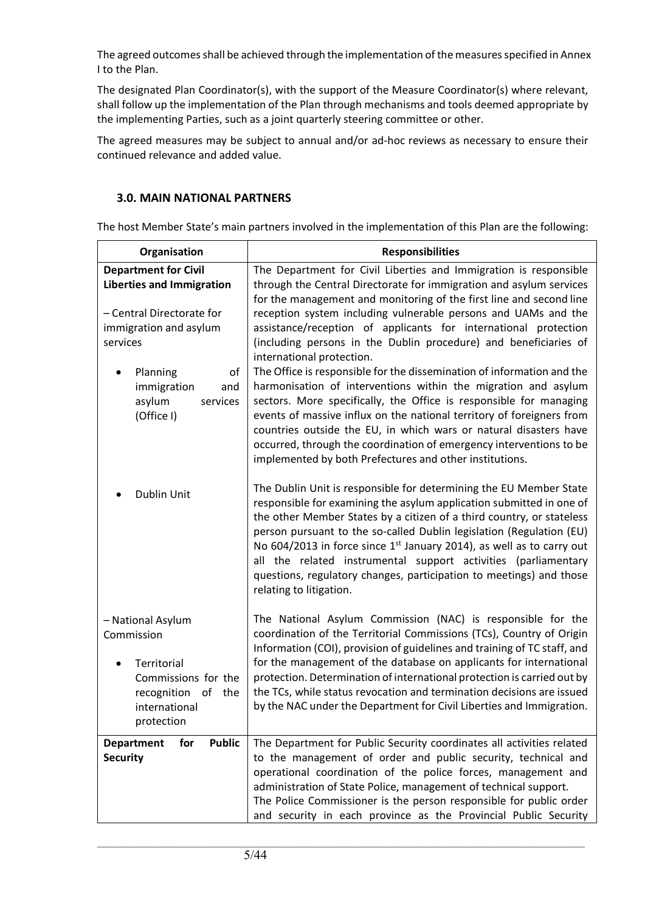The agreed outcomes shall be achieved through the implementation of the measures specified in Annex I to the Plan.

The designated Plan Coordinator(s), with the support of the Measure Coordinator(s) where relevant, shall follow up the implementation of the Plan through mechanisms and tools deemed appropriate by the implementing Parties, such as a joint quarterly steering committee or other.

The agreed measures may be subject to annual and/or ad-hoc reviews as necessary to ensure their continued relevance and added value.

## 3.0. MAIN NATIONAL PARTNERS

The host Member State's main partners involved in the implementation of this Plan are the following:

| Organisation | Responsibilities |
|---|---|
| **Department for Civil Liberties and Immigration**<br><br>– Central Directorate for immigration and asylum services<br><br>• Planning of immigration and asylum services (Office I) | The Department for Civil Liberties and Immigration is responsible through the Central Directorate for immigration and asylum services for the management and monitoring of the first line and second line reception system including vulnerable persons and UAMs and the assistance/reception of applicants for international protection (including persons in the Dublin procedure) and beneficiaries of international protection.<br>The Office is responsible for the dissemination of information and the harmonisation of interventions within the migration and asylum sectors. More specifically, the Office is responsible for managing events of massive influx on the national territory of foreigners from countries outside the EU, in which wars or natural disasters have occurred, through the coordination of emergency interventions to be implemented by both Prefectures and other institutions. |
| • Dublin Unit | The Dublin Unit is responsible for determining the EU Member State responsible for examining the asylum application submitted in one of the other Member States by a citizen of a third country, or stateless person pursuant to the so-called Dublin legislation (Regulation (EU) No 604/2013 in force since 1st January 2014), as well as to carry out all the related instrumental support activities (parliamentary questions, regulatory changes, participation to meetings) and those relating to litigation. |
| – National Asylum Commission<br><br>• Territorial Commissions for the recognition of the international protection | The National Asylum Commission (NAC) is responsible for the coordination of the Territorial Commissions (TCs), Country of Origin Information (COI), provision of guidelines and training of TC staff, and for the management of the database on applicants for international protection. Determination of international protection is carried out by the TCs, while status revocation and termination decisions are issued by the NAC under the Department for Civil Liberties and Immigration. |
| **Department for Public Security** | The Department for Public Security coordinates all activities related to the management of order and public security, technical and operational coordination of the police forces, management and administration of State Police, management of technical support.<br>The Police Commissioner is the person responsible for public order and security in each province as the Provincial Public Security |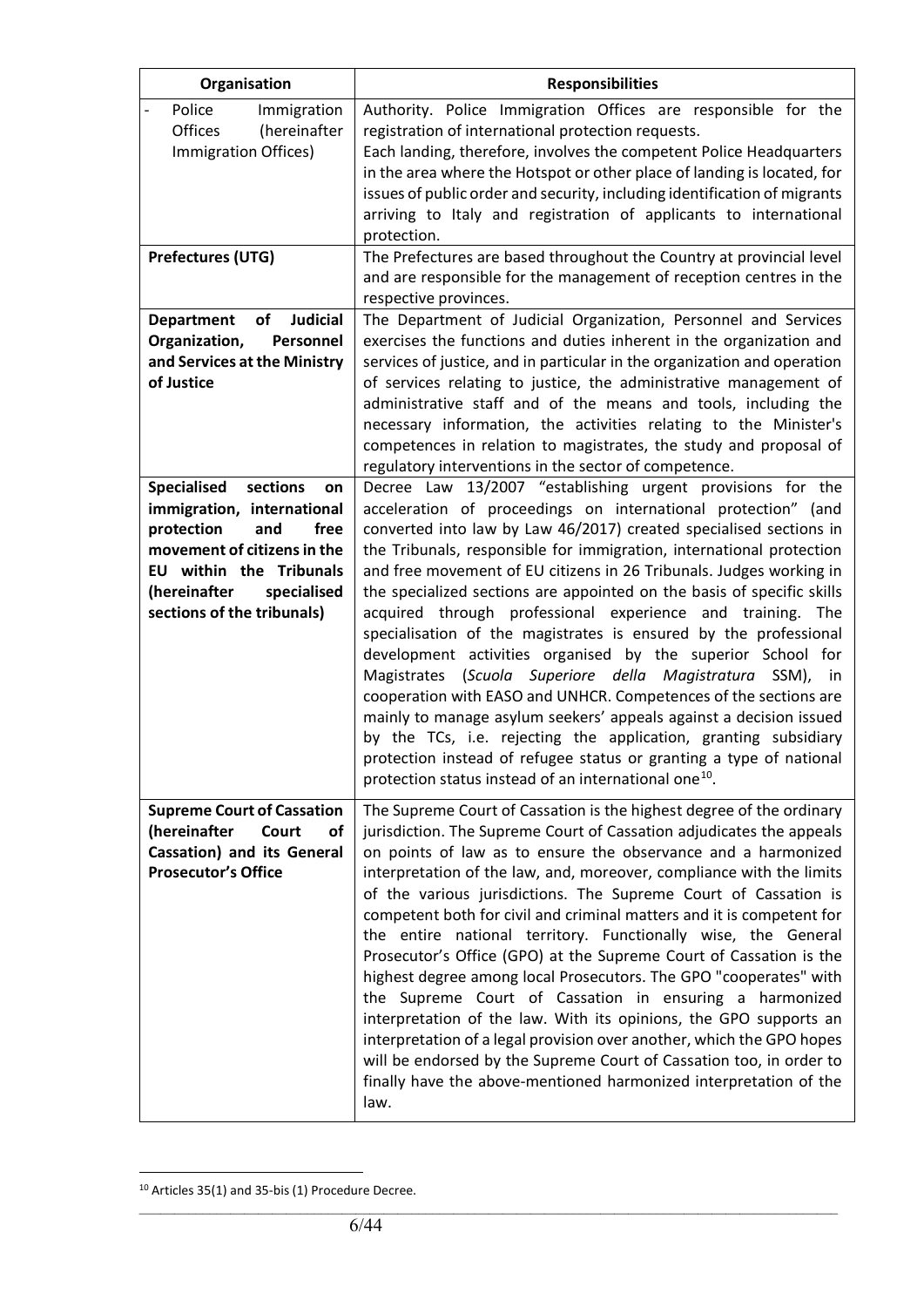| Organisation | Responsibilities |
|---|---|
| - Police Immigration Offices (hereinafter Immigration Offices) | Authority. Police Immigration Offices are responsible for the registration of international protection requests. Each landing, therefore, involves the competent Police Headquarters in the area where the Hotspot or other place of landing is located, for issues of public order and security, including identification of migrants arriving to Italy and registration of applicants to international protection. |
| **Prefectures (UTG)** | The Prefectures are based throughout the Country at provincial level and are responsible for the management of reception centres in the respective provinces. |
| **Department of Judicial Organization, Personnel and Services at the Ministry of Justice** | The Department of Judicial Organization, Personnel and Services exercises the functions and duties inherent in the organization and services of justice, and in particular in the organization and operation of services relating to justice, the administrative management of administrative staff and of the means and tools, including the necessary information, the activities relating to the Minister's competences in relation to magistrates, the study and proposal of regulatory interventions in the sector of competence. |
| **Specialised sections on immigration, international protection and free movement of citizens in the EU within the Tribunals (hereinafter specialised sections of the tribunals)** | Decree Law 13/2007 "establishing urgent provisions for the acceleration of proceedings on international protection" (and converted into law by Law 46/2017) created specialised sections in the Tribunals, responsible for immigration, international protection and free movement of EU citizens in 26 Tribunals. Judges working in the specialized sections are appointed on the basis of specific skills acquired through professional experience and training. The specialisation of the magistrates is ensured by the professional development activities organised by the superior School for Magistrates (*Scuola Superiore della Magistratura* SSM), in cooperation with EASO and UNHCR. Competences of the sections are mainly to manage asylum seekers' appeals against a decision issued by the TCs, i.e. rejecting the application, granting subsidiary protection instead of refugee status or granting a type of national protection status instead of an international one[10]. |
| **Supreme Court of Cassation (hereinafter Court of Cassation) and its General Prosecutor's Office** | The Supreme Court of Cassation is the highest degree of the ordinary jurisdiction. The Supreme Court of Cassation adjudicates the appeals on points of law as to ensure the observance and a harmonized interpretation of the law, and, moreover, compliance with the limits of the various jurisdictions. The Supreme Court of Cassation is competent both for civil and criminal matters and it is competent for the entire national territory. Functionally wise, the General Prosecutor's Office (GPO) at the Supreme Court of Cassation is the highest degree among local Prosecutors. The GPO "cooperates" with the Supreme Court of Cassation in ensuring a harmonized interpretation of the law. With its opinions, the GPO supports an interpretation of a legal provision over another, which the GPO hopes will be endorsed by the Supreme Court of Cassation too, in order to finally have the above-mentioned harmonized interpretation of the law. |

[10] Articles 35(1) and 35-bis (1) Procedure Decree.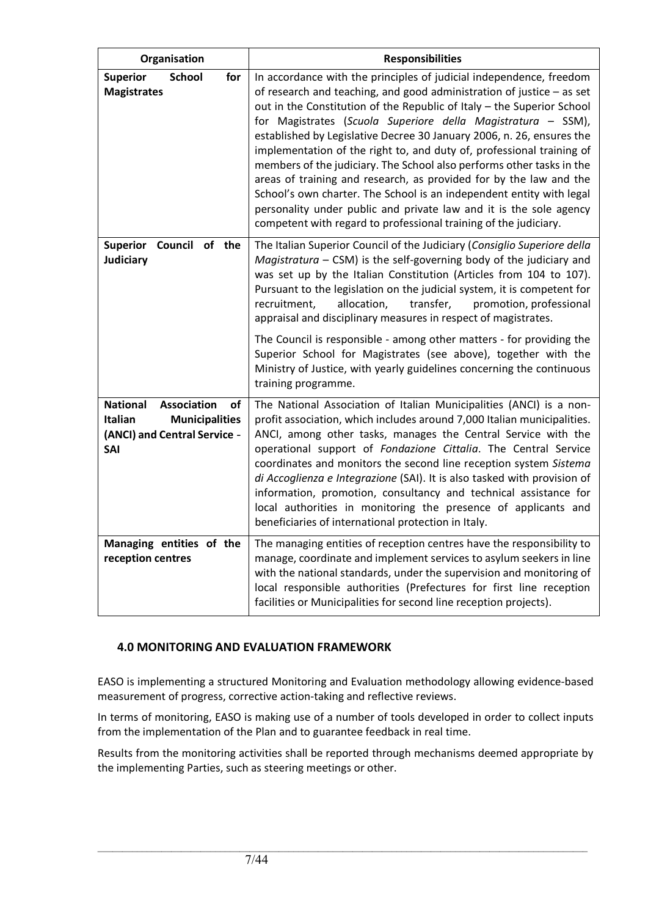| Organisation | Responsibilities |
|---|---|
| **Superior School for Magistrates** | In accordance with the principles of judicial independence, freedom of research and teaching, and good administration of justice – as set out in the Constitution of the Republic of Italy – the Superior School for Magistrates (*Scuola Superiore della Magistratura* – SSM), established by Legislative Decree 30 January 2006, n. 26, ensures the implementation of the right to, and duty of, professional training of members of the judiciary. The School also performs other tasks in the areas of training and research, as provided for by the law and the School's own charter. The School is an independent entity with legal personality under public and private law and it is the sole agency competent with regard to professional training of the judiciary. |
| **Superior Council of the Judiciary** | The Italian Superior Council of the Judiciary (*Consiglio Superiore della Magistratura* – CSM) is the self-governing body of the judiciary and was set up by the Italian Constitution (Articles from 104 to 107). Pursuant to the legislation on the judicial system, it is competent for recruitment, allocation, transfer, promotion, professional appraisal and disciplinary measures in respect of magistrates.<br><br>The Council is responsible - among other matters - for providing the Superior School for Magistrates (see above), together with the Ministry of Justice, with yearly guidelines concerning the continuous training programme. |
| **National Association of Italian Municipalities (ANCI) and Central Service - SAI** | The National Association of Italian Municipalities (ANCI) is a non-profit association, which includes around 7,000 Italian municipalities. ANCI, among other tasks, manages the Central Service with the operational support of *Fondazione Cittalia*. The Central Service coordinates and monitors the second line reception system *Sistema di Accoglienza e Integrazione* (SAI). It is also tasked with provision of information, promotion, consultancy and technical assistance for local authorities in monitoring the presence of applicants and beneficiaries of international protection in Italy. |
| **Managing entities of the reception centres** | The managing entities of reception centres have the responsibility to manage, coordinate and implement services to asylum seekers in line with the national standards, under the supervision and monitoring of local responsible authorities (Prefectures for first line reception facilities or Municipalities for second line reception projects). |

## 4.0 MONITORING AND EVALUATION FRAMEWORK

EASO is implementing a structured Monitoring and Evaluation methodology allowing evidence-based measurement of progress, corrective action-taking and reflective reviews.

In terms of monitoring, EASO is making use of a number of tools developed in order to collect inputs from the implementation of the Plan and to guarantee feedback in real time.

Results from the monitoring activities shall be reported through mechanisms deemed appropriate by the implementing Parties, such as steering meetings or other.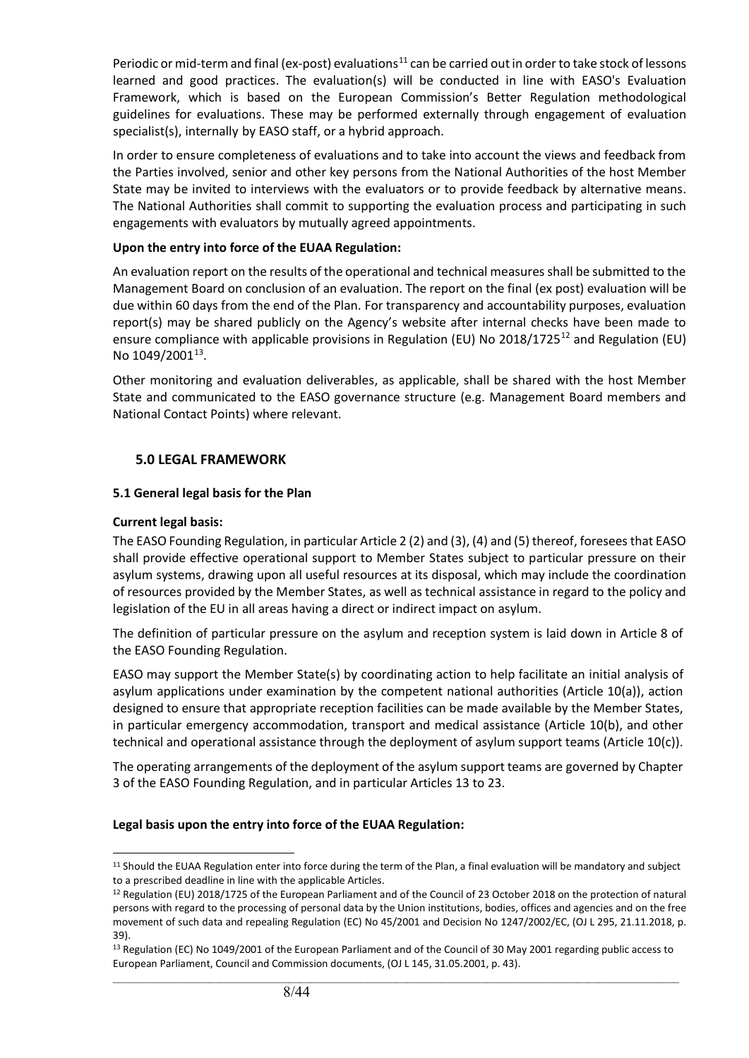Periodic or mid-term and final (ex-post) evaluations[11] can be carried out in order to take stock of lessons learned and good practices. The evaluation(s) will be conducted in line with EASO's Evaluation Framework, which is based on the European Commission's Better Regulation methodological guidelines for evaluations. These may be performed externally through engagement of evaluation specialist(s), internally by EASO staff, or a hybrid approach.

In order to ensure completeness of evaluations and to take into account the views and feedback from the Parties involved, senior and other key persons from the National Authorities of the host Member State may be invited to interviews with the evaluators or to provide feedback by alternative means. The National Authorities shall commit to supporting the evaluation process and participating in such engagements with evaluators by mutually agreed appointments.

**Upon the entry into force of the EUAA Regulation:**

An evaluation report on the results of the operational and technical measures shall be submitted to the Management Board on conclusion of an evaluation. The report on the final (ex post) evaluation will be due within 60 days from the end of the Plan. For transparency and accountability purposes, evaluation report(s) may be shared publicly on the Agency's website after internal checks have been made to ensure compliance with applicable provisions in Regulation (EU) No 2018/1725[12] and Regulation (EU) No 1049/2001[13].

Other monitoring and evaluation deliverables, as applicable, shall be shared with the host Member State and communicated to the EASO governance structure (e.g. Management Board members and National Contact Points) where relevant.

## 5.0 LEGAL FRAMEWORK

### 5.1 General legal basis for the Plan

**Current legal basis:**

The EASO Founding Regulation, in particular Article 2 (2) and (3), (4) and (5) thereof, foresees that EASO shall provide effective operational support to Member States subject to particular pressure on their asylum systems, drawing upon all useful resources at its disposal, which may include the coordination of resources provided by the Member States, as well as technical assistance in regard to the policy and legislation of the EU in all areas having a direct or indirect impact on asylum.

The definition of particular pressure on the asylum and reception system is laid down in Article 8 of the EASO Founding Regulation.

EASO may support the Member State(s) by coordinating action to help facilitate an initial analysis of asylum applications under examination by the competent national authorities (Article 10(a)), action designed to ensure that appropriate reception facilities can be made available by the Member States, in particular emergency accommodation, transport and medical assistance (Article 10(b), and other technical and operational assistance through the deployment of asylum support teams (Article 10(c)).

The operating arrangements of the deployment of the asylum support teams are governed by Chapter 3 of the EASO Founding Regulation, and in particular Articles 13 to 23.

**Legal basis upon the entry into force of the EUAA Regulation:**

---

[11] Should the EUAA Regulation enter into force during the term of the Plan, a final evaluation will be mandatory and subject to a prescribed deadline in line with the applicable Articles.

[12] Regulation (EU) 2018/1725 of the European Parliament and of the Council of 23 October 2018 on the protection of natural persons with regard to the processing of personal data by the Union institutions, bodies, offices and agencies and on the free movement of such data and repealing Regulation (EC) No 45/2001 and Decision No 1247/2002/EC, (OJ L 295, 21.11.2018, p. 39).

[13] Regulation (EC) No 1049/2001 of the European Parliament and of the Council of 30 May 2001 regarding public access to European Parliament, Council and Commission documents, (OJ L 145, 31.05.2001, p. 43).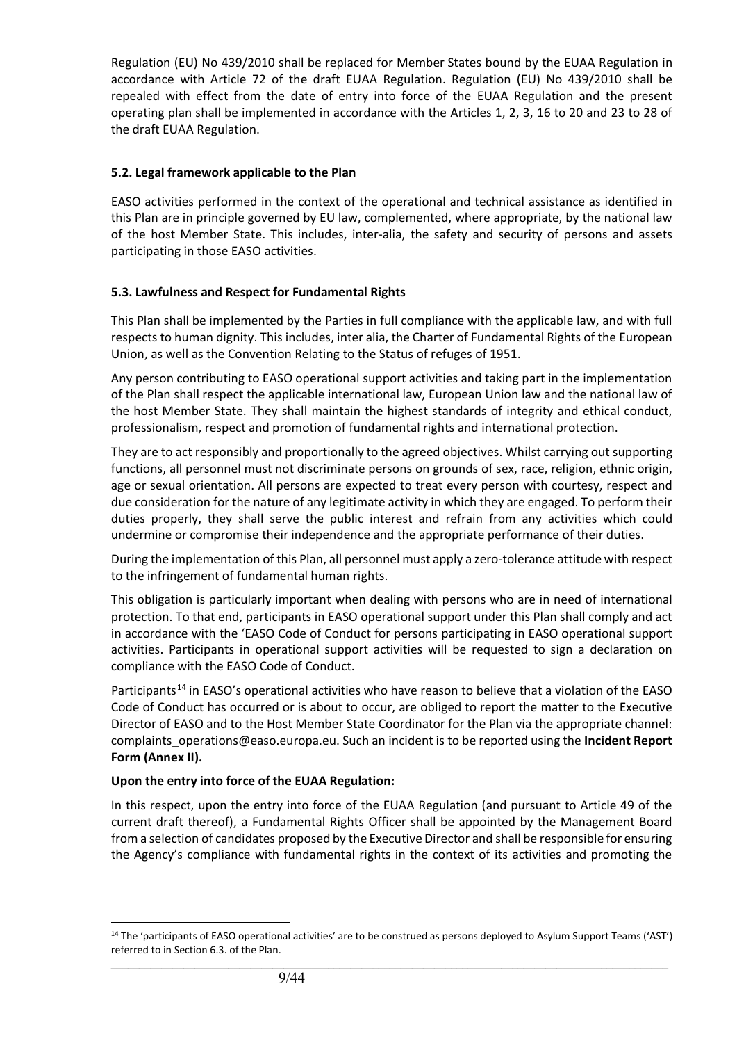Regulation (EU) No 439/2010 shall be replaced for Member States bound by the EUAA Regulation in accordance with Article 72 of the draft EUAA Regulation. Regulation (EU) No 439/2010 shall be repealed with effect from the date of entry into force of the EUAA Regulation and the present operating plan shall be implemented in accordance with the Articles 1, 2, 3, 16 to 20 and 23 to 28 of the draft EUAA Regulation.

### 5.2. Legal framework applicable to the Plan

EASO activities performed in the context of the operational and technical assistance as identified in this Plan are in principle governed by EU law, complemented, where appropriate, by the national law of the host Member State. This includes, inter-alia, the safety and security of persons and assets participating in those EASO activities.

### 5.3. Lawfulness and Respect for Fundamental Rights

This Plan shall be implemented by the Parties in full compliance with the applicable law, and with full respects to human dignity. This includes, inter alia, the Charter of Fundamental Rights of the European Union, as well as the Convention Relating to the Status of refuges of 1951.

Any person contributing to EASO operational support activities and taking part in the implementation of the Plan shall respect the applicable international law, European Union law and the national law of the host Member State. They shall maintain the highest standards of integrity and ethical conduct, professionalism, respect and promotion of fundamental rights and international protection.

They are to act responsibly and proportionally to the agreed objectives. Whilst carrying out supporting functions, all personnel must not discriminate persons on grounds of sex, race, religion, ethnic origin, age or sexual orientation. All persons are expected to treat every person with courtesy, respect and due consideration for the nature of any legitimate activity in which they are engaged. To perform their duties properly, they shall serve the public interest and refrain from any activities which could undermine or compromise their independence and the appropriate performance of their duties.

During the implementation of this Plan, all personnel must apply a zero-tolerance attitude with respect to the infringement of fundamental human rights.

This obligation is particularly important when dealing with persons who are in need of international protection. To that end, participants in EASO operational support under this Plan shall comply and act in accordance with the 'EASO Code of Conduct for persons participating in EASO operational support activities. Participants in operational support activities will be requested to sign a declaration on compliance with the EASO Code of Conduct.

Participants[14] in EASO's operational activities who have reason to believe that a violation of the EASO Code of Conduct has occurred or is about to occur, are obliged to report the matter to the Executive Director of EASO and to the Host Member State Coordinator for the Plan via the appropriate channel: complaints_operations@easo.europa.eu. Such an incident is to be reported using the **Incident Report Form (Annex II).**

**Upon the entry into force of the EUAA Regulation:**

In this respect, upon the entry into force of the EUAA Regulation (and pursuant to Article 49 of the current draft thereof), a Fundamental Rights Officer shall be appointed by the Management Board from a selection of candidates proposed by the Executive Director and shall be responsible for ensuring the Agency's compliance with fundamental rights in the context of its activities and promoting the

---

[14] The 'participants of EASO operational activities' are to be construed as persons deployed to Asylum Support Teams ('AST') referred to in Section 6.3. of the Plan.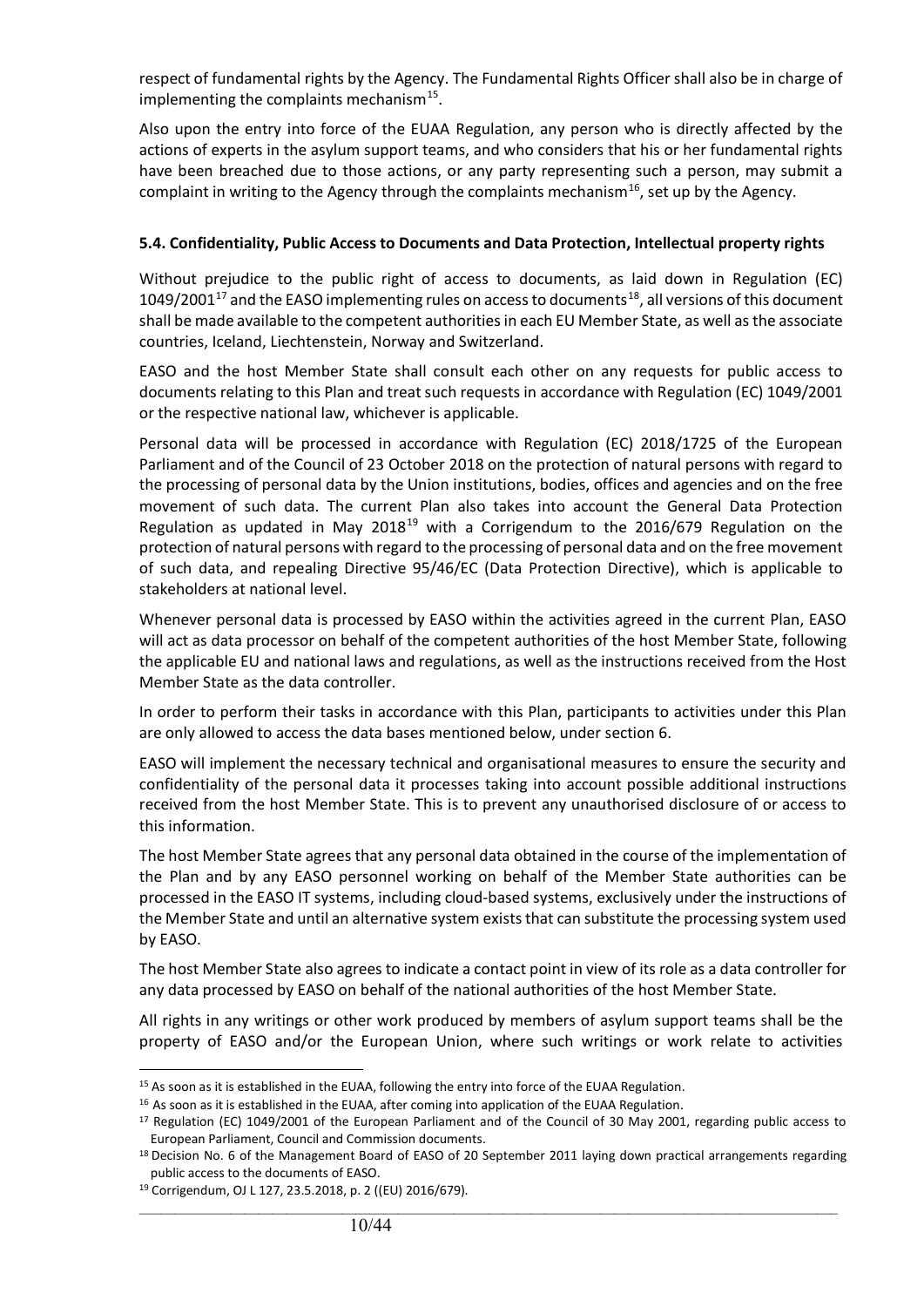respect of fundamental rights by the Agency. The Fundamental Rights Officer shall also be in charge of implementing the complaints mechanism[15].

Also upon the entry into force of the EUAA Regulation, any person who is directly affected by the actions of experts in the asylum support teams, and who considers that his or her fundamental rights have been breached due to those actions, or any party representing such a person, may submit a complaint in writing to the Agency through the complaints mechanism[16], set up by the Agency.

### 5.4. Confidentiality, Public Access to Documents and Data Protection, Intellectual property rights

Without prejudice to the public right of access to documents, as laid down in Regulation (EC) 1049/2001[17] and the EASO implementing rules on access to documents[18], all versions of this document shall be made available to the competent authorities in each EU Member State, as well as the associate countries, Iceland, Liechtenstein, Norway and Switzerland.

EASO and the host Member State shall consult each other on any requests for public access to documents relating to this Plan and treat such requests in accordance with Regulation (EC) 1049/2001 or the respective national law, whichever is applicable.

Personal data will be processed in accordance with Regulation (EC) 2018/1725 of the European Parliament and of the Council of 23 October 2018 on the protection of natural persons with regard to the processing of personal data by the Union institutions, bodies, offices and agencies and on the free movement of such data. The current Plan also takes into account the General Data Protection Regulation as updated in May 2018[19] with a Corrigendum to the 2016/679 Regulation on the protection of natural persons with regard to the processing of personal data and on the free movement of such data, and repealing Directive 95/46/EC (Data Protection Directive), which is applicable to stakeholders at national level.

Whenever personal data is processed by EASO within the activities agreed in the current Plan, EASO will act as data processor on behalf of the competent authorities of the host Member State, following the applicable EU and national laws and regulations, as well as the instructions received from the Host Member State as the data controller.

In order to perform their tasks in accordance with this Plan, participants to activities under this Plan are only allowed to access the data bases mentioned below, under section 6.

EASO will implement the necessary technical and organisational measures to ensure the security and confidentiality of the personal data it processes taking into account possible additional instructions received from the host Member State. This is to prevent any unauthorised disclosure of or access to this information.

The host Member State agrees that any personal data obtained in the course of the implementation of the Plan and by any EASO personnel working on behalf of the Member State authorities can be processed in the EASO IT systems, including cloud-based systems, exclusively under the instructions of the Member State and until an alternative system exists that can substitute the processing system used by EASO.

The host Member State also agrees to indicate a contact point in view of its role as a data controller for any data processed by EASO on behalf of the national authorities of the host Member State.

All rights in any writings or other work produced by members of asylum support teams shall be the property of EASO and/or the European Union, where such writings or work relate to activities

[15] As soon as it is established in the EUAA, following the entry into force of the EUAA Regulation.

[16] As soon as it is established in the EUAA, after coming into application of the EUAA Regulation.

[17] Regulation (EC) 1049/2001 of the European Parliament and of the Council of 30 May 2001, regarding public access to European Parliament, Council and Commission documents.

[18] Decision No. 6 of the Management Board of EASO of 20 September 2011 laying down practical arrangements regarding public access to the documents of EASO.

[19] Corrigendum, OJ L 127, 23.5.2018, p. 2 ((EU) 2016/679).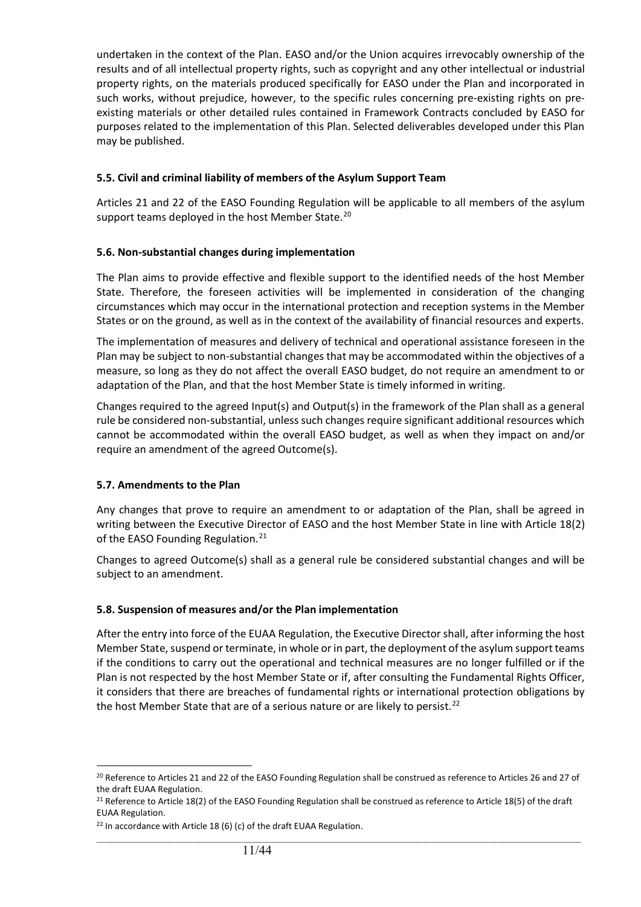undertaken in the context of the Plan. EASO and/or the Union acquires irrevocably ownership of the results and of all intellectual property rights, such as copyright and any other intellectual or industrial property rights, on the materials produced specifically for EASO under the Plan and incorporated in such works, without prejudice, however, to the specific rules concerning pre-existing rights on pre-existing materials or other detailed rules contained in Framework Contracts concluded by EASO for purposes related to the implementation of this Plan. Selected deliverables developed under this Plan may be published.

### 5.5. Civil and criminal liability of members of the Asylum Support Team

Articles 21 and 22 of the EASO Founding Regulation will be applicable to all members of the asylum support teams deployed in the host Member State.[20]

### 5.6. Non-substantial changes during implementation

The Plan aims to provide effective and flexible support to the identified needs of the host Member State. Therefore, the foreseen activities will be implemented in consideration of the changing circumstances which may occur in the international protection and reception systems in the Member States or on the ground, as well as in the context of the availability of financial resources and experts.

The implementation of measures and delivery of technical and operational assistance foreseen in the Plan may be subject to non-substantial changes that may be accommodated within the objectives of a measure, so long as they do not affect the overall EASO budget, do not require an amendment to or adaptation of the Plan, and that the host Member State is timely informed in writing.

Changes required to the agreed Input(s) and Output(s) in the framework of the Plan shall as a general rule be considered non-substantial, unless such changes require significant additional resources which cannot be accommodated within the overall EASO budget, as well as when they impact on and/or require an amendment of the agreed Outcome(s).

### 5.7. Amendments to the Plan

Any changes that prove to require an amendment to or adaptation of the Plan, shall be agreed in writing between the Executive Director of EASO and the host Member State in line with Article 18(2) of the EASO Founding Regulation.[21]

Changes to agreed Outcome(s) shall as a general rule be considered substantial changes and will be subject to an amendment.

### 5.8. Suspension of measures and/or the Plan implementation

After the entry into force of the EUAA Regulation, the Executive Director shall, after informing the host Member State, suspend or terminate, in whole or in part, the deployment of the asylum support teams if the conditions to carry out the operational and technical measures are no longer fulfilled or if the Plan is not respected by the host Member State or if, after consulting the Fundamental Rights Officer, it considers that there are breaches of fundamental rights or international protection obligations by the host Member State that are of a serious nature or are likely to persist.[22]

---

[20] Reference to Articles 21 and 22 of the EASO Founding Regulation shall be construed as reference to Articles 26 and 27 of the draft EUAA Regulation.

[21] Reference to Article 18(2) of the EASO Founding Regulation shall be construed as reference to Article 18(5) of the draft EUAA Regulation.

[22] In accordance with Article 18 (6) (c) of the draft EUAA Regulation.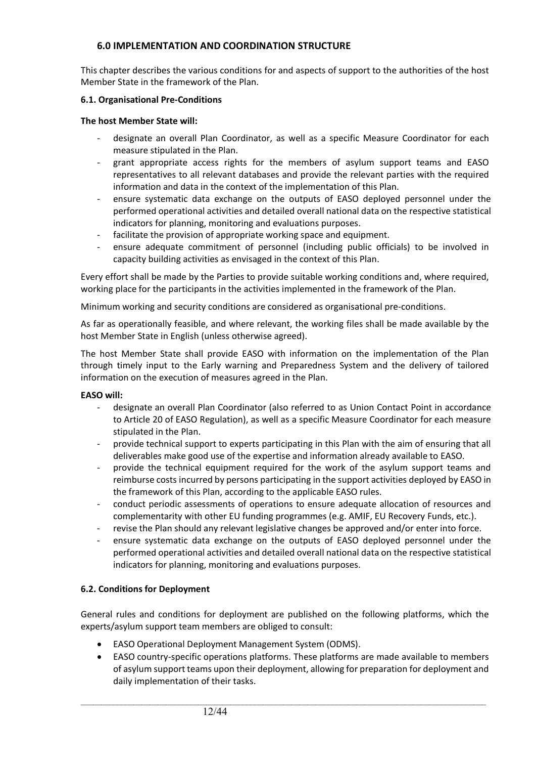## 6.0 IMPLEMENTATION AND COORDINATION STRUCTURE

This chapter describes the various conditions for and aspects of support to the authorities of the host Member State in the framework of the Plan.

### 6.1. Organisational Pre-Conditions

**The host Member State will:**

- designate an overall Plan Coordinator, as well as a specific Measure Coordinator for each measure stipulated in the Plan.
- grant appropriate access rights for the members of asylum support teams and EASO representatives to all relevant databases and provide the relevant parties with the required information and data in the context of the implementation of this Plan.
- ensure systematic data exchange on the outputs of EASO deployed personnel under the performed operational activities and detailed overall national data on the respective statistical indicators for planning, monitoring and evaluations purposes.
- facilitate the provision of appropriate working space and equipment.
- ensure adequate commitment of personnel (including public officials) to be involved in capacity building activities as envisaged in the context of this Plan.

Every effort shall be made by the Parties to provide suitable working conditions and, where required, working place for the participants in the activities implemented in the framework of the Plan.

Minimum working and security conditions are considered as organisational pre-conditions.

As far as operationally feasible, and where relevant, the working files shall be made available by the host Member State in English (unless otherwise agreed).

The host Member State shall provide EASO with information on the implementation of the Plan through timely input to the Early warning and Preparedness System and the delivery of tailored information on the execution of measures agreed in the Plan.

**EASO will:**

- designate an overall Plan Coordinator (also referred to as Union Contact Point in accordance to Article 20 of EASO Regulation), as well as a specific Measure Coordinator for each measure stipulated in the Plan.
- provide technical support to experts participating in this Plan with the aim of ensuring that all deliverables make good use of the expertise and information already available to EASO.
- provide the technical equipment required for the work of the asylum support teams and reimburse costs incurred by persons participating in the support activities deployed by EASO in the framework of this Plan, according to the applicable EASO rules.
- conduct periodic assessments of operations to ensure adequate allocation of resources and complementarity with other EU funding programmes (e.g. AMIF, EU Recovery Funds, etc.).
- revise the Plan should any relevant legislative changes be approved and/or enter into force.
- ensure systematic data exchange on the outputs of EASO deployed personnel under the performed operational activities and detailed overall national data on the respective statistical indicators for planning, monitoring and evaluations purposes.

### 6.2. Conditions for Deployment

General rules and conditions for deployment are published on the following platforms, which the experts/asylum support team members are obliged to consult:

- EASO Operational Deployment Management System (ODMS).
- EASO country-specific operations platforms. These platforms are made available to members of asylum support teams upon their deployment, allowing for preparation for deployment and daily implementation of their tasks.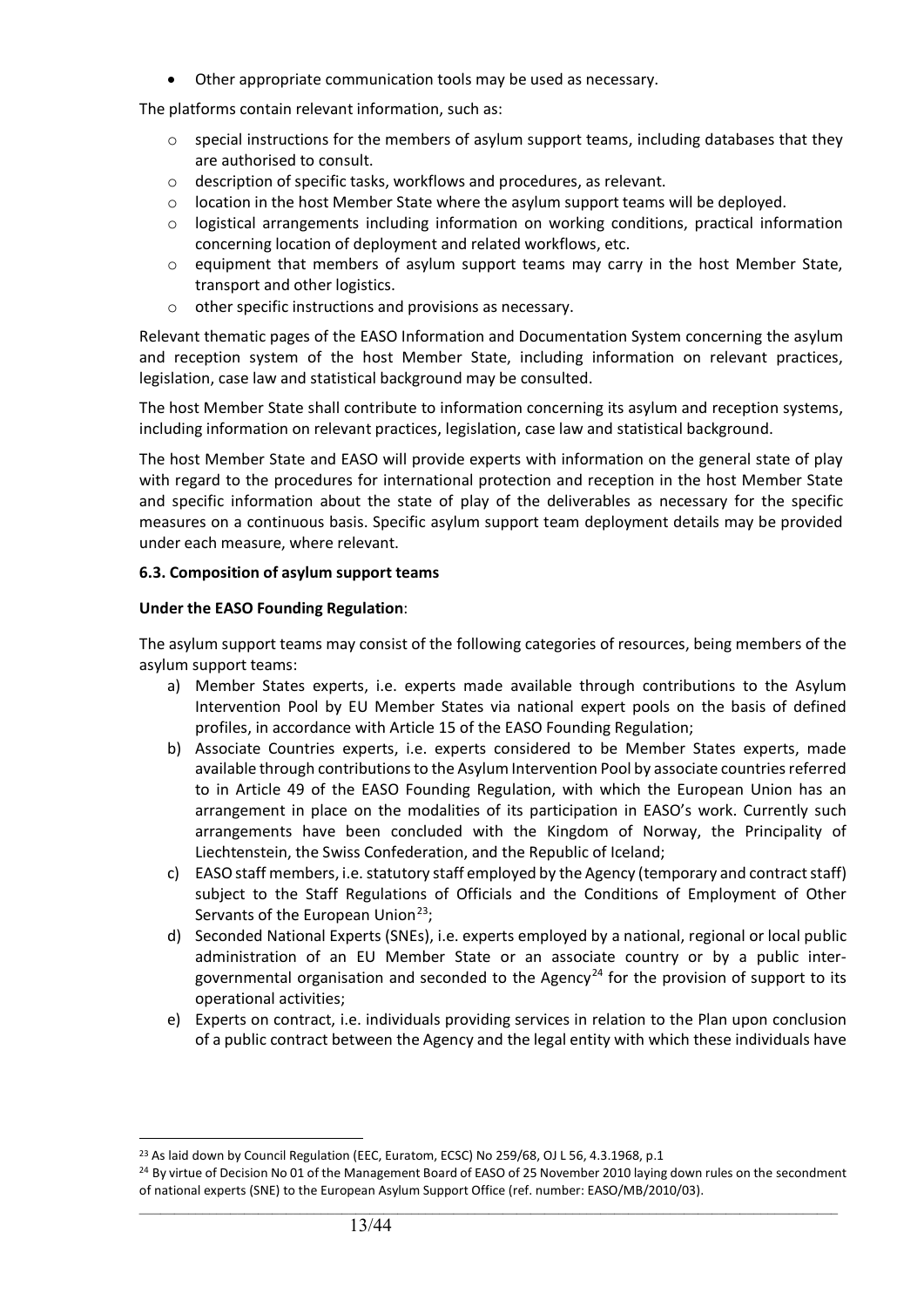- Other appropriate communication tools may be used as necessary.

The platforms contain relevant information, such as:

- special instructions for the members of asylum support teams, including databases that they are authorised to consult.
- description of specific tasks, workflows and procedures, as relevant.
- location in the host Member State where the asylum support teams will be deployed.
- logistical arrangements including information on working conditions, practical information concerning location of deployment and related workflows, etc.
- equipment that members of asylum support teams may carry in the host Member State, transport and other logistics.
- other specific instructions and provisions as necessary.

Relevant thematic pages of the EASO Information and Documentation System concerning the asylum and reception system of the host Member State, including information on relevant practices, legislation, case law and statistical background may be consulted.

The host Member State shall contribute to information concerning its asylum and reception systems, including information on relevant practices, legislation, case law and statistical background.

The host Member State and EASO will provide experts with information on the general state of play with regard to the procedures for international protection and reception in the host Member State and specific information about the state of play of the deliverables as necessary for the specific measures on a continuous basis. Specific asylum support team deployment details may be provided under each measure, where relevant.

### 6.3. Composition of asylum support teams

**Under the EASO Founding Regulation**:

The asylum support teams may consist of the following categories of resources, being members of the asylum support teams:

a) Member States experts, i.e. experts made available through contributions to the Asylum Intervention Pool by EU Member States via national expert pools on the basis of defined profiles, in accordance with Article 15 of the EASO Founding Regulation;

b) Associate Countries experts, i.e. experts considered to be Member States experts, made available through contributions to the Asylum Intervention Pool by associate countries referred to in Article 49 of the EASO Founding Regulation, with which the European Union has an arrangement in place on the modalities of its participation in EASO's work. Currently such arrangements have been concluded with the Kingdom of Norway, the Principality of Liechtenstein, the Swiss Confederation, and the Republic of Iceland;

c) EASO staff members, i.e. statutory staff employed by the Agency (temporary and contract staff) subject to the Staff Regulations of Officials and the Conditions of Employment of Other Servants of the European Union[23];

d) Seconded National Experts (SNEs), i.e. experts employed by a national, regional or local public administration of an EU Member State or an associate country or by a public inter-governmental organisation and seconded to the Agency[24] for the provision of support to its operational activities;

e) Experts on contract, i.e. individuals providing services in relation to the Plan upon conclusion of a public contract between the Agency and the legal entity with which these individuals have

---

[23] As laid down by Council Regulation (EEC, Euratom, ECSC) No 259/68, OJ L 56, 4.3.1968, p.1

[24] By virtue of Decision No 01 of the Management Board of EASO of 25 November 2010 laying down rules on the secondment of national experts (SNE) to the European Asylum Support Office (ref. number: EASO/MB/2010/03).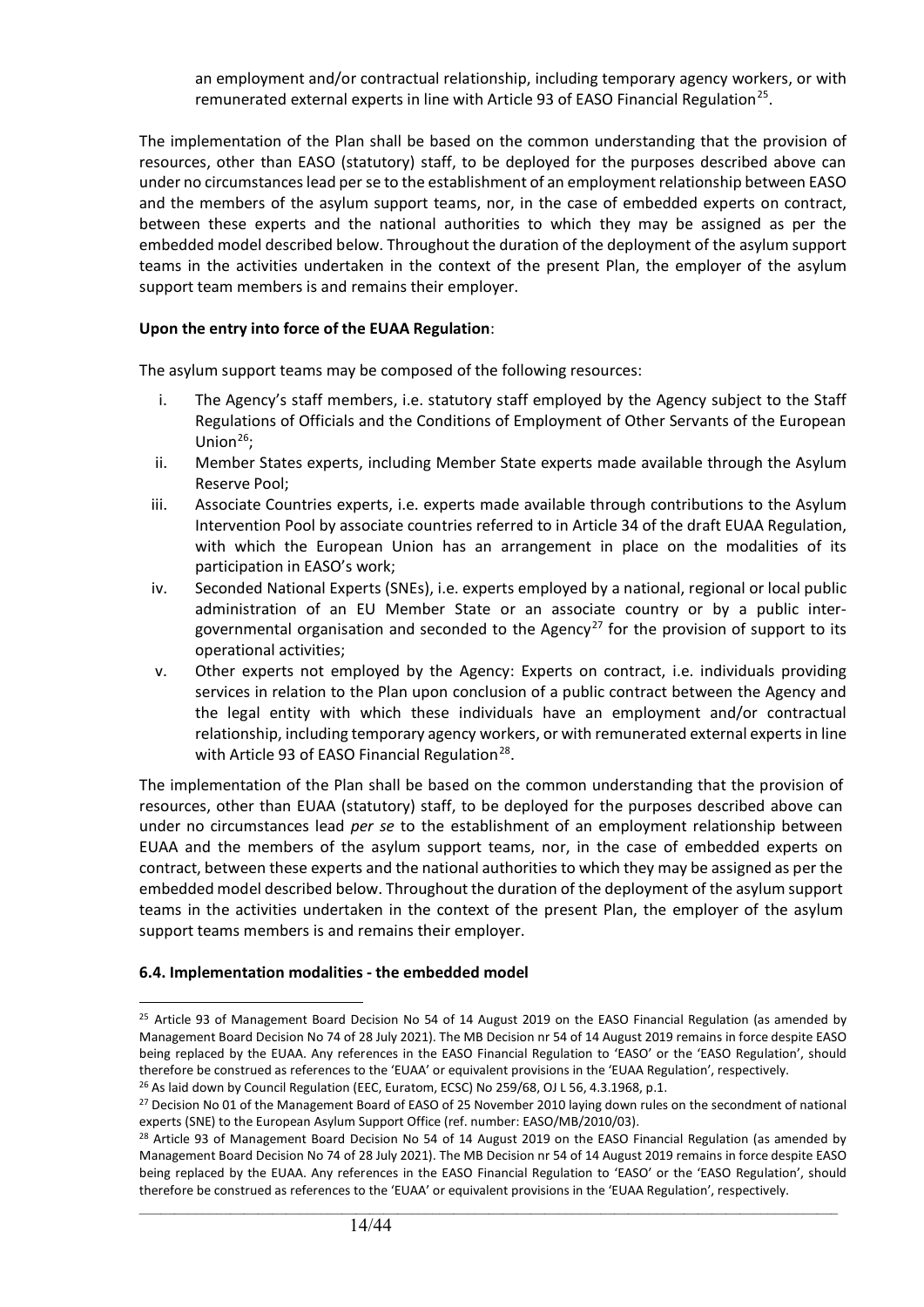an employment and/or contractual relationship, including temporary agency workers, or with remunerated external experts in line with Article 93 of EASO Financial Regulation[25].

The implementation of the Plan shall be based on the common understanding that the provision of resources, other than EASO (statutory) staff, to be deployed for the purposes described above can under no circumstances lead per se to the establishment of an employment relationship between EASO and the members of the asylum support teams, nor, in the case of embedded experts on contract, between these experts and the national authorities to which they may be assigned as per the embedded model described below. Throughout the duration of the deployment of the asylum support teams in the activities undertaken in the context of the present Plan, the employer of the asylum support team members is and remains their employer.

**Upon the entry into force of the EUAA Regulation**:

The asylum support teams may be composed of the following resources:

i. The Agency's staff members, i.e. statutory staff employed by the Agency subject to the Staff Regulations of Officials and the Conditions of Employment of Other Servants of the European Union[26];
ii. Member States experts, including Member State experts made available through the Asylum Reserve Pool;
iii. Associate Countries experts, i.e. experts made available through contributions to the Asylum Intervention Pool by associate countries referred to in Article 34 of the draft EUAA Regulation, with which the European Union has an arrangement in place on the modalities of its participation in EASO's work;
iv. Seconded National Experts (SNEs), i.e. experts employed by a national, regional or local public administration of an EU Member State or an associate country or by a public inter-governmental organisation and seconded to the Agency[27] for the provision of support to its operational activities;
v. Other experts not employed by the Agency: Experts on contract, i.e. individuals providing services in relation to the Plan upon conclusion of a public contract between the Agency and the legal entity with which these individuals have an employment and/or contractual relationship, including temporary agency workers, or with remunerated external experts in line with Article 93 of EASO Financial Regulation[28].

The implementation of the Plan shall be based on the common understanding that the provision of resources, other than EUAA (statutory) staff, to be deployed for the purposes described above can under no circumstances lead *per se* to the establishment of an employment relationship between EUAA and the members of the asylum support teams, nor, in the case of embedded experts on contract, between these experts and the national authorities to which they may be assigned as per the embedded model described below. Throughout the duration of the deployment of the asylum support teams in the activities undertaken in the context of the present Plan, the employer of the asylum support teams members is and remains their employer.

### 6.4. Implementation modalities - the embedded model

[25] Article 93 of Management Board Decision No 54 of 14 August 2019 on the EASO Financial Regulation (as amended by Management Board Decision No 74 of 28 July 2021). The MB Decision nr 54 of 14 August 2019 remains in force despite EASO being replaced by the EUAA. Any references in the EASO Financial Regulation to 'EASO' or the 'EASO Regulation', should therefore be construed as references to the 'EUAA' or equivalent provisions in the 'EUAA Regulation', respectively.

[26] As laid down by Council Regulation (EEC, Euratom, ECSC) No 259/68, OJ L 56, 4.3.1968, p.1.

[27] Decision No 01 of the Management Board of EASO of 25 November 2010 laying down rules on the secondment of national experts (SNE) to the European Asylum Support Office (ref. number: EASO/MB/2010/03).

[28] Article 93 of Management Board Decision No 54 of 14 August 2019 on the EASO Financial Regulation (as amended by Management Board Decision No 74 of 28 July 2021). The MB Decision nr 54 of 14 August 2019 remains in force despite EASO being replaced by the EUAA. Any references in the EASO Financial Regulation to 'EASO' or the 'EASO Regulation', should therefore be construed as references to the 'EUAA' or equivalent provisions in the 'EUAA Regulation', respectively.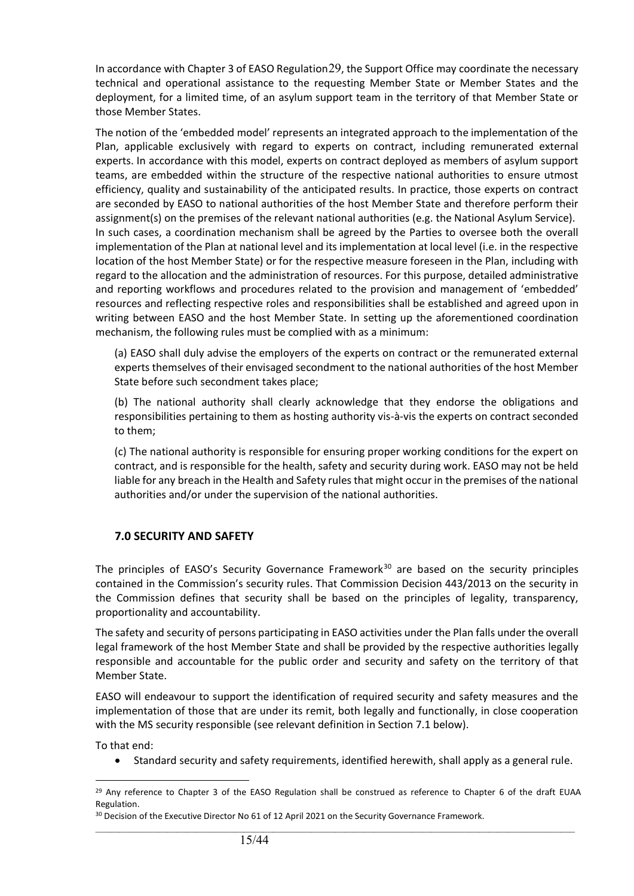In accordance with Chapter 3 of EASO Regulation[29], the Support Office may coordinate the necessary technical and operational assistance to the requesting Member State or Member States and the deployment, for a limited time, of an asylum support team in the territory of that Member State or those Member States.

The notion of the 'embedded model' represents an integrated approach to the implementation of the Plan, applicable exclusively with regard to experts on contract, including remunerated external experts. In accordance with this model, experts on contract deployed as members of asylum support teams, are embedded within the structure of the respective national authorities to ensure utmost efficiency, quality and sustainability of the anticipated results. In practice, those experts on contract are seconded by EASO to national authorities of the host Member State and therefore perform their assignment(s) on the premises of the relevant national authorities (e.g. the National Asylum Service). In such cases, a coordination mechanism shall be agreed by the Parties to oversee both the overall implementation of the Plan at national level and its implementation at local level (i.e. in the respective location of the host Member State) or for the respective measure foreseen in the Plan, including with regard to the allocation and the administration of resources. For this purpose, detailed administrative and reporting workflows and procedures related to the provision and management of 'embedded' resources and reflecting respective roles and responsibilities shall be established and agreed upon in writing between EASO and the host Member State. In setting up the aforementioned coordination mechanism, the following rules must be complied with as a minimum:

(a) EASO shall duly advise the employers of the experts on contract or the remunerated external experts themselves of their envisaged secondment to the national authorities of the host Member State before such secondment takes place;

(b) The national authority shall clearly acknowledge that they endorse the obligations and responsibilities pertaining to them as hosting authority vis-à-vis the experts on contract seconded to them;

(c) The national authority is responsible for ensuring proper working conditions for the expert on contract, and is responsible for the health, safety and security during work. EASO may not be held liable for any breach in the Health and Safety rules that might occur in the premises of the national authorities and/or under the supervision of the national authorities.

## 7.0 SECURITY AND SAFETY

The principles of EASO's Security Governance Framework[30] are based on the security principles contained in the Commission's security rules. That Commission Decision 443/2013 on the security in the Commission defines that security shall be based on the principles of legality, transparency, proportionality and accountability.

The safety and security of persons participating in EASO activities under the Plan falls under the overall legal framework of the host Member State and shall be provided by the respective authorities legally responsible and accountable for the public order and security and safety on the territory of that Member State.

EASO will endeavour to support the identification of required security and safety measures and the implementation of those that are under its remit, both legally and functionally, in close cooperation with the MS security responsible (see relevant definition in Section 7.1 below).

To that end:

- Standard security and safety requirements, identified herewith, shall apply as a general rule.

---

[29] Any reference to Chapter 3 of the EASO Regulation shall be construed as reference to Chapter 6 of the draft EUAA Regulation.

[30] Decision of the Executive Director No 61 of 12 April 2021 on the Security Governance Framework.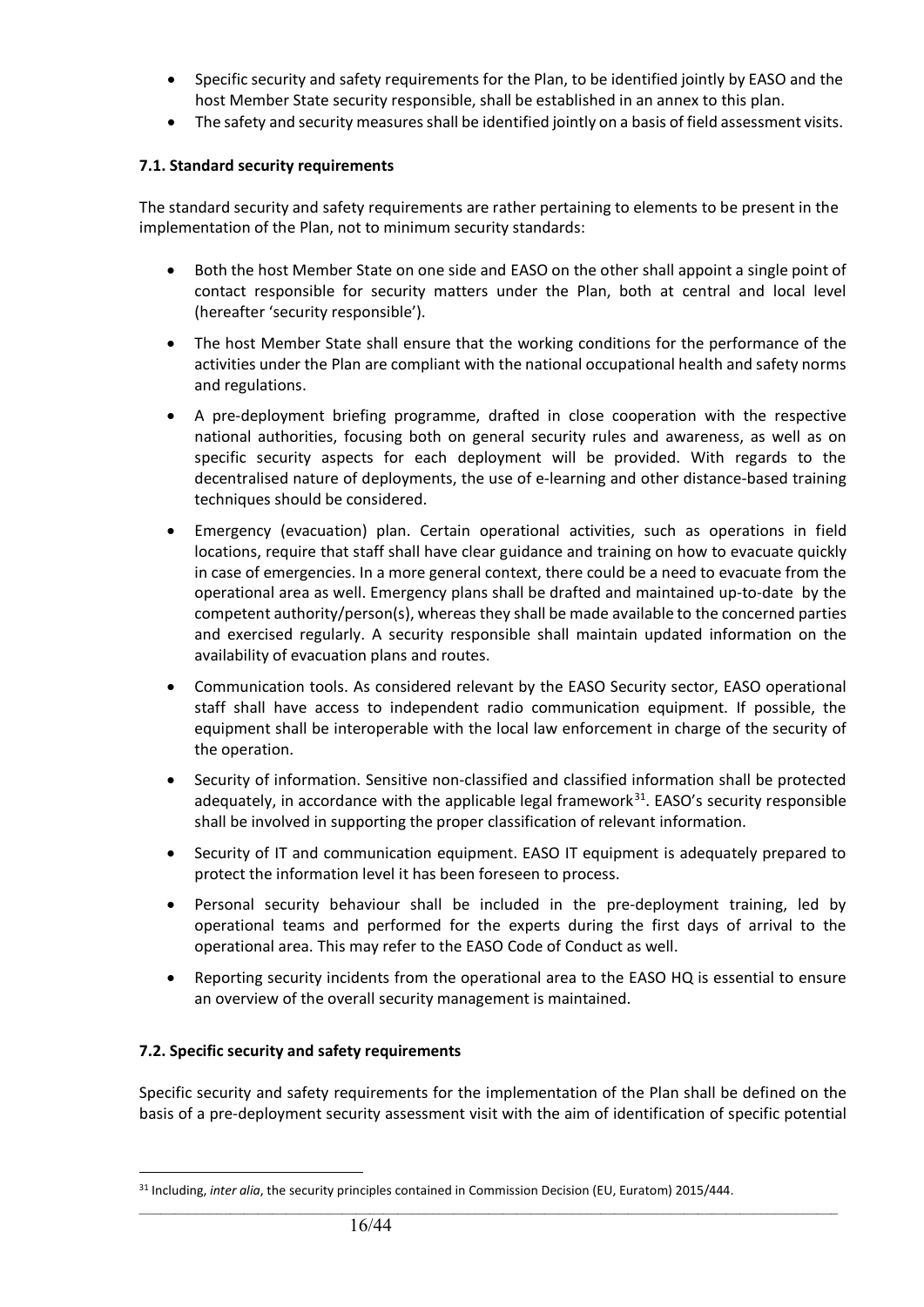- Specific security and safety requirements for the Plan, to be identified jointly by EASO and the host Member State security responsible, shall be established in an annex to this plan.
- The safety and security measures shall be identified jointly on a basis of field assessment visits.

### 7.1. Standard security requirements

The standard security and safety requirements are rather pertaining to elements to be present in the implementation of the Plan, not to minimum security standards:

- Both the host Member State on one side and EASO on the other shall appoint a single point of contact responsible for security matters under the Plan, both at central and local level (hereafter 'security responsible').
- The host Member State shall ensure that the working conditions for the performance of the activities under the Plan are compliant with the national occupational health and safety norms and regulations.
- A pre-deployment briefing programme, drafted in close cooperation with the respective national authorities, focusing both on general security rules and awareness, as well as on specific security aspects for each deployment will be provided. With regards to the decentralised nature of deployments, the use of e-learning and other distance-based training techniques should be considered.
- Emergency (evacuation) plan. Certain operational activities, such as operations in field locations, require that staff shall have clear guidance and training on how to evacuate quickly in case of emergencies. In a more general context, there could be a need to evacuate from the operational area as well. Emergency plans shall be drafted and maintained up-to-date by the competent authority/person(s), whereas they shall be made available to the concerned parties and exercised regularly. A security responsible shall maintain updated information on the availability of evacuation plans and routes.
- Communication tools. As considered relevant by the EASO Security sector, EASO operational staff shall have access to independent radio communication equipment. If possible, the equipment shall be interoperable with the local law enforcement in charge of the security of the operation.
- Security of information. Sensitive non-classified and classified information shall be protected adequately, in accordance with the applicable legal framework[31]. EASO's security responsible shall be involved in supporting the proper classification of relevant information.
- Security of IT and communication equipment. EASO IT equipment is adequately prepared to protect the information level it has been foreseen to process.
- Personal security behaviour shall be included in the pre-deployment training, led by operational teams and performed for the experts during the first days of arrival to the operational area. This may refer to the EASO Code of Conduct as well.
- Reporting security incidents from the operational area to the EASO HQ is essential to ensure an overview of the overall security management is maintained.

### 7.2. Specific security and safety requirements

Specific security and safety requirements for the implementation of the Plan shall be defined on the basis of a pre-deployment security assessment visit with the aim of identification of specific potential

---

[31] Including, *inter alia*, the security principles contained in Commission Decision (EU, Euratom) 2015/444.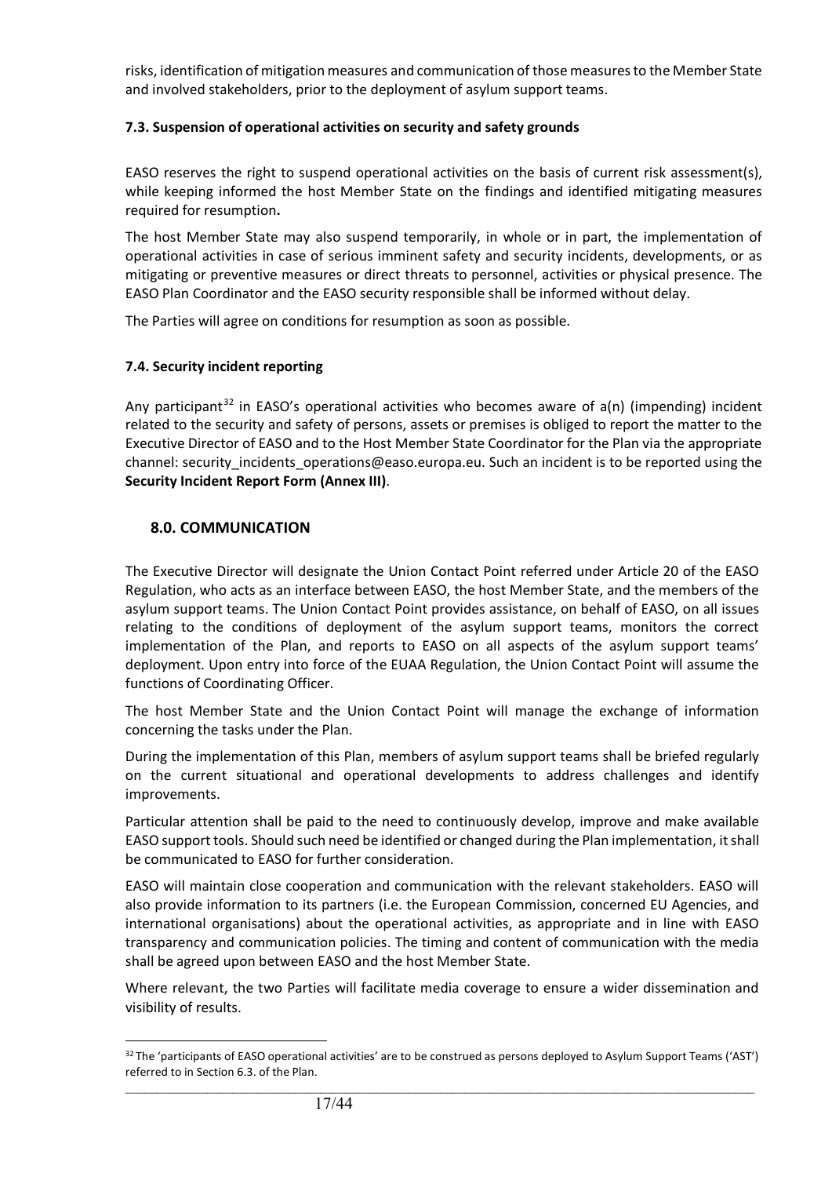risks, identification of mitigation measures and communication of those measures to the Member State and involved stakeholders, prior to the deployment of asylum support teams.

### 7.3. Suspension of operational activities on security and safety grounds

EASO reserves the right to suspend operational activities on the basis of current risk assessment(s), while keeping informed the host Member State on the findings and identified mitigating measures required for resumption**.**

The host Member State may also suspend temporarily, in whole or in part, the implementation of operational activities in case of serious imminent safety and security incidents, developments, or as mitigating or preventive measures or direct threats to personnel, activities or physical presence. The EASO Plan Coordinator and the EASO security responsible shall be informed without delay.

The Parties will agree on conditions for resumption as soon as possible.

### 7.4. Security incident reporting

Any participant[32] in EASO's operational activities who becomes aware of a(n) (impending) incident related to the security and safety of persons, assets or premises is obliged to report the matter to the Executive Director of EASO and to the Host Member State Coordinator for the Plan via the appropriate channel: security_incidents_operations@easo.europa.eu. Such an incident is to be reported using the **Security Incident Report Form (Annex III)**.

## 8.0. COMMUNICATION

The Executive Director will designate the Union Contact Point referred under Article 20 of the EASO Regulation, who acts as an interface between EASO, the host Member State, and the members of the asylum support teams. The Union Contact Point provides assistance, on behalf of EASO, on all issues relating to the conditions of deployment of the asylum support teams, monitors the correct implementation of the Plan, and reports to EASO on all aspects of the asylum support teams' deployment. Upon entry into force of the EUAA Regulation, the Union Contact Point will assume the functions of Coordinating Officer.

The host Member State and the Union Contact Point will manage the exchange of information concerning the tasks under the Plan.

During the implementation of this Plan, members of asylum support teams shall be briefed regularly on the current situational and operational developments to address challenges and identify improvements.

Particular attention shall be paid to the need to continuously develop, improve and make available EASO support tools. Should such need be identified or changed during the Plan implementation, it shall be communicated to EASO for further consideration.

EASO will maintain close cooperation and communication with the relevant stakeholders. EASO will also provide information to its partners (i.e. the European Commission, concerned EU Agencies, and international organisations) about the operational activities, as appropriate and in line with EASO transparency and communication policies. The timing and content of communication with the media shall be agreed upon between EASO and the host Member State.

Where relevant, the two Parties will facilitate media coverage to ensure a wider dissemination and visibility of results.

[32] The 'participants of EASO operational activities' are to be construed as persons deployed to Asylum Support Teams ('AST') referred to in Section 6.3. of the Plan.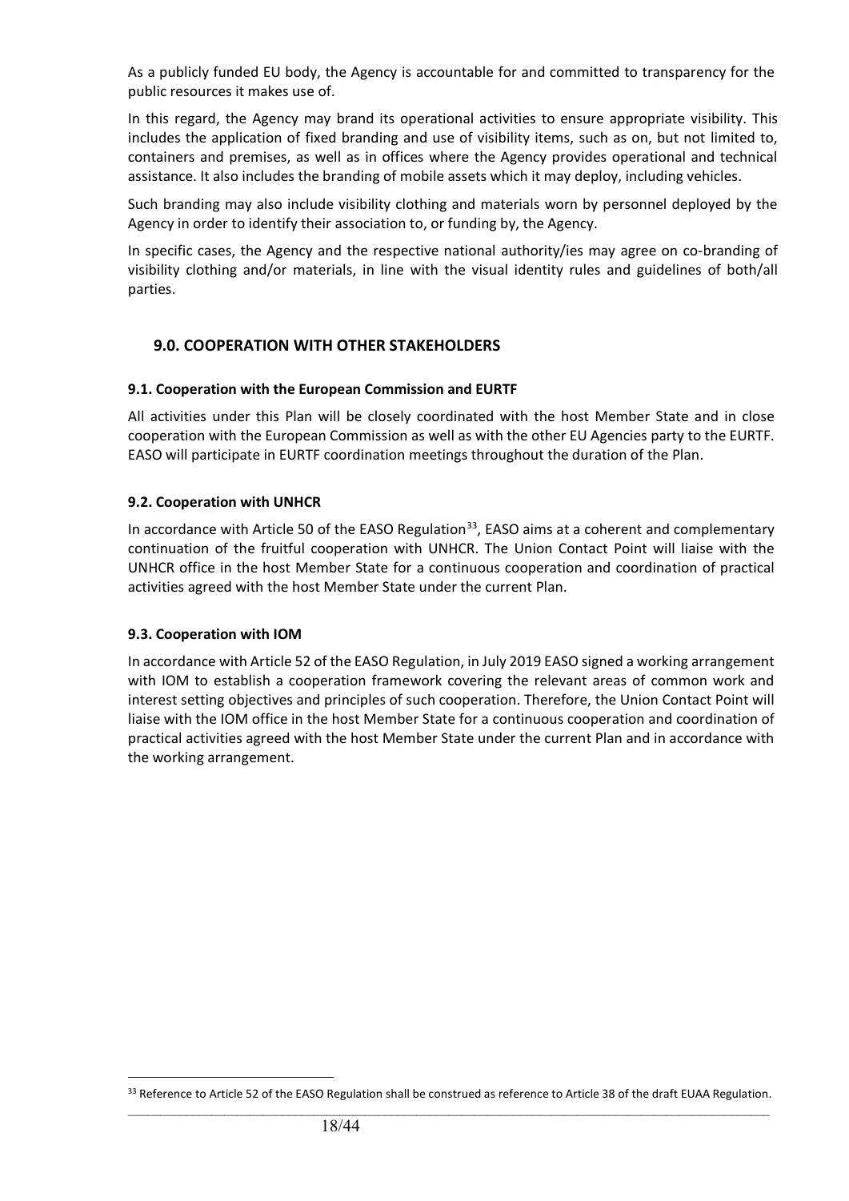As a publicly funded EU body, the Agency is accountable for and committed to transparency for the public resources it makes use of.

In this regard, the Agency may brand its operational activities to ensure appropriate visibility. This includes the application of fixed branding and use of visibility items, such as on, but not limited to, containers and premises, as well as in offices where the Agency provides operational and technical assistance. It also includes the branding of mobile assets which it may deploy, including vehicles.

Such branding may also include visibility clothing and materials worn by personnel deployed by the Agency in order to identify their association to, or funding by, the Agency.

In specific cases, the Agency and the respective national authority/ies may agree on co-branding of visibility clothing and/or materials, in line with the visual identity rules and guidelines of both/all parties.

## 9.0. COOPERATION WITH OTHER STAKEHOLDERS

### 9.1. Cooperation with the European Commission and EURTF

All activities under this Plan will be closely coordinated with the host Member State and in close cooperation with the European Commission as well as with the other EU Agencies party to the EURTF. EASO will participate in EURTF coordination meetings throughout the duration of the Plan.

### 9.2. Cooperation with UNHCR

In accordance with Article 50 of the EASO Regulation[33], EASO aims at a coherent and complementary continuation of the fruitful cooperation with UNHCR. The Union Contact Point will liaise with the UNHCR office in the host Member State for a continuous cooperation and coordination of practical activities agreed with the host Member State under the current Plan.

### 9.3. Cooperation with IOM

In accordance with Article 52 of the EASO Regulation, in July 2019 EASO signed a working arrangement with IOM to establish a cooperation framework covering the relevant areas of common work and interest setting objectives and principles of such cooperation. Therefore, the Union Contact Point will liaise with the IOM office in the host Member State for a continuous cooperation and coordination of practical activities agreed with the host Member State under the current Plan and in accordance with the working arrangement.

[33] Reference to Article 52 of the EASO Regulation shall be construed as reference to Article 38 of the draft EUAA Regulation.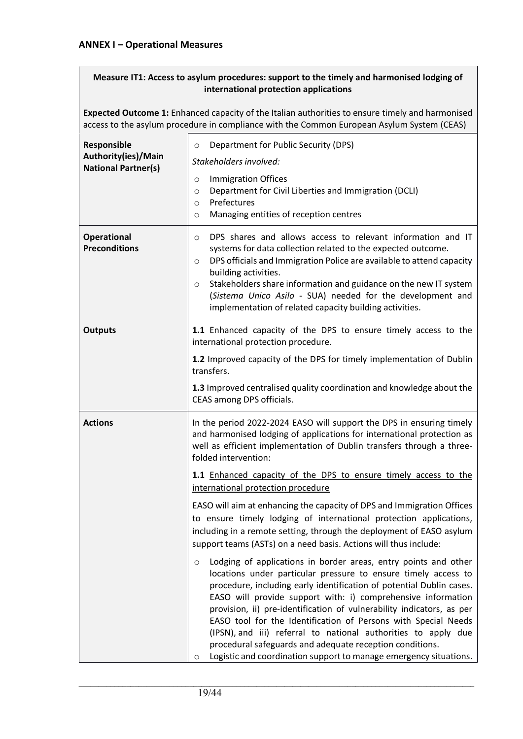## ANNEX I – Operational Measures

| **Measure IT1: Access to asylum procedures: support to the timely and harmonised lodging of international protection applications**<br><br>**Expected Outcome 1:** Enhanced capacity of the Italian authorities to ensure timely and harmonised access to the asylum procedure in compliance with the Common European Asylum System (CEAS) | |
|---|---|
| **Responsible Authority(ies)/Main National Partner(s)** | ○ Department for Public Security (DPS)<br>*Stakeholders involved:*<br>○ Immigration Offices<br>○ Department for Civil Liberties and Immigration (DCLI)<br>○ Prefectures<br>○ Managing entities of reception centres |
| **Operational Preconditions** | ○ DPS shares and allows access to relevant information and IT systems for data collection related to the expected outcome.<br>○ DPS officials and Immigration Police are available to attend capacity building activities.<br>○ Stakeholders share information and guidance on the new IT system (*Sistema Unico Asilo* - SUA) needed for the development and implementation of related capacity building activities. |
| **Outputs** | **1.1** Enhanced capacity of the DPS to ensure timely access to the international protection procedure.<br>**1.2** Improved capacity of the DPS for timely implementation of Dublin transfers.<br>**1.3** Improved centralised quality coordination and knowledge about the CEAS among DPS officials. |
| **Actions** | In the period 2022-2024 EASO will support the DPS in ensuring timely and harmonised lodging of applications for international protection as well as efficient implementation of Dublin transfers through a three-folded intervention:<br>**1.1** Enhanced capacity of the DPS to ensure timely access to the international protection procedure<br>EASO will aim at enhancing the capacity of DPS and Immigration Offices to ensure timely lodging of international protection applications, including in a remote setting, through the deployment of EASO asylum support teams (ASTs) on a need basis. Actions will thus include:<br>○ Lodging of applications in border areas, entry points and other locations under particular pressure to ensure timely access to procedure, including early identification of potential Dublin cases. EASO will provide support with: i) comprehensive information provision, ii) pre-identification of vulnerability indicators, as per EASO tool for the Identification of Persons with Special Needs (IPSN), and iii) referral to national authorities to apply due procedural safeguards and adequate reception conditions.<br>○ Logistic and coordination support to manage emergency situations. |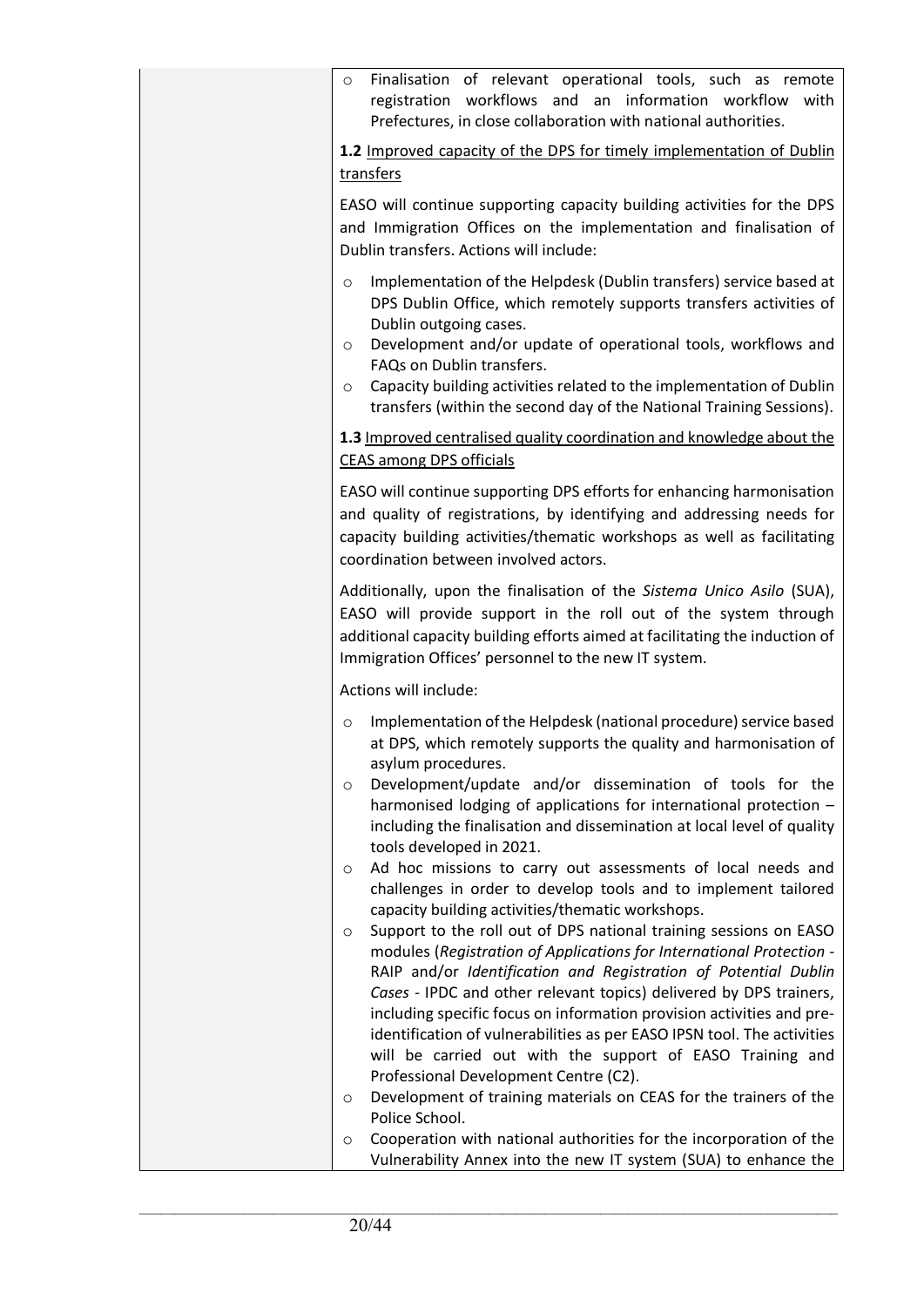| | |
|---|---|
| | ○ Finalisation of relevant operational tools, such as remote registration workflows and an information workflow with Prefectures, in close collaboration with national authorities.<br><br>**1.2** Improved capacity of the DPS for timely implementation of Dublin transfers<br><br>EASO will continue supporting capacity building activities for the DPS and Immigration Offices on the implementation and finalisation of Dublin transfers. Actions will include:<br><br>○ Implementation of the Helpdesk (Dublin transfers) service based at DPS Dublin Office, which remotely supports transfers activities of Dublin outgoing cases.<br>○ Development and/or update of operational tools, workflows and FAQs on Dublin transfers.<br>○ Capacity building activities related to the implementation of Dublin transfers (within the second day of the National Training Sessions).<br><br>**1.3** Improved centralised quality coordination and knowledge about the CEAS among DPS officials<br><br>EASO will continue supporting DPS efforts for enhancing harmonisation and quality of registrations, by identifying and addressing needs for capacity building activities/thematic workshops as well as facilitating coordination between involved actors.<br><br>Additionally, upon the finalisation of the *Sistema Unico Asilo* (SUA), EASO will provide support in the roll out of the system through additional capacity building efforts aimed at facilitating the induction of Immigration Offices' personnel to the new IT system.<br><br>Actions will include:<br><br>○ Implementation of the Helpdesk (national procedure) service based at DPS, which remotely supports the quality and harmonisation of asylum procedures.<br>○ Development/update and/or dissemination of tools for the harmonised lodging of applications for international protection – including the finalisation and dissemination at local level of quality tools developed in 2021.<br>○ Ad hoc missions to carry out assessments of local needs and challenges in order to develop tools and to implement tailored capacity building activities/thematic workshops.<br>○ Support to the roll out of DPS national training sessions on EASO modules (*Registration of Applications for International Protection* - RAIP and/or *Identification and Registration of Potential Dublin Cases* - IPDC and other relevant topics) delivered by DPS trainers, including specific focus on information provision activities and pre-identification of vulnerabilities as per EASO IPSN tool. The activities will be carried out with the support of EASO Training and Professional Development Centre (C2).<br>○ Development of training materials on CEAS for the trainers of the Police School.<br>○ Cooperation with national authorities for the incorporation of the Vulnerability Annex into the new IT system (SUA) to enhance the |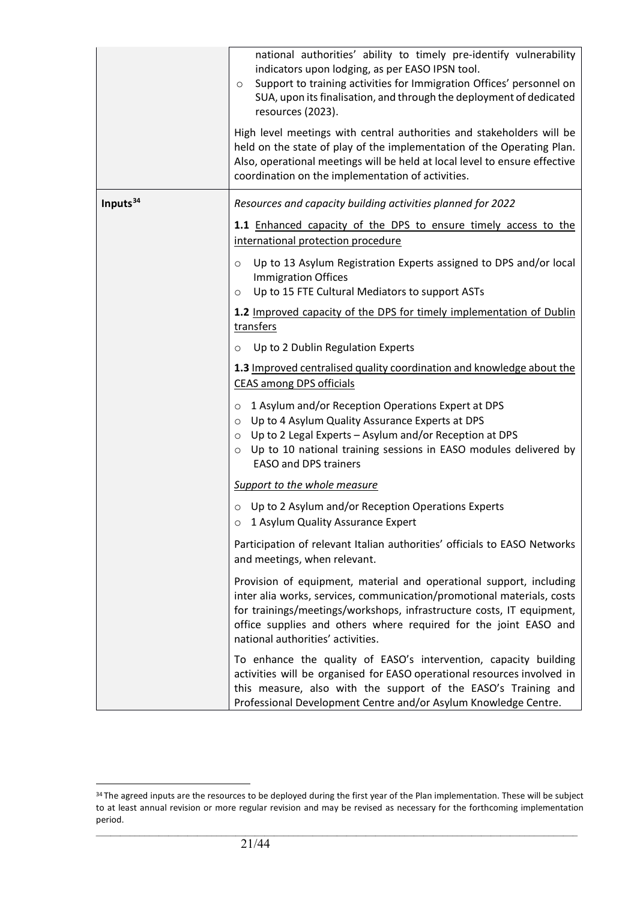| | |
|---|---|
| | national authorities' ability to timely pre-identify vulnerability indicators upon lodging, as per EASO IPSN tool.<br>○ Support to training activities for Immigration Offices' personnel on SUA, upon its finalisation, and through the deployment of dedicated resources (2023).<br><br>High level meetings with central authorities and stakeholders will be held on the state of play of the implementation of the Operating Plan. Also, operational meetings will be held at local level to ensure effective coordination on the implementation of activities. |
| **Inputs**[34] | *Resources and capacity building activities planned for 2022*<br><br>**1.1** Enhanced capacity of the DPS to ensure timely access to the international protection procedure<br><br>○ Up to 13 Asylum Registration Experts assigned to DPS and/or local Immigration Offices<br>○ Up to 15 FTE Cultural Mediators to support ASTs<br><br>**1.2** Improved capacity of the DPS for timely implementation of Dublin transfers<br><br>○ Up to 2 Dublin Regulation Experts<br><br>**1.3** Improved centralised quality coordination and knowledge about the CEAS among DPS officials<br><br>○ 1 Asylum and/or Reception Operations Expert at DPS<br>○ Up to 4 Asylum Quality Assurance Experts at DPS<br>○ Up to 2 Legal Experts – Asylum and/or Reception at DPS<br>○ Up to 10 national training sessions in EASO modules delivered by EASO and DPS trainers<br><br>*Support to the whole measure*<br><br>○ Up to 2 Asylum and/or Reception Operations Experts<br>○ 1 Asylum Quality Assurance Expert<br><br>Participation of relevant Italian authorities' officials to EASO Networks and meetings, when relevant.<br><br>Provision of equipment, material and operational support, including inter alia works, services, communication/promotional materials, costs for trainings/meetings/workshops, infrastructure costs, IT equipment, office supplies and others where required for the joint EASO and national authorities' activities.<br><br>To enhance the quality of EASO's intervention, capacity building activities will be organised for EASO operational resources involved in this measure, also with the support of the EASO's Training and Professional Development Centre and/or Asylum Knowledge Centre. |

[34] The agreed inputs are the resources to be deployed during the first year of the Plan implementation. These will be subject to at least annual revision or more regular revision and may be revised as necessary for the forthcoming implementation period.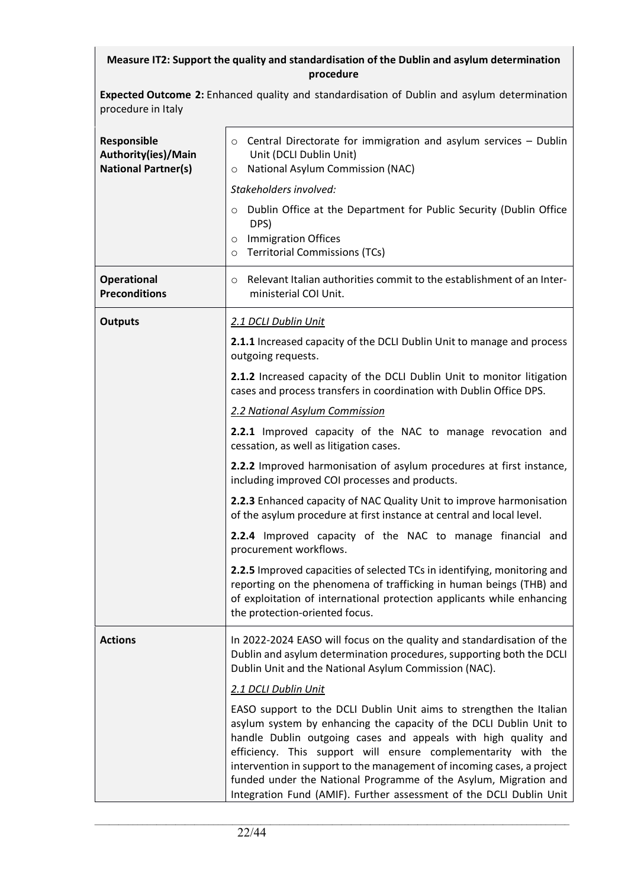| **Measure IT2: Support the quality and standardisation of the Dublin and asylum determination procedure** | |
|---|---|
| **Expected Outcome 2:** Enhanced quality and standardisation of Dublin and asylum determination procedure in Italy | |
| **Responsible Authority(ies)/Main National Partner(s)** | ○ Central Directorate for immigration and asylum services – Dublin Unit (DCLI Dublin Unit)<br>○ National Asylum Commission (NAC)<br>*Stakeholders involved:*<br>○ Dublin Office at the Department for Public Security (Dublin Office DPS)<br>○ Immigration Offices<br>○ Territorial Commissions (TCs) |
| **Operational Preconditions** | ○ Relevant Italian authorities commit to the establishment of an Inter-ministerial COI Unit. |
| **Outputs** | *2.1 DCLI Dublin Unit*<br>**2.1.1** Increased capacity of the DCLI Dublin Unit to manage and process outgoing requests.<br>**2.1.2** Increased capacity of the DCLI Dublin Unit to monitor litigation cases and process transfers in coordination with Dublin Office DPS.<br>*2.2 National Asylum Commission*<br>**2.2.1** Improved capacity of the NAC to manage revocation and cessation, as well as litigation cases.<br>**2.2.2** Improved harmonisation of asylum procedures at first instance, including improved COI processes and products.<br>**2.2.3** Enhanced capacity of NAC Quality Unit to improve harmonisation of the asylum procedure at first instance at central and local level.<br>**2.2.4** Improved capacity of the NAC to manage financial and procurement workflows.<br>**2.2.5** Improved capacities of selected TCs in identifying, monitoring and reporting on the phenomena of trafficking in human beings (THB) and of exploitation of international protection applicants while enhancing the protection-oriented focus. |
| **Actions** | In 2022-2024 EASO will focus on the quality and standardisation of the Dublin and asylum determination procedures, supporting both the DCLI Dublin Unit and the National Asylum Commission (NAC).<br>*2.1 DCLI Dublin Unit*<br>EASO support to the DCLI Dublin Unit aims to strengthen the Italian asylum system by enhancing the capacity of the DCLI Dublin Unit to handle Dublin outgoing cases and appeals with high quality and efficiency. This support will ensure complementarity with the intervention in support to the management of incoming cases, a project funded under the National Programme of the Asylum, Migration and Integration Fund (AMIF). Further assessment of the DCLI Dublin Unit |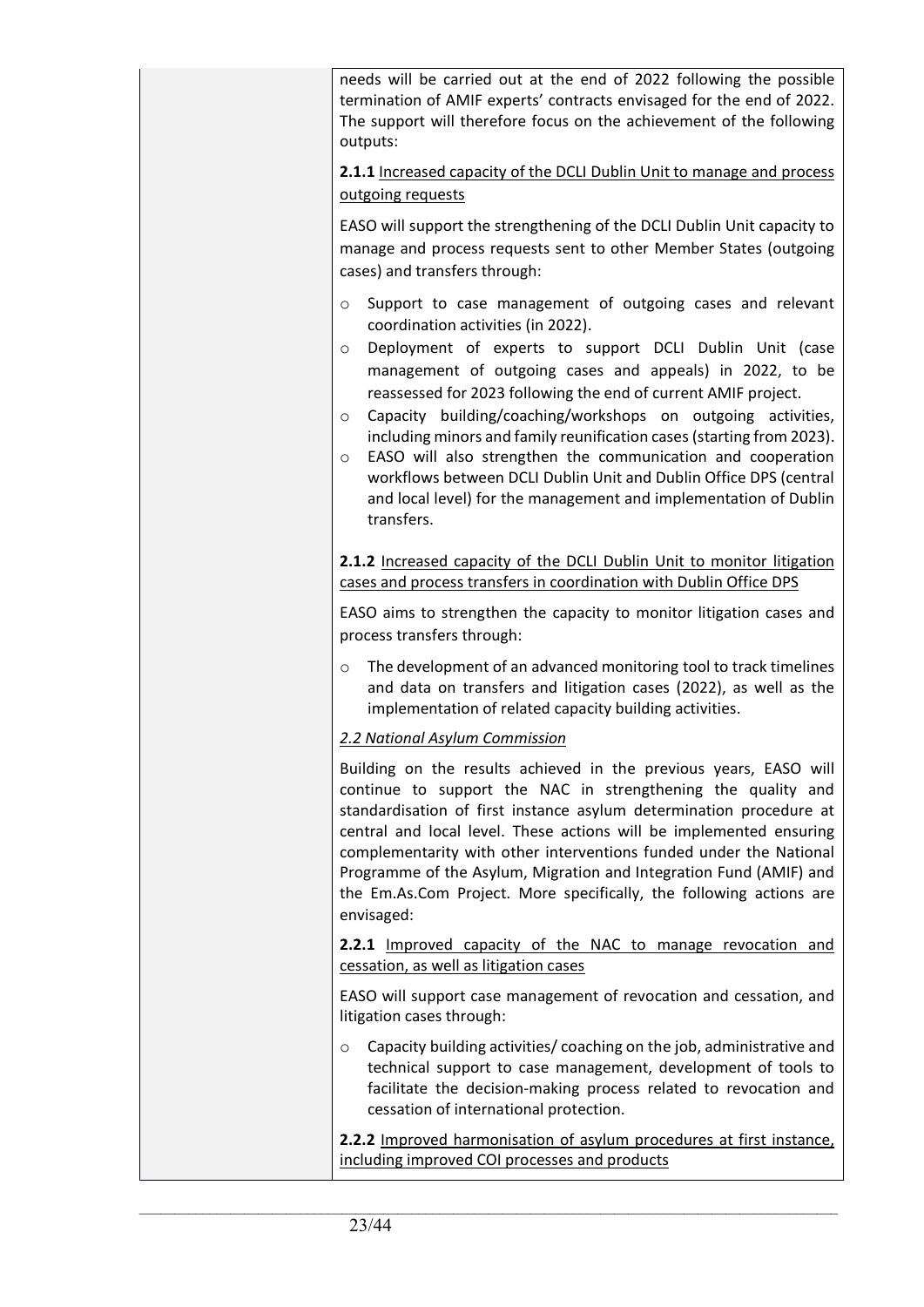| | needs will be carried out at the end of 2022 following the possible termination of AMIF experts' contracts envisaged for the end of 2022. The support will therefore focus on the achievement of the following outputs:<br><br>**2.1.1** Increased capacity of the DCLI Dublin Unit to manage and process outgoing requests<br><br>EASO will support the strengthening of the DCLI Dublin Unit capacity to manage and process requests sent to other Member States (outgoing cases) and transfers through:<br><br>o Support to case management of outgoing cases and relevant coordination activities (in 2022).<br>o Deployment of experts to support DCLI Dublin Unit (case management of outgoing cases and appeals) in 2022, to be reassessed for 2023 following the end of current AMIF project.<br>o Capacity building/coaching/workshops on outgoing activities, including minors and family reunification cases (starting from 2023).<br>o EASO will also strengthen the communication and cooperation workflows between DCLI Dublin Unit and Dublin Office DPS (central and local level) for the management and implementation of Dublin transfers.<br><br>**2.1.2** Increased capacity of the DCLI Dublin Unit to monitor litigation cases and process transfers in coordination with Dublin Office DPS<br><br>EASO aims to strengthen the capacity to monitor litigation cases and process transfers through:<br><br>o The development of an advanced monitoring tool to track timelines and data on transfers and litigation cases (2022), as well as the implementation of related capacity building activities.<br><br>*2.2 National Asylum Commission*<br><br>Building on the results achieved in the previous years, EASO will continue to support the NAC in strengthening the quality and standardisation of first instance asylum determination procedure at central and local level. These actions will be implemented ensuring complementarity with other interventions funded under the National Programme of the Asylum, Migration and Integration Fund (AMIF) and the Em.As.Com Project. More specifically, the following actions are envisaged:<br><br>**2.2.1** Improved capacity of the NAC to manage revocation and cessation, as well as litigation cases<br><br>EASO will support case management of revocation and cessation, and litigation cases through:<br><br>o Capacity building activities/ coaching on the job, administrative and technical support to case management, development of tools to facilitate the decision-making process related to revocation and cessation of international protection.<br><br>**2.2.2** Improved harmonisation of asylum procedures at first instance, including improved COI processes and products |
|---|---|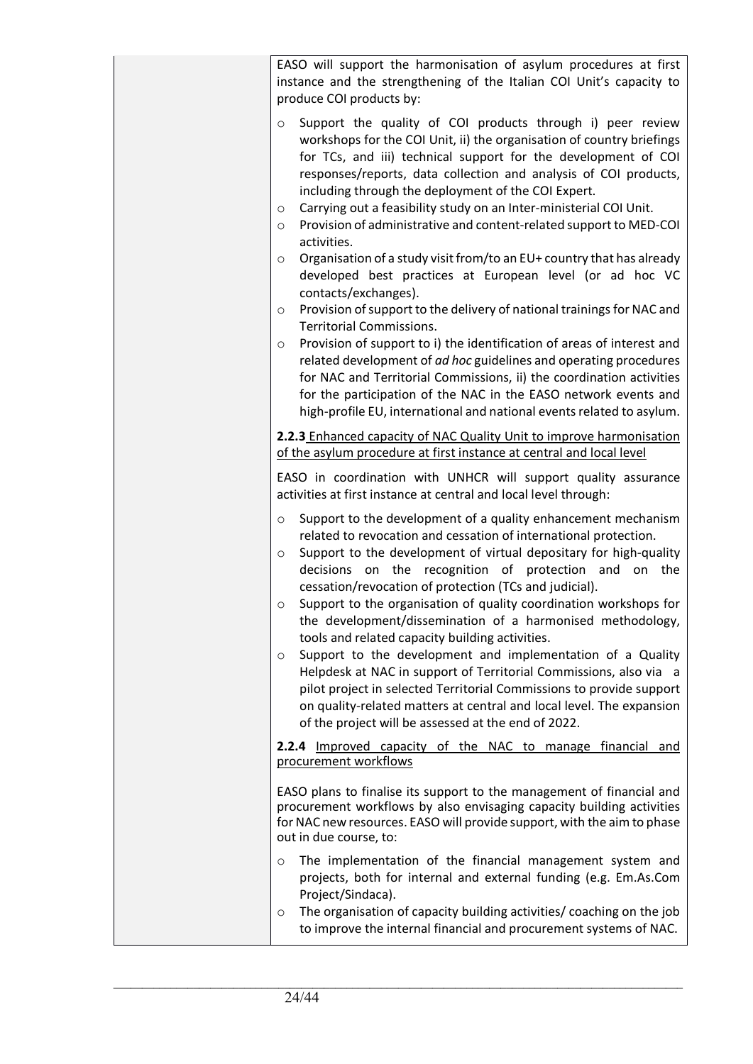| | EASO will support the harmonisation of asylum procedures at first instance and the strengthening of the Italian COI Unit's capacity to produce COI products by:<br><br>- Support the quality of COI products through i) peer review workshops for the COI Unit, ii) the organisation of country briefings for TCs, and iii) technical support for the development of COI responses/reports, data collection and analysis of COI products, including through the deployment of the COI Expert.<br>- Carrying out a feasibility study on an Inter-ministerial COI Unit.<br>- Provision of administrative and content-related support to MED-COI activities.<br>- Organisation of a study visit from/to an EU+ country that has already developed best practices at European level (or ad hoc VC contacts/exchanges).<br>- Provision of support to the delivery of national trainings for NAC and Territorial Commissions.<br>- Provision of support to i) the identification of areas of interest and related development of *ad hoc* guidelines and operating procedures for NAC and Territorial Commissions, ii) the coordination activities for the participation of the NAC in the EASO network events and high-profile EU, international and national events related to asylum.<br><br>**2.2.3** Enhanced capacity of NAC Quality Unit to improve harmonisation of the asylum procedure at first instance at central and local level<br><br>EASO in coordination with UNHCR will support quality assurance activities at first instance at central and local level through:<br><br>- Support to the development of a quality enhancement mechanism related to revocation and cessation of international protection.<br>- Support to the development of virtual depositary for high-quality decisions on the recognition of protection and on the cessation/revocation of protection (TCs and judicial).<br>- Support to the organisation of quality coordination workshops for the development/dissemination of a harmonised methodology, tools and related capacity building activities.<br>- Support to the development and implementation of a Quality Helpdesk at NAC in support of Territorial Commissions, also via a pilot project in selected Territorial Commissions to provide support on quality-related matters at central and local level. The expansion of the project will be assessed at the end of 2022.<br><br>**2.2.4** Improved capacity of the NAC to manage financial and procurement workflows<br><br>EASO plans to finalise its support to the management of financial and procurement workflows by also envisaging capacity building activities for NAC new resources. EASO will provide support, with the aim to phase out in due course, to:<br><br>- The implementation of the financial management system and projects, both for internal and external funding (e.g. Em.As.Com Project/Sindaca).<br>- The organisation of capacity building activities/ coaching on the job to improve the internal financial and procurement systems of NAC. |
|---|---|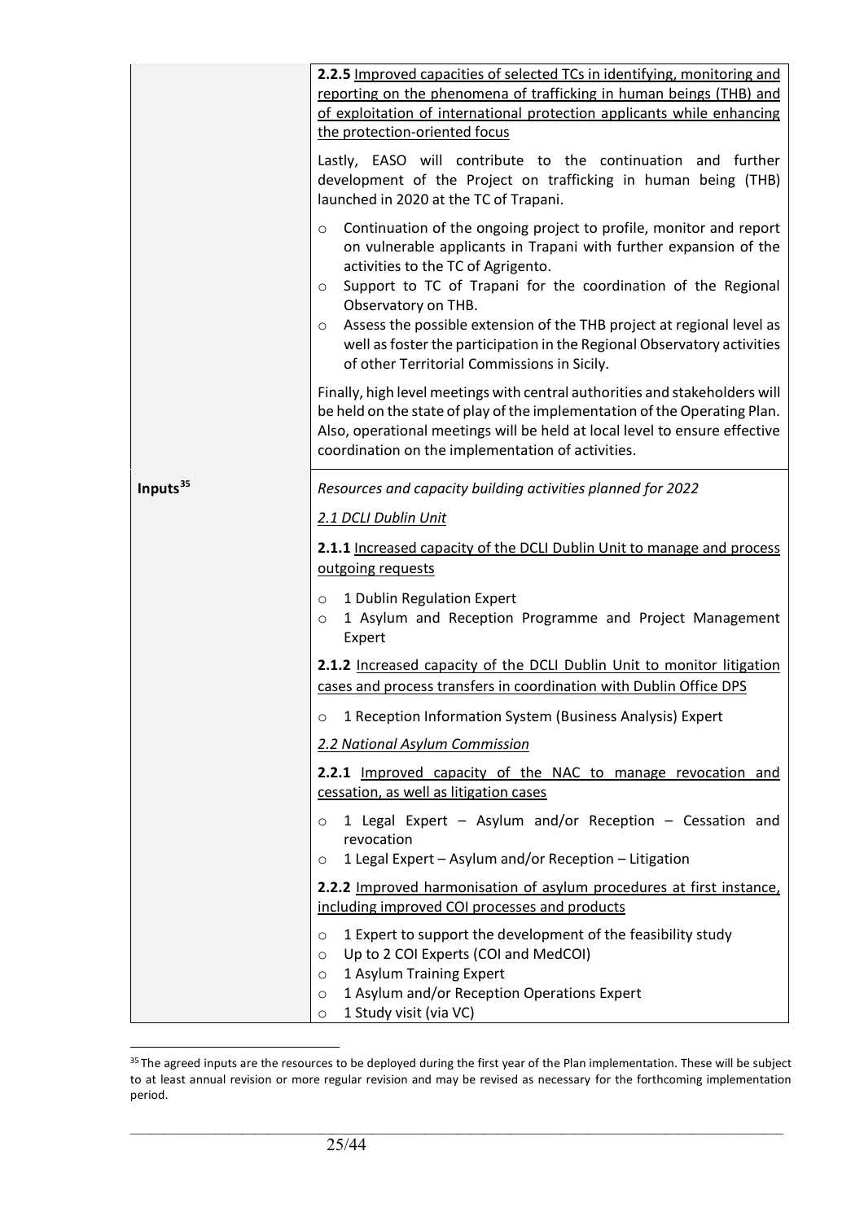| | **2.2.5** Improved capacities of selected TCs in identifying, monitoring and reporting on the phenomena of trafficking in human beings (THB) and of exploitation of international protection applicants while enhancing the protection-oriented focus<br><br>Lastly, EASO will contribute to the continuation and further development of the Project on trafficking in human being (THB) launched in 2020 at the TC of Trapani.<br><br>○ Continuation of the ongoing project to profile, monitor and report on vulnerable applicants in Trapani with further expansion of the activities to the TC of Agrigento.<br>○ Support to TC of Trapani for the coordination of the Regional Observatory on THB.<br>○ Assess the possible extension of the THB project at regional level as well as foster the participation in the Regional Observatory activities of other Territorial Commissions in Sicily.<br><br>Finally, high level meetings with central authorities and stakeholders will be held on the state of play of the implementation of the Operating Plan. Also, operational meetings will be held at local level to ensure effective coordination on the implementation of activities. |
|---|---|
| **Inputs**[35] | *Resources and capacity building activities planned for 2022*<br><br>*2.1 DCLI Dublin Unit*<br><br>**2.1.1** Increased capacity of the DCLI Dublin Unit to manage and process outgoing requests<br><br>○ 1 Dublin Regulation Expert<br>○ 1 Asylum and Reception Programme and Project Management Expert<br><br>**2.1.2** Increased capacity of the DCLI Dublin Unit to monitor litigation cases and process transfers in coordination with Dublin Office DPS<br><br>○ 1 Reception Information System (Business Analysis) Expert<br><br>*2.2 National Asylum Commission*<br><br>**2.2.1** Improved capacity of the NAC to manage revocation and cessation, as well as litigation cases<br><br>○ 1 Legal Expert – Asylum and/or Reception – Cessation and revocation<br>○ 1 Legal Expert – Asylum and/or Reception – Litigation<br><br>**2.2.2** Improved harmonisation of asylum procedures at first instance, including improved COI processes and products<br><br>○ 1 Expert to support the development of the feasibility study<br>○ Up to 2 COI Experts (COI and MedCOI)<br>○ 1 Asylum Training Expert<br>○ 1 Asylum and/or Reception Operations Expert<br>○ 1 Study visit (via VC) |

[35] The agreed inputs are the resources to be deployed during the first year of the Plan implementation. These will be subject to at least annual revision or more regular revision and may be revised as necessary for the forthcoming implementation period.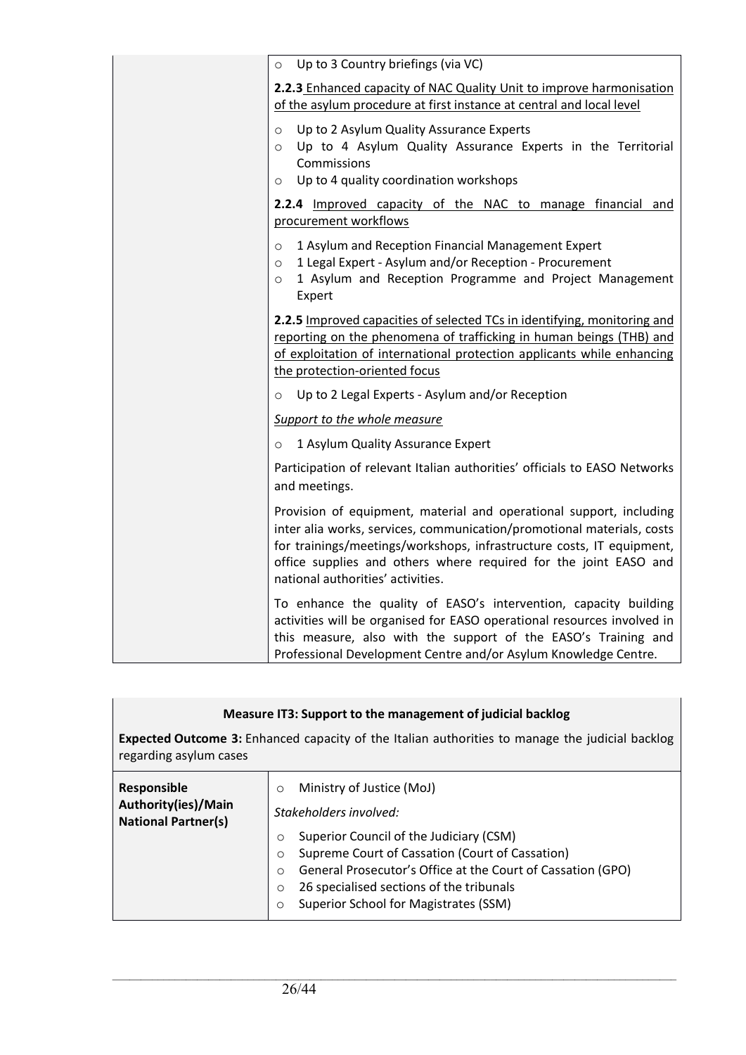| | |
|---|---|
| | ○ Up to 3 Country briefings (via VC)<br><br>**2.2.3** Enhanced capacity of NAC Quality Unit to improve harmonisation of the asylum procedure at first instance at central and local level<br><br>○ Up to 2 Asylum Quality Assurance Experts<br>○ Up to 4 Asylum Quality Assurance Experts in the Territorial Commissions<br>○ Up to 4 quality coordination workshops<br><br>**2.2.4** Improved capacity of the NAC to manage financial and procurement workflows<br><br>○ 1 Asylum and Reception Financial Management Expert<br>○ 1 Legal Expert - Asylum and/or Reception - Procurement<br>○ 1 Asylum and Reception Programme and Project Management Expert<br><br>**2.2.5** Improved capacities of selected TCs in identifying, monitoring and reporting on the phenomena of trafficking in human beings (THB) and of exploitation of international protection applicants while enhancing the protection-oriented focus<br><br>○ Up to 2 Legal Experts - Asylum and/or Reception<br><br>*Support to the whole measure*<br><br>○ 1 Asylum Quality Assurance Expert<br><br>Participation of relevant Italian authorities' officials to EASO Networks and meetings.<br><br>Provision of equipment, material and operational support, including inter alia works, services, communication/promotional materials, costs for trainings/meetings/workshops, infrastructure costs, IT equipment, office supplies and others where required for the joint EASO and national authorities' activities.<br><br>To enhance the quality of EASO's intervention, capacity building activities will be organised for EASO operational resources involved in this measure, also with the support of the EASO's Training and Professional Development Centre and/or Asylum Knowledge Centre. |

**Measure IT3: Support to the management of judicial backlog**

**Expected Outcome 3:** Enhanced capacity of the Italian authorities to manage the judicial backlog regarding asylum cases

| | |
|---|---|
| **Responsible Authority(ies)/Main National Partner(s)** | ○ Ministry of Justice (MoJ)<br><br>*Stakeholders involved:*<br><br>○ Superior Council of the Judiciary (CSM)<br>○ Supreme Court of Cassation (Court of Cassation)<br>○ General Prosecutor's Office at the Court of Cassation (GPO)<br>○ 26 specialised sections of the tribunals<br>○ Superior School for Magistrates (SSM) |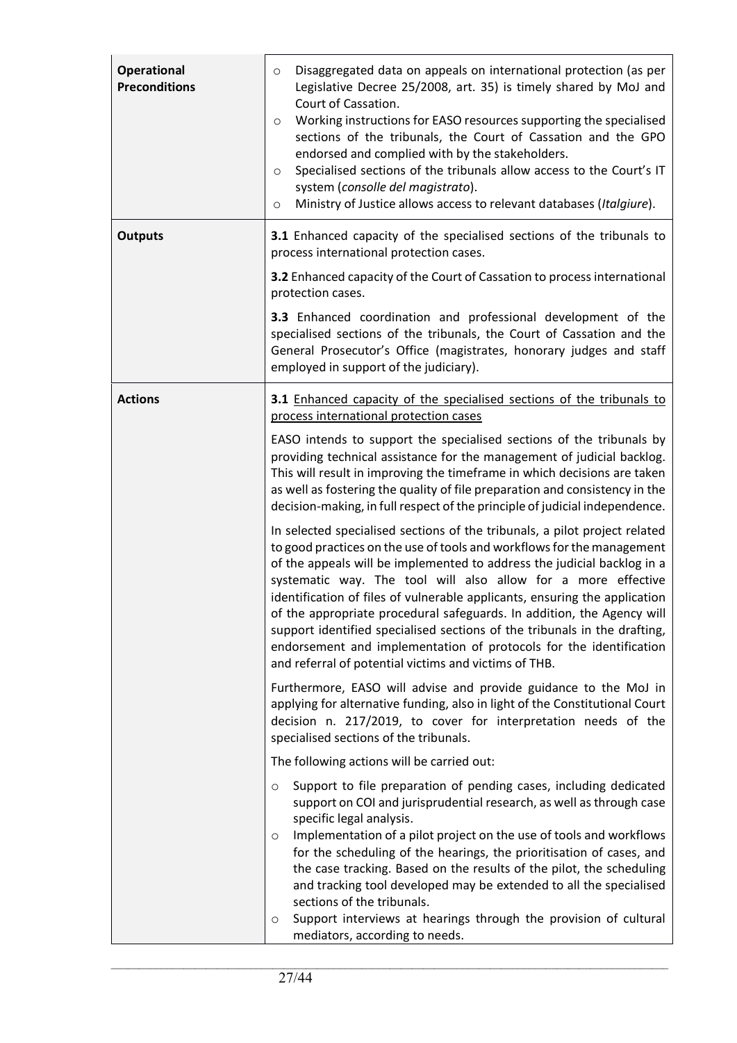| | |
|---|---|
| **Operational Preconditions** | ○ Disaggregated data on appeals on international protection (as per Legislative Decree 25/2008, art. 35) is timely shared by MoJ and Court of Cassation.<br>○ Working instructions for EASO resources supporting the specialised sections of the tribunals, the Court of Cassation and the GPO endorsed and complied with by the stakeholders.<br>○ Specialised sections of the tribunals allow access to the Court's IT system (*consolle del magistrato*).<br>○ Ministry of Justice allows access to relevant databases (*Italgiure*). |
| **Outputs** | **3.1** Enhanced capacity of the specialised sections of the tribunals to process international protection cases.<br><br>**3.2** Enhanced capacity of the Court of Cassation to process international protection cases.<br><br>**3.3** Enhanced coordination and professional development of the specialised sections of the tribunals, the Court of Cassation and the General Prosecutor's Office (magistrates, honorary judges and staff employed in support of the judiciary). |
| **Actions** | **3.1** <u>Enhanced capacity of the specialised sections of the tribunals to process international protection cases</u><br><br>EASO intends to support the specialised sections of the tribunals by providing technical assistance for the management of judicial backlog. This will result in improving the timeframe in which decisions are taken as well as fostering the quality of file preparation and consistency in the decision-making, in full respect of the principle of judicial independence.<br><br>In selected specialised sections of the tribunals, a pilot project related to good practices on the use of tools and workflows for the management of the appeals will be implemented to address the judicial backlog in a systematic way. The tool will also allow for a more effective identification of files of vulnerable applicants, ensuring the application of the appropriate procedural safeguards. In addition, the Agency will support identified specialised sections of the tribunals in the drafting, endorsement and implementation of protocols for the identification and referral of potential victims and victims of THB.<br><br>Furthermore, EASO will advise and provide guidance to the MoJ in applying for alternative funding, also in light of the Constitutional Court decision n. 217/2019, to cover for interpretation needs of the specialised sections of the tribunals.<br><br>The following actions will be carried out:<br><br>○ Support to file preparation of pending cases, including dedicated support on COI and jurisprudential research, as well as through case specific legal analysis.<br>○ Implementation of a pilot project on the use of tools and workflows for the scheduling of the hearings, the prioritisation of cases, and the case tracking. Based on the results of the pilot, the scheduling and tracking tool developed may be extended to all the specialised sections of the tribunals.<br>○ Support interviews at hearings through the provision of cultural mediators, according to needs. |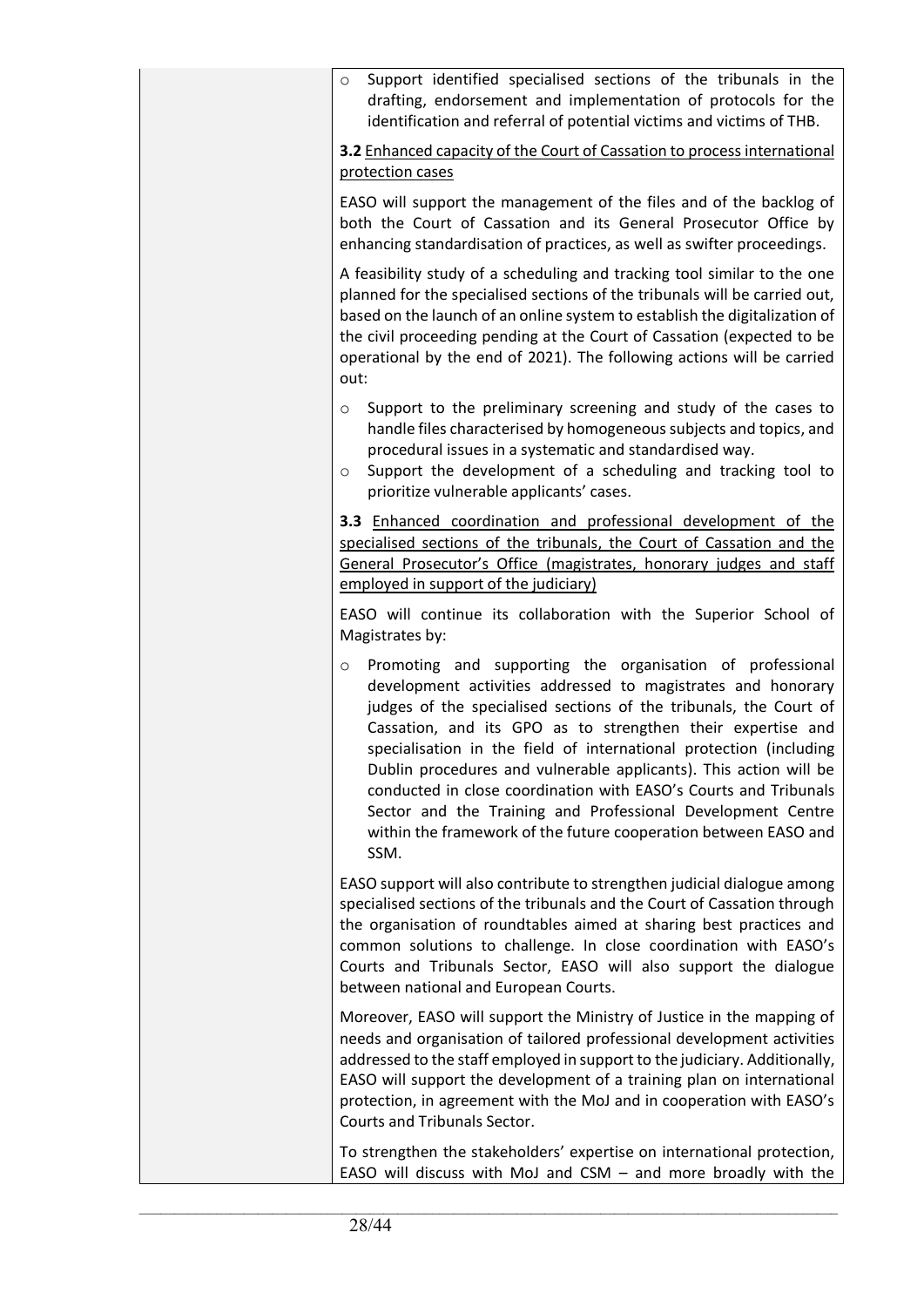- Support identified specialised sections of the tribunals in the drafting, endorsement and implementation of protocols for the identification and referral of potential victims and victims of THB.

**3.2** Enhanced capacity of the Court of Cassation to process international protection cases

EASO will support the management of the files and of the backlog of both the Court of Cassation and its General Prosecutor Office by enhancing standardisation of practices, as well as swifter proceedings.

A feasibility study of a scheduling and tracking tool similar to the one planned for the specialised sections of the tribunals will be carried out, based on the launch of an online system to establish the digitalization of the civil proceeding pending at the Court of Cassation (expected to be operational by the end of 2021). The following actions will be carried out:

- Support to the preliminary screening and study of the cases to handle files characterised by homogeneous subjects and topics, and procedural issues in a systematic and standardised way.
- Support the development of a scheduling and tracking tool to prioritize vulnerable applicants' cases.

**3.3** Enhanced coordination and professional development of the specialised sections of the tribunals, the Court of Cassation and the General Prosecutor's Office (magistrates, honorary judges and staff employed in support of the judiciary)

EASO will continue its collaboration with the Superior School of Magistrates by:

- Promoting and supporting the organisation of professional development activities addressed to magistrates and honorary judges of the specialised sections of the tribunals, the Court of Cassation, and its GPO as to strengthen their expertise and specialisation in the field of international protection (including Dublin procedures and vulnerable applicants). This action will be conducted in close coordination with EASO's Courts and Tribunals Sector and the Training and Professional Development Centre within the framework of the future cooperation between EASO and SSM.

EASO support will also contribute to strengthen judicial dialogue among specialised sections of the tribunals and the Court of Cassation through the organisation of roundtables aimed at sharing best practices and common solutions to challenge. In close coordination with EASO's Courts and Tribunals Sector, EASO will also support the dialogue between national and European Courts.

Moreover, EASO will support the Ministry of Justice in the mapping of needs and organisation of tailored professional development activities addressed to the staff employed in support to the judiciary. Additionally, EASO will support the development of a training plan on international protection, in agreement with the MoJ and in cooperation with EASO's Courts and Tribunals Sector.

To strengthen the stakeholders' expertise on international protection, EASO will discuss with MoJ and CSM – and more broadly with the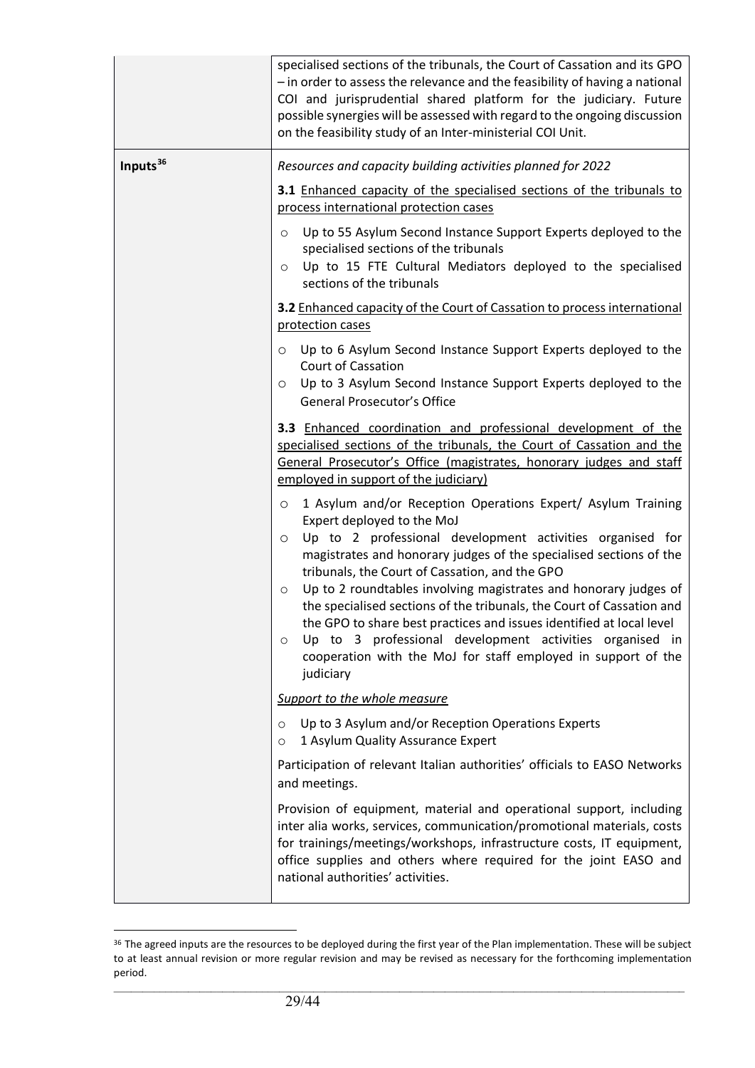| | |
|---|---|
| | specialised sections of the tribunals, the Court of Cassation and its GPO – in order to assess the relevance and the feasibility of having a national COI and jurisprudential shared platform for the judiciary. Future possible synergies will be assessed with regard to the ongoing discussion on the feasibility study of an Inter-ministerial COI Unit. |
| **Inputs**[36] | *Resources and capacity building activities planned for 2022*<br><br>**3.1** <u>Enhanced capacity of the specialised sections of the tribunals to process international protection cases</u><br><br>○ Up to 55 Asylum Second Instance Support Experts deployed to the specialised sections of the tribunals<br>○ Up to 15 FTE Cultural Mediators deployed to the specialised sections of the tribunals<br><br>**3.2** <u>Enhanced capacity of the Court of Cassation to process international protection cases</u><br><br>○ Up to 6 Asylum Second Instance Support Experts deployed to the Court of Cassation<br>○ Up to 3 Asylum Second Instance Support Experts deployed to the General Prosecutor's Office<br><br>**3.3** <u>Enhanced coordination and professional development of the specialised sections of the tribunals, the Court of Cassation and the General Prosecutor's Office (magistrates, honorary judges and staff employed in support of the judiciary)</u><br><br>○ 1 Asylum and/or Reception Operations Expert/ Asylum Training Expert deployed to the MoJ<br>○ Up to 2 professional development activities organised for magistrates and honorary judges of the specialised sections of the tribunals, the Court of Cassation, and the GPO<br>○ Up to 2 roundtables involving magistrates and honorary judges of the specialised sections of the tribunals, the Court of Cassation and the GPO to share best practices and issues identified at local level<br>○ Up to 3 professional development activities organised in cooperation with the MoJ for staff employed in support of the judiciary<br><br><u>*Support to the whole measure*</u><br><br>○ Up to 3 Asylum and/or Reception Operations Experts<br>○ 1 Asylum Quality Assurance Expert<br><br>Participation of relevant Italian authorities' officials to EASO Networks and meetings.<br><br>Provision of equipment, material and operational support, including inter alia works, services, communication/promotional materials, costs for trainings/meetings/workshops, infrastructure costs, IT equipment, office supplies and others where required for the joint EASO and national authorities' activities. |

[36] The agreed inputs are the resources to be deployed during the first year of the Plan implementation. These will be subject to at least annual revision or more regular revision and may be revised as necessary for the forthcoming implementation period.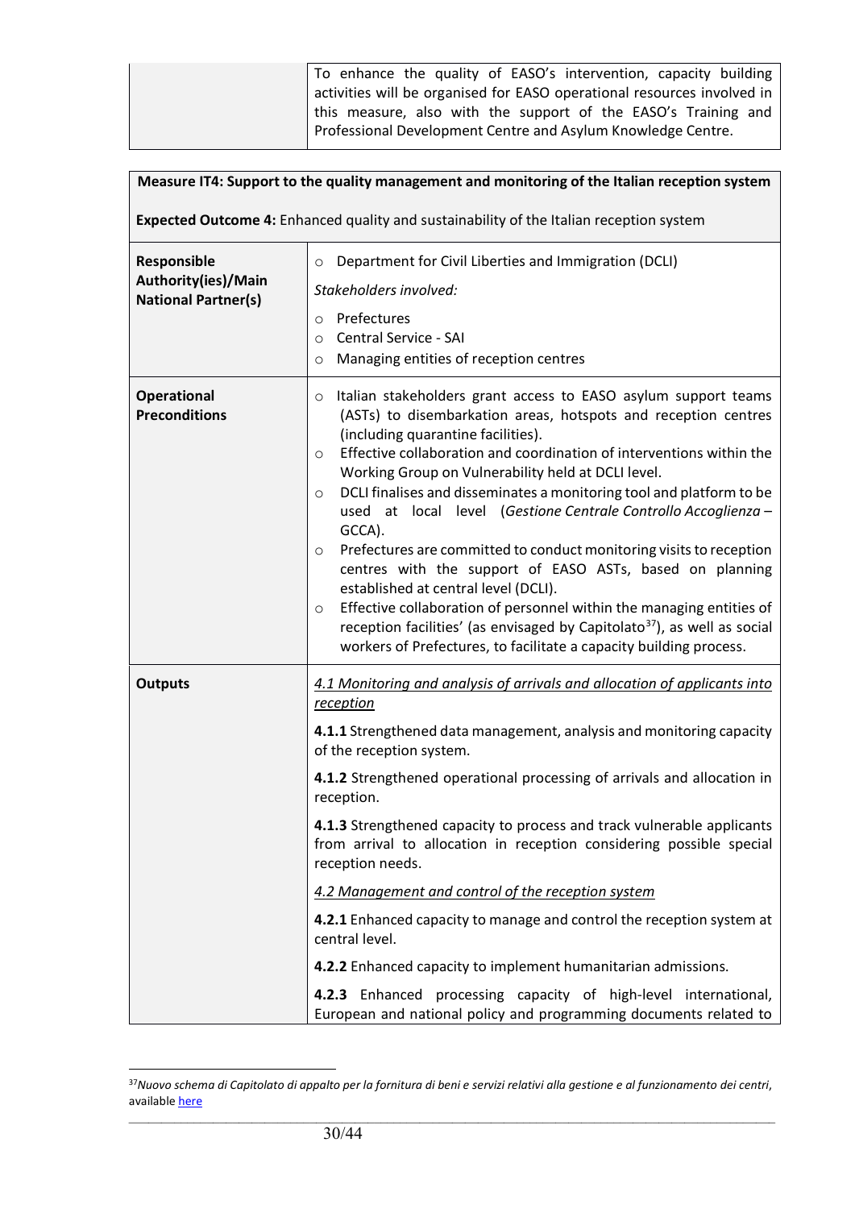| | |
|---|---|
| | To enhance the quality of EASO's intervention, capacity building activities will be organised for EASO operational resources involved in this measure, also with the support of the EASO's Training and Professional Development Centre and Asylum Knowledge Centre. |

| **Measure IT4: Support to the quality management and monitoring of the Italian reception system**<br><br>**Expected Outcome 4:** Enhanced quality and sustainability of the Italian reception system | |
|---|---|
| **Responsible Authority(ies)/Main National Partner(s)** | ○ Department for Civil Liberties and Immigration (DCLI)<br><br>*Stakeholders involved:*<br><br>○ Prefectures<br>○ Central Service - SAI<br>○ Managing entities of reception centres |
| **Operational Preconditions** | ○ Italian stakeholders grant access to EASO asylum support teams (ASTs) to disembarkation areas, hotspots and reception centres (including quarantine facilities).<br>○ Effective collaboration and coordination of interventions within the Working Group on Vulnerability held at DCLI level.<br>○ DCLI finalises and disseminates a monitoring tool and platform to be used at local level (*Gestione Centrale Controllo Accoglienza* – GCCA).<br>○ Prefectures are committed to conduct monitoring visits to reception centres with the support of EASO ASTs, based on planning established at central level (DCLI).<br>○ Effective collaboration of personnel within the managing entities of reception facilities' (as envisaged by Capitolato[37]), as well as social workers of Prefectures, to facilitate a capacity building process. |
| **Outputs** | <u>4.1 Monitoring and analysis of arrivals and allocation of applicants into reception</u><br><br>**4.1.1** Strengthened data management, analysis and monitoring capacity of the reception system.<br><br>**4.1.2** Strengthened operational processing of arrivals and allocation in reception.<br><br>**4.1.3** Strengthened capacity to process and track vulnerable applicants from arrival to allocation in reception considering possible special reception needs.<br><br><u>4.2 Management and control of the reception system</u><br><br>**4.2.1** Enhanced capacity to manage and control the reception system at central level.<br><br>**4.2.2** Enhanced capacity to implement humanitarian admissions.<br><br>**4.2.3** Enhanced processing capacity of high-level international, European and national policy and programming documents related to |

[37] *Nuovo schema di Capitolato di appalto per la fornitura di beni e servizi relativi alla gestione e al funzionamento dei centri*, available here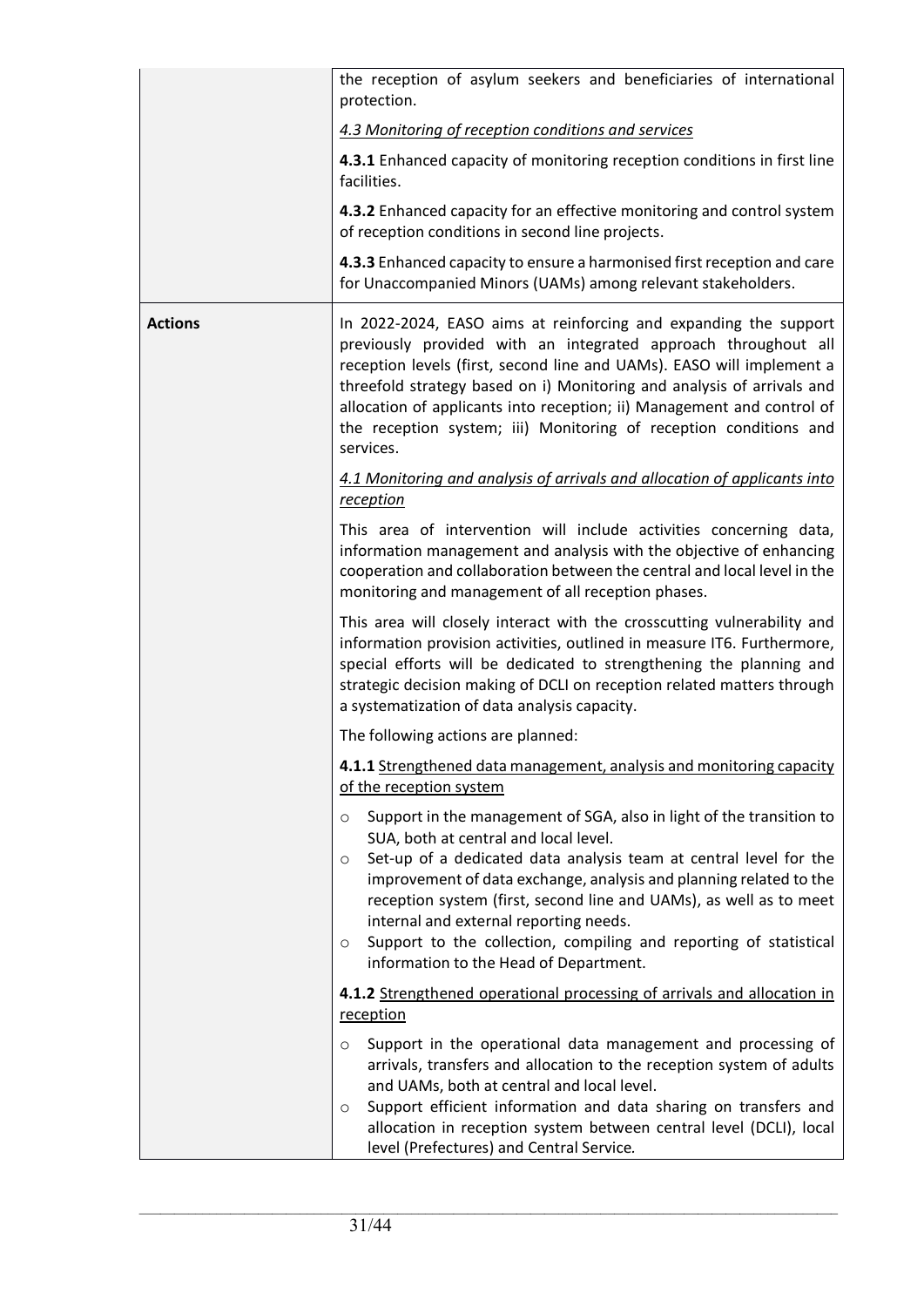| | |
|---|---|
| | the reception of asylum seekers and beneficiaries of international protection.<br><br>*4.3 Monitoring of reception conditions and services*<br><br>**4.3.1** Enhanced capacity of monitoring reception conditions in first line facilities.<br><br>**4.3.2** Enhanced capacity for an effective monitoring and control system of reception conditions in second line projects.<br><br>**4.3.3** Enhanced capacity to ensure a harmonised first reception and care for Unaccompanied Minors (UAMs) among relevant stakeholders. |
| **Actions** | In 2022-2024, EASO aims at reinforcing and expanding the support previously provided with an integrated approach throughout all reception levels (first, second line and UAMs). EASO will implement a threefold strategy based on i) Monitoring and analysis of arrivals and allocation of applicants into reception; ii) Management and control of the reception system; iii) Monitoring of reception conditions and services.<br><br>*4.1 Monitoring and analysis of arrivals and allocation of applicants into reception*<br><br>This area of intervention will include activities concerning data, information management and analysis with the objective of enhancing cooperation and collaboration between the central and local level in the monitoring and management of all reception phases.<br><br>This area will closely interact with the crosscutting vulnerability and information provision activities, outlined in measure IT6. Furthermore, special efforts will be dedicated to strengthening the planning and strategic decision making of DCLI on reception related matters through a systematization of data analysis capacity.<br><br>The following actions are planned:<br><br>**4.1.1** Strengthened data management, analysis and monitoring capacity of the reception system<br><br>○ Support in the management of SGA, also in light of the transition to SUA, both at central and local level.<br>○ Set-up of a dedicated data analysis team at central level for the improvement of data exchange, analysis and planning related to the reception system (first, second line and UAMs), as well as to meet internal and external reporting needs.<br>○ Support to the collection, compiling and reporting of statistical information to the Head of Department.<br><br>**4.1.2** Strengthened operational processing of arrivals and allocation in reception<br><br>○ Support in the operational data management and processing of arrivals, transfers and allocation to the reception system of adults and UAMs, both at central and local level.<br>○ Support efficient information and data sharing on transfers and allocation in reception system between central level (DCLI), local level (Prefectures) and Central Service. |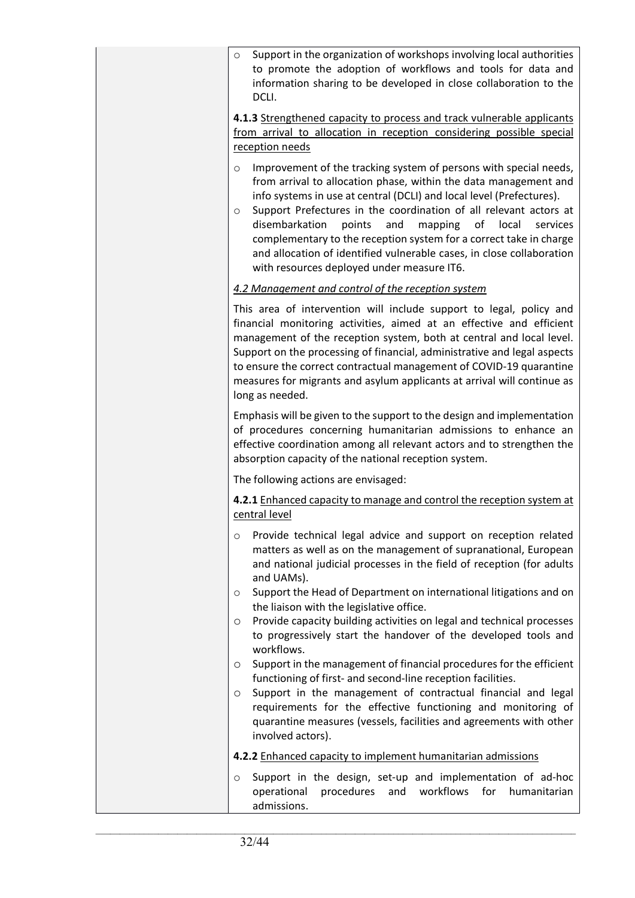- Support in the organization of workshops involving local authorities to promote the adoption of workflows and tools for data and information sharing to be developed in close collaboration to the DCLI.

**4.1.3** Strengthened capacity to process and track vulnerable applicants from arrival to allocation in reception considering possible special reception needs

- Improvement of the tracking system of persons with special needs, from arrival to allocation phase, within the data management and info systems in use at central (DCLI) and local level (Prefectures).
- Support Prefectures in the coordination of all relevant actors at disembarkation points and mapping of local services complementary to the reception system for a correct take in charge and allocation of identified vulnerable cases, in close collaboration with resources deployed under measure IT6.

*4.2 Management and control of the reception system*

This area of intervention will include support to legal, policy and financial monitoring activities, aimed at an effective and efficient management of the reception system, both at central and local level. Support on the processing of financial, administrative and legal aspects to ensure the correct contractual management of COVID-19 quarantine measures for migrants and asylum applicants at arrival will continue as long as needed.

Emphasis will be given to the support to the design and implementation of procedures concerning humanitarian admissions to enhance an effective coordination among all relevant actors and to strengthen the absorption capacity of the national reception system.

The following actions are envisaged:

**4.2.1** Enhanced capacity to manage and control the reception system at central level

- Provide technical legal advice and support on reception related matters as well as on the management of supranational, European and national judicial processes in the field of reception (for adults and UAMs).
- Support the Head of Department on international litigations and on the liaison with the legislative office.
- Provide capacity building activities on legal and technical processes to progressively start the handover of the developed tools and workflows.
- Support in the management of financial procedures for the efficient functioning of first- and second-line reception facilities.
- Support in the management of contractual financial and legal requirements for the effective functioning and monitoring of quarantine measures (vessels, facilities and agreements with other involved actors).

**4.2.2** Enhanced capacity to implement humanitarian admissions

- Support in the design, set-up and implementation of ad-hoc operational procedures and workflows for humanitarian admissions.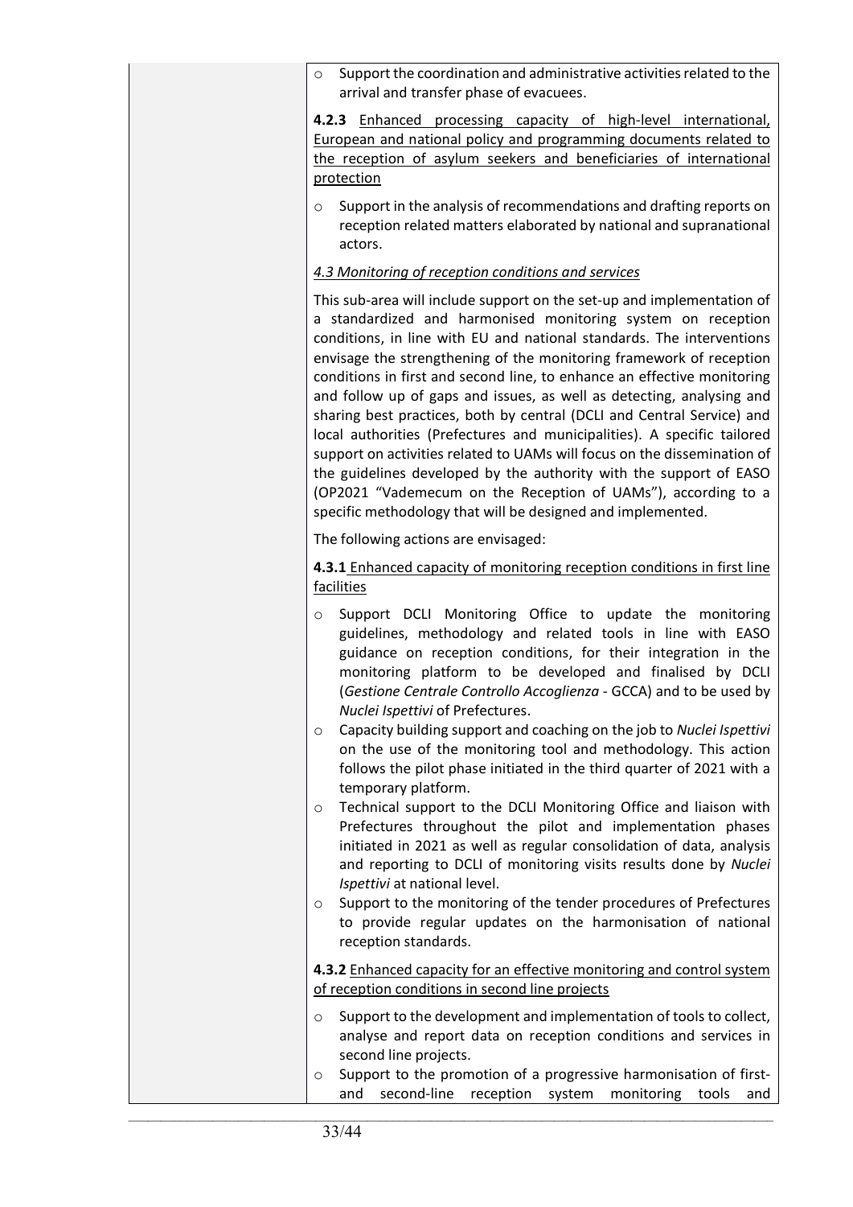- Support the coordination and administrative activities related to the arrival and transfer phase of evacuees.

**4.2.3** Enhanced processing capacity of high-level international, European and national policy and programming documents related to the reception of asylum seekers and beneficiaries of international protection

- Support in the analysis of recommendations and drafting reports on reception related matters elaborated by national and supranational actors.

*4.3 Monitoring of reception conditions and services*

This sub-area will include support on the set-up and implementation of a standardized and harmonised monitoring system on reception conditions, in line with EU and national standards. The interventions envisage the strengthening of the monitoring framework of reception conditions in first and second line, to enhance an effective monitoring and follow up of gaps and issues, as well as detecting, analysing and sharing best practices, both by central (DCLI and Central Service) and local authorities (Prefectures and municipalities). A specific tailored support on activities related to UAMs will focus on the dissemination of the guidelines developed by the authority with the support of EASO (OP2021 "Vademecum on the Reception of UAMs"), according to a specific methodology that will be designed and implemented.

The following actions are envisaged:

**4.3.1** Enhanced capacity of monitoring reception conditions in first line facilities

- Support DCLI Monitoring Office to update the monitoring guidelines, methodology and related tools in line with EASO guidance on reception conditions, for their integration in the monitoring platform to be developed and finalised by DCLI (*Gestione Centrale Controllo Accoglienza* - GCCA) and to be used by *Nuclei Ispettivi* of Prefectures.
- Capacity building support and coaching on the job to *Nuclei Ispettivi* on the use of the monitoring tool and methodology. This action follows the pilot phase initiated in the third quarter of 2021 with a temporary platform.
- Technical support to the DCLI Monitoring Office and liaison with Prefectures throughout the pilot and implementation phases initiated in 2021 as well as regular consolidation of data, analysis and reporting to DCLI of monitoring visits results done by *Nuclei Ispettivi* at national level.
- Support to the monitoring of the tender procedures of Prefectures to provide regular updates on the harmonisation of national reception standards.

**4.3.2** Enhanced capacity for an effective monitoring and control system of reception conditions in second line projects

- Support to the development and implementation of tools to collect, analyse and report data on reception conditions and services in second line projects.
- Support to the promotion of a progressive harmonisation of first- and second-line reception system monitoring tools and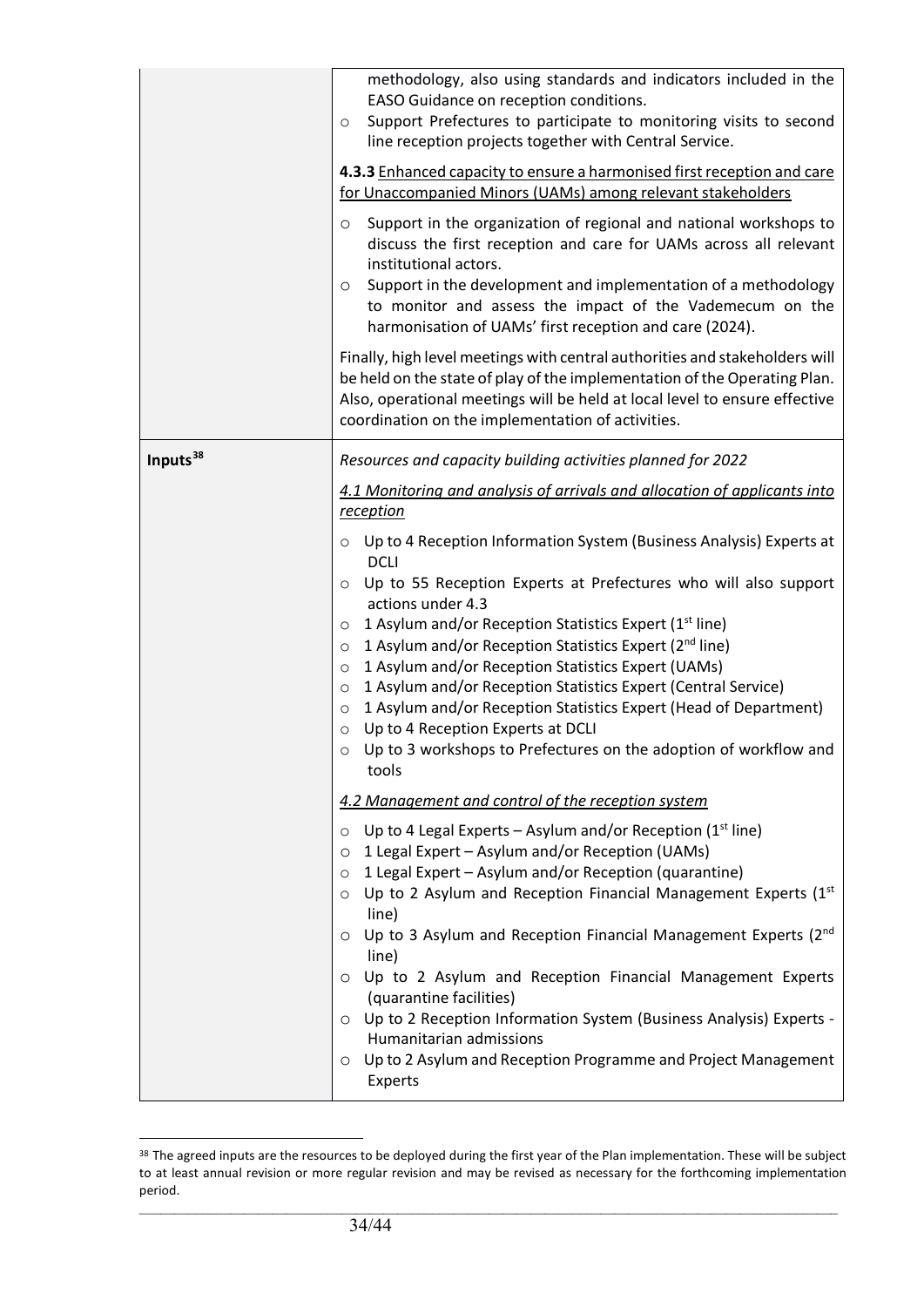| | |
|---|---|
| | methodology, also using standards and indicators included in the EASO Guidance on reception conditions.<br>○ Support Prefectures to participate to monitoring visits to second line reception projects together with Central Service.<br><br>**4.3.3** <u>Enhanced capacity to ensure a harmonised first reception and care for Unaccompanied Minors (UAMs) among relevant stakeholders</u><br><br>○ Support in the organization of regional and national workshops to discuss the first reception and care for UAMs across all relevant institutional actors.<br>○ Support in the development and implementation of a methodology to monitor and assess the impact of the Vademecum on the harmonisation of UAMs' first reception and care (2024).<br><br>Finally, high level meetings with central authorities and stakeholders will be held on the state of play of the implementation of the Operating Plan. Also, operational meetings will be held at local level to ensure effective coordination on the implementation of activities. |
| **Inputs**[38] | *Resources and capacity building activities planned for 2022*<br><br>*<u>4.1 Monitoring and analysis of arrivals and allocation of applicants into reception</u>*<br><br>○ Up to 4 Reception Information System (Business Analysis) Experts at DCLI<br>○ Up to 55 Reception Experts at Prefectures who will also support actions under 4.3<br>○ 1 Asylum and/or Reception Statistics Expert (1st line)<br>○ 1 Asylum and/or Reception Statistics Expert (2nd line)<br>○ 1 Asylum and/or Reception Statistics Expert (UAMs)<br>○ 1 Asylum and/or Reception Statistics Expert (Central Service)<br>○ 1 Asylum and/or Reception Statistics Expert (Head of Department)<br>○ Up to 4 Reception Experts at DCLI<br>○ Up to 3 workshops to Prefectures on the adoption of workflow and tools<br><br>*<u>4.2 Management and control of the reception system</u>*<br><br>○ Up to 4 Legal Experts – Asylum and/or Reception (1st line)<br>○ 1 Legal Expert – Asylum and/or Reception (UAMs)<br>○ 1 Legal Expert – Asylum and/or Reception (quarantine)<br>○ Up to 2 Asylum and Reception Financial Management Experts (1st line)<br>○ Up to 3 Asylum and Reception Financial Management Experts (2nd line)<br>○ Up to 2 Asylum and Reception Financial Management Experts (quarantine facilities)<br>○ Up to 2 Reception Information System (Business Analysis) Experts - Humanitarian admissions<br>○ Up to 2 Asylum and Reception Programme and Project Management Experts |

[38] The agreed inputs are the resources to be deployed during the first year of the Plan implementation. These will be subject to at least annual revision or more regular revision and may be revised as necessary for the forthcoming implementation period.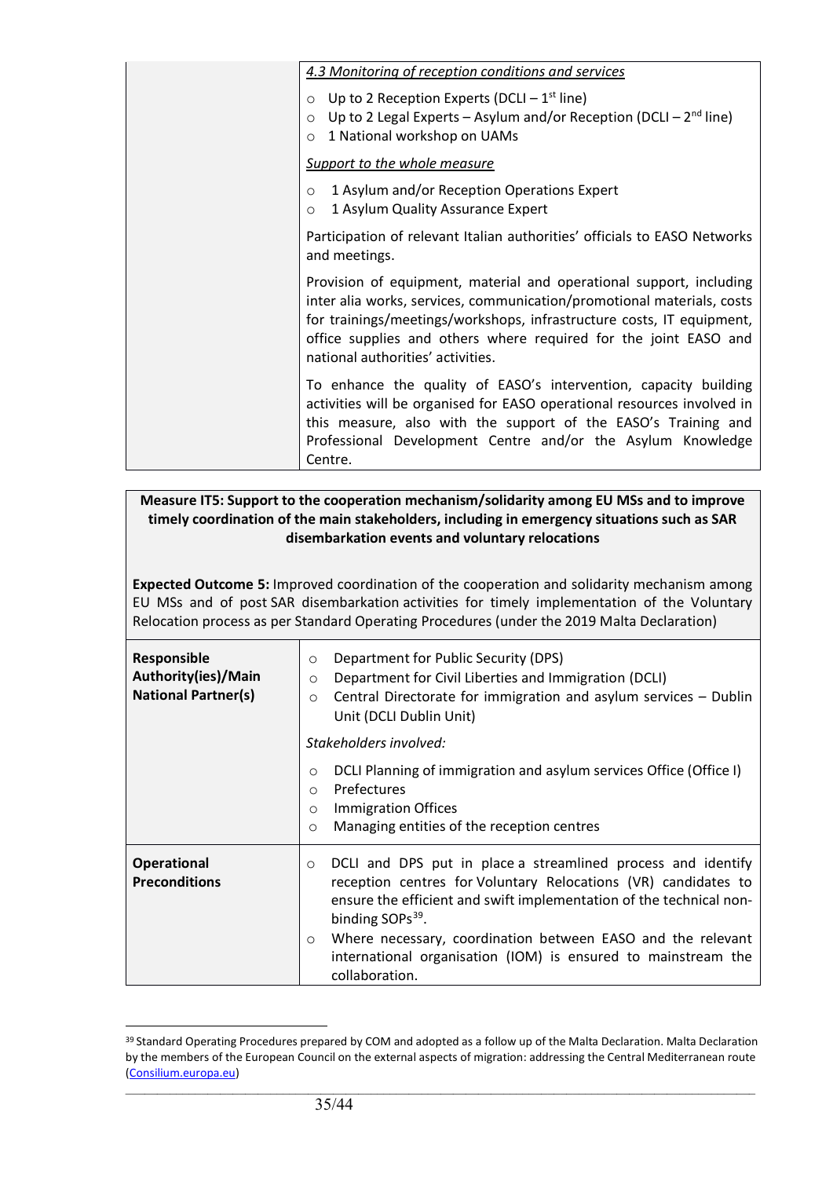| | |
|---|---|
| | *4.3 Monitoring of reception conditions and services*<br>○ Up to 2 Reception Experts (DCLI – 1st line)<br>○ Up to 2 Legal Experts – Asylum and/or Reception (DCLI – 2nd line)<br>○ 1 National workshop on UAMs<br>*Support to the whole measure*<br>○ 1 Asylum and/or Reception Operations Expert<br>○ 1 Asylum Quality Assurance Expert<br>Participation of relevant Italian authorities' officials to EASO Networks and meetings.<br>Provision of equipment, material and operational support, including inter alia works, services, communication/promotional materials, costs for trainings/meetings/workshops, infrastructure costs, IT equipment, office supplies and others where required for the joint EASO and national authorities' activities.<br>To enhance the quality of EASO's intervention, capacity building activities will be organised for EASO operational resources involved in this measure, also with the support of the EASO's Training and Professional Development Centre and/or the Asylum Knowledge Centre. |

**Measure IT5: Support to the cooperation mechanism/solidarity among EU MSs and to improve timely coordination of the main stakeholders, including in emergency situations such as SAR disembarkation events and voluntary relocations**

**Expected Outcome 5:** Improved coordination of the cooperation and solidarity mechanism among EU MSs and of post SAR disembarkation activities for timely implementation of the Voluntary Relocation process as per Standard Operating Procedures (under the 2019 Malta Declaration)

| | |
|---|---|
| **Responsible Authority(ies)/Main National Partner(s)** | ○ Department for Public Security (DPS)<br>○ Department for Civil Liberties and Immigration (DCLI)<br>○ Central Directorate for immigration and asylum services – Dublin Unit (DCLI Dublin Unit)<br>*Stakeholders involved:*<br>○ DCLI Planning of immigration and asylum services Office (Office I)<br>○ Prefectures<br>○ Immigration Offices<br>○ Managing entities of the reception centres |
| **Operational Preconditions** | ○ DCLI and DPS put in place a streamlined process and identify reception centres for Voluntary Relocations (VR) candidates to ensure the efficient and swift implementation of the technical non-binding SOPs[39].<br>○ Where necessary, coordination between EASO and the relevant international organisation (IOM) is ensured to mainstream the collaboration. |

[39] Standard Operating Procedures prepared by COM and adopted as a follow up of the Malta Declaration. Malta Declaration by the members of the European Council on the external aspects of migration: addressing the Central Mediterranean route (Consilium.europa.eu)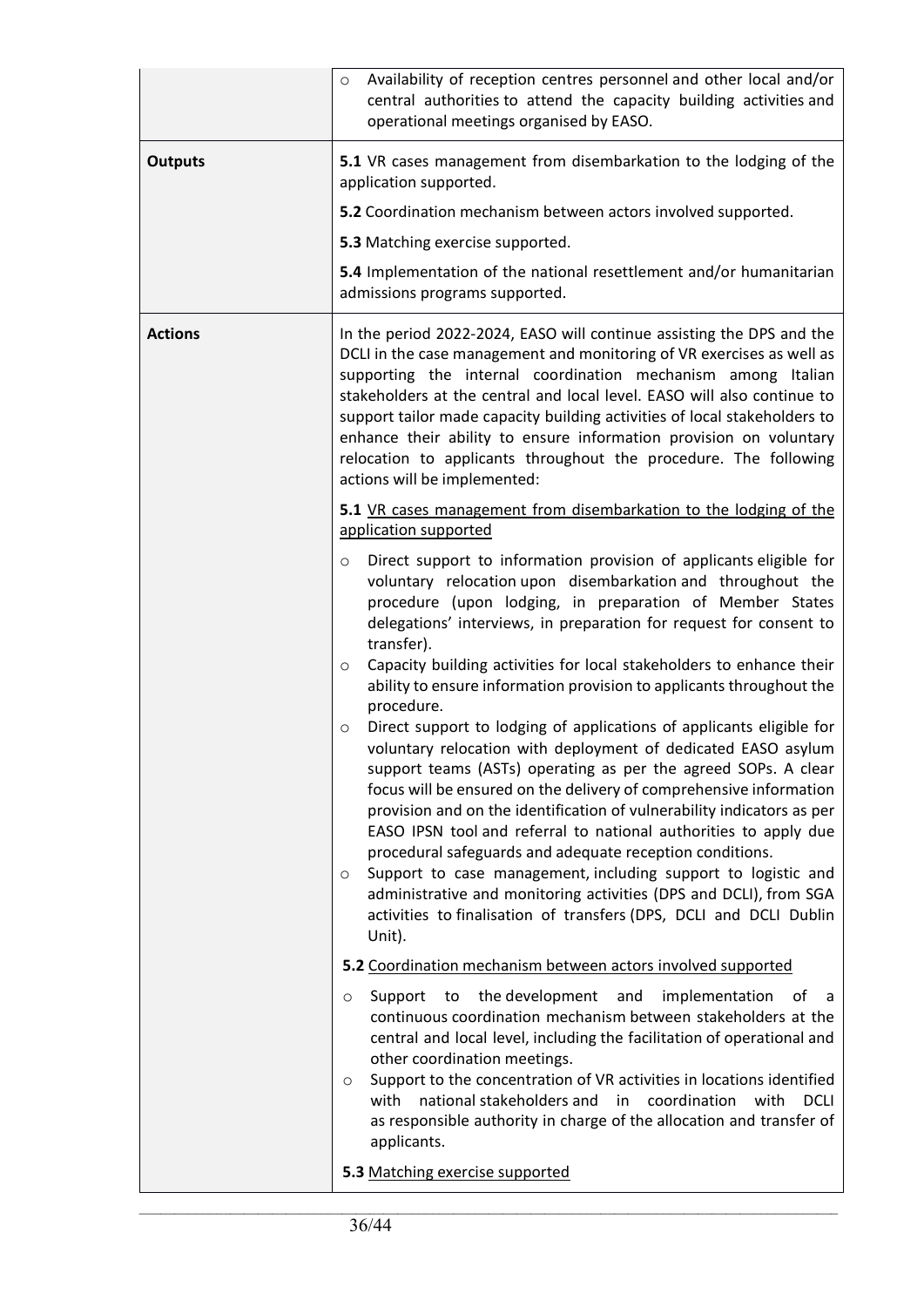| | |
|---|---|
| | ○ Availability of reception centres personnel and other local and/or central authorities to attend the capacity building activities and operational meetings organised by EASO. |
| **Outputs** | **5.1** VR cases management from disembarkation to the lodging of the application supported.<br><br>**5.2** Coordination mechanism between actors involved supported.<br><br>**5.3** Matching exercise supported.<br><br>**5.4** Implementation of the national resettlement and/or humanitarian admissions programs supported. |
| **Actions** | In the period 2022-2024, EASO will continue assisting the DPS and the DCLI in the case management and monitoring of VR exercises as well as supporting the internal coordination mechanism among Italian stakeholders at the central and local level. EASO will also continue to support tailor made capacity building activities of local stakeholders to enhance their ability to ensure information provision on voluntary relocation to applicants throughout the procedure. The following actions will be implemented:<br><br>**5.1** VR cases management from disembarkation to the lodging of the application supported<br><br>○ Direct support to information provision of applicants eligible for voluntary relocation upon disembarkation and throughout the procedure (upon lodging, in preparation of Member States delegations' interviews, in preparation for request for consent to transfer).<br>○ Capacity building activities for local stakeholders to enhance their ability to ensure information provision to applicants throughout the procedure.<br>○ Direct support to lodging of applications of applicants eligible for voluntary relocation with deployment of dedicated EASO asylum support teams (ASTs) operating as per the agreed SOPs. A clear focus will be ensured on the delivery of comprehensive information provision and on the identification of vulnerability indicators as per EASO IPSN tool and referral to national authorities to apply due procedural safeguards and adequate reception conditions.<br>○ Support to case management, including support to logistic and administrative and monitoring activities (DPS and DCLI), from SGA activities to finalisation of transfers (DPS, DCLI and DCLI Dublin Unit).<br><br>**5.2** Coordination mechanism between actors involved supported<br><br>○ Support to the development and implementation of a continuous coordination mechanism between stakeholders at the central and local level, including the facilitation of operational and other coordination meetings.<br>○ Support to the concentration of VR activities in locations identified with national stakeholders and in coordination with DCLI as responsible authority in charge of the allocation and transfer of applicants.<br><br>**5.3** Matching exercise supported |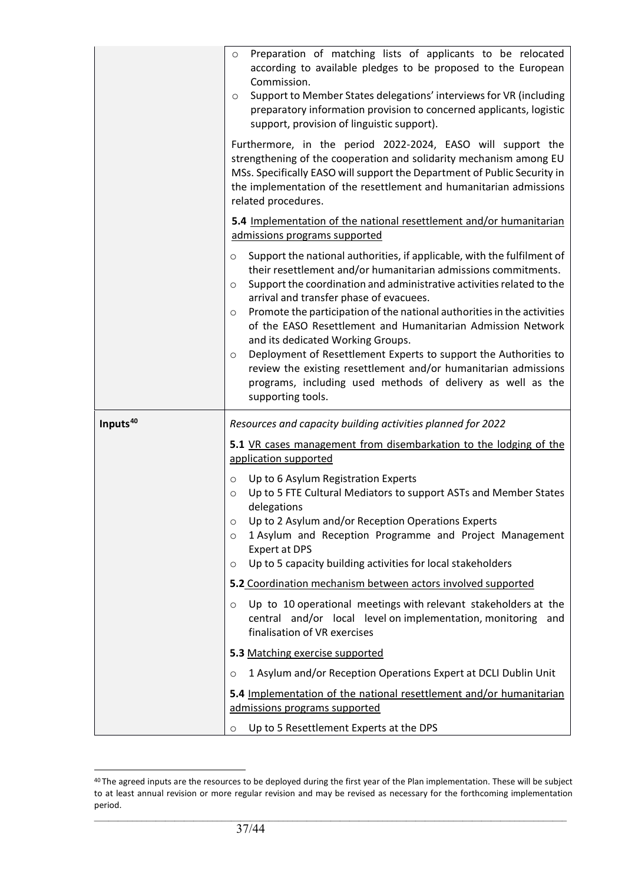| | |
|---|---|
| | ○ Preparation of matching lists of applicants to be relocated according to available pledges to be proposed to the European Commission.<br>○ Support to Member States delegations' interviews for VR (including preparatory information provision to concerned applicants, logistic support, provision of linguistic support).<br><br>Furthermore, in the period 2022-2024, EASO will support the strengthening of the cooperation and solidarity mechanism among EU MSs. Specifically EASO will support the Department of Public Security in the implementation of the resettlement and humanitarian admissions related procedures.<br><br>**5.4** <u>Implementation of the national resettlement and/or humanitarian admissions programs supported</u><br><br>○ Support the national authorities, if applicable, with the fulfilment of their resettlement and/or humanitarian admissions commitments.<br>○ Support the coordination and administrative activities related to the arrival and transfer phase of evacuees.<br>○ Promote the participation of the national authorities in the activities of the EASO Resettlement and Humanitarian Admission Network and its dedicated Working Groups.<br>○ Deployment of Resettlement Experts to support the Authorities to review the existing resettlement and/or humanitarian admissions programs, including used methods of delivery as well as the supporting tools. |
| **Inputs**[40] | *Resources and capacity building activities planned for 2022*<br><br>**5.1** <u>VR cases management from disembarkation to the lodging of the application supported</u><br><br>○ Up to 6 Asylum Registration Experts<br>○ Up to 5 FTE Cultural Mediators to support ASTs and Member States delegations<br>○ Up to 2 Asylum and/or Reception Operations Experts<br>○ 1 Asylum and Reception Programme and Project Management Expert at DPS<br>○ Up to 5 capacity building activities for local stakeholders<br><br>**5.2** <u>Coordination mechanism between actors involved supported</u><br><br>○ Up to 10 operational meetings with relevant stakeholders at the central and/or local level on implementation, monitoring and finalisation of VR exercises<br><br>**5.3** <u>Matching exercise supported</u><br><br>○ 1 Asylum and/or Reception Operations Expert at DCLI Dublin Unit<br><br>**5.4** <u>Implementation of the national resettlement and/or humanitarian admissions programs supported</u><br><br>○ Up to 5 Resettlement Experts at the DPS |

[40] The agreed inputs are the resources to be deployed during the first year of the Plan implementation. These will be subject to at least annual revision or more regular revision and may be revised as necessary for the forthcoming implementation period.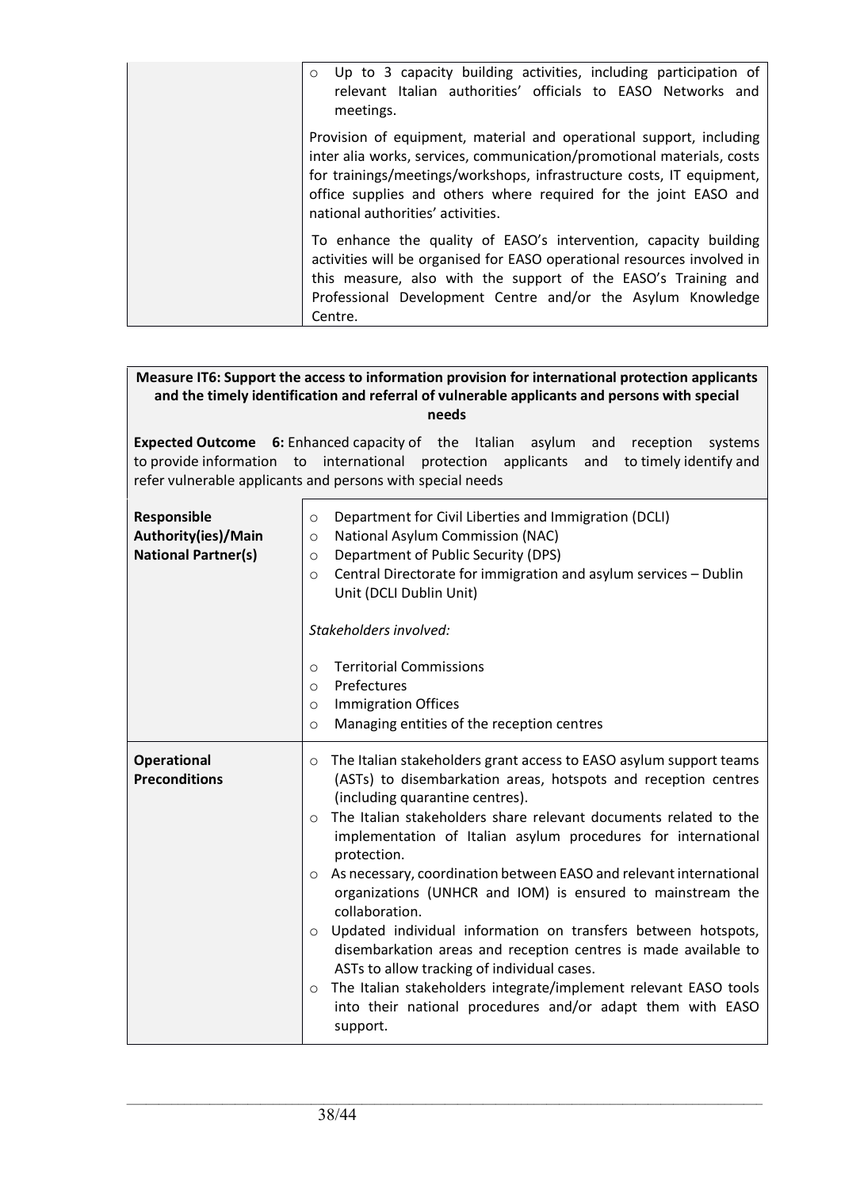| | |
|---|---|
| | ○ Up to 3 capacity building activities, including participation of relevant Italian authorities' officials to EASO Networks and meetings.<br><br>Provision of equipment, material and operational support, including inter alia works, services, communication/promotional materials, costs for trainings/meetings/workshops, infrastructure costs, IT equipment, office supplies and others where required for the joint EASO and national authorities' activities.<br><br>To enhance the quality of EASO's intervention, capacity building activities will be organised for EASO operational resources involved in this measure, also with the support of the EASO's Training and Professional Development Centre and/or the Asylum Knowledge Centre. |

| **Measure IT6: Support the access to information provision for international protection applicants and the timely identification and referral of vulnerable applicants and persons with special needs** | |
|---|---|
| **Expected Outcome 6:** Enhanced capacity of the Italian asylum and reception systems to provide information to international protection applicants and to timely identify and refer vulnerable applicants and persons with special needs | |
| **Responsible Authority(ies)/Main National Partner(s)** | ○ Department for Civil Liberties and Immigration (DCLI)<br>○ National Asylum Commission (NAC)<br>○ Department of Public Security (DPS)<br>○ Central Directorate for immigration and asylum services – Dublin Unit (DCLI Dublin Unit)<br><br>*Stakeholders involved:*<br><br>○ Territorial Commissions<br>○ Prefectures<br>○ Immigration Offices<br>○ Managing entities of the reception centres |
| **Operational Preconditions** | ○ The Italian stakeholders grant access to EASO asylum support teams (ASTs) to disembarkation areas, hotspots and reception centres (including quarantine centres).<br>○ The Italian stakeholders share relevant documents related to the implementation of Italian asylum procedures for international protection.<br>○ As necessary, coordination between EASO and relevant international organizations (UNHCR and IOM) is ensured to mainstream the collaboration.<br>○ Updated individual information on transfers between hotspots, disembarkation areas and reception centres is made available to ASTs to allow tracking of individual cases.<br>○ The Italian stakeholders integrate/implement relevant EASO tools into their national procedures and/or adapt them with EASO support. |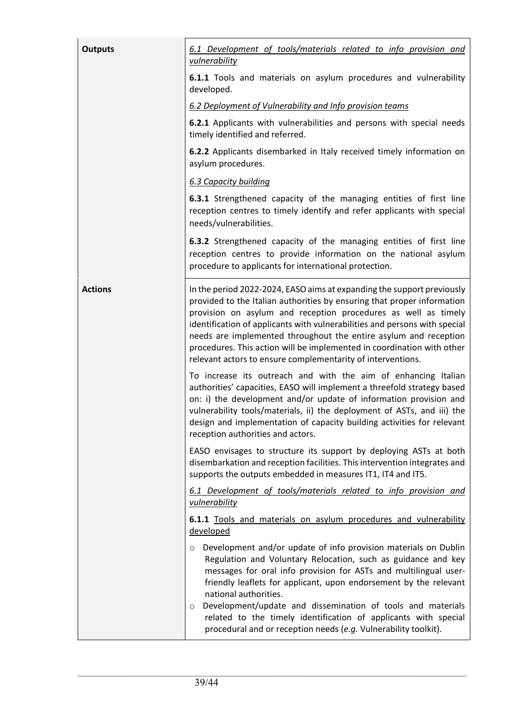| | |
|---|---|
| **Outputs** | <u>*6.1 Development of tools/materials related to info provision and vulnerability*</u><br><br>**6.1.1** Tools and materials on asylum procedures and vulnerability developed.<br><br><u>*6.2 Deployment of Vulnerability and Info provision teams*</u><br><br>**6.2.1** Applicants with vulnerabilities and persons with special needs timely identified and referred.<br><br>**6.2.2** Applicants disembarked in Italy received timely information on asylum procedures.<br><br><u>*6.3 Capacity building*</u><br><br>**6.3.1** Strengthened capacity of the managing entities of first line reception centres to timely identify and refer applicants with special needs/vulnerabilities.<br><br>**6.3.2** Strengthened capacity of the managing entities of first line reception centres to provide information on the national asylum procedure to applicants for international protection. |
| **Actions** | In the period 2022-2024, EASO aims at expanding the support previously provided to the Italian authorities by ensuring that proper information provision on asylum and reception procedures as well as timely identification of applicants with vulnerabilities and persons with special needs are implemented throughout the entire asylum and reception procedures. This action will be implemented in coordination with other relevant actors to ensure complementarity of interventions.<br><br>To increase its outreach and with the aim of enhancing Italian authorities' capacities, EASO will implement a threefold strategy based on: i) the development and/or update of information provision and vulnerability tools/materials, ii) the deployment of ASTs, and iii) the design and implementation of capacity building activities for relevant reception authorities and actors.<br><br>EASO envisages to structure its support by deploying ASTs at both disembarkation and reception facilities. This intervention integrates and supports the outputs embedded in measures IT1, IT4 and IT5.<br><br><u>*6.1 Development of tools/materials related to info provision and vulnerability*</u><br><br><u>**6.1.1** Tools and materials on asylum procedures and vulnerability developed</u><br><br>○ Development and/or update of info provision materials on Dublin Regulation and Voluntary Relocation, such as guidance and key messages for oral info provision for ASTs and multilingual user-friendly leaflets for applicant, upon endorsement by the relevant national authorities.<br>○ Development/update and dissemination of tools and materials related to the timely identification of applicants with special procedural and or reception needs (*e.g.* Vulnerability toolkit). |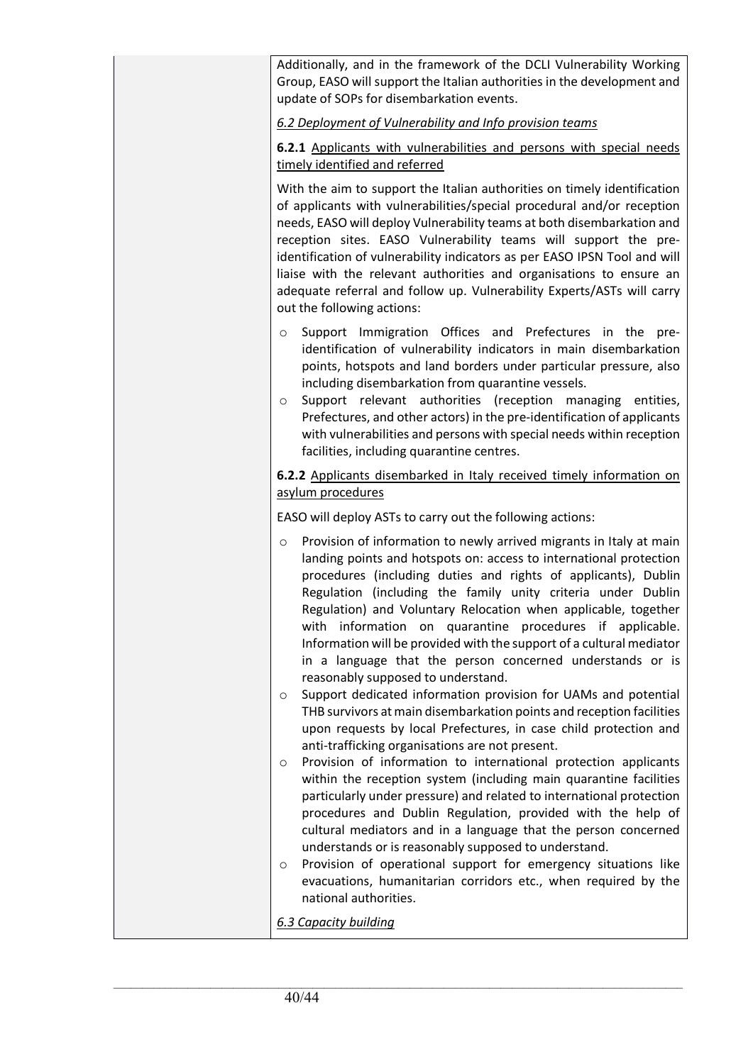| | Additionally, and in the framework of the DCLI Vulnerability Working Group, EASO will support the Italian authorities in the development and update of SOPs for disembarkation events.<br><br>*6.2 Deployment of Vulnerability and Info provision teams*<br><br>**6.2.1** Applicants with vulnerabilities and persons with special needs timely identified and referred<br><br>With the aim to support the Italian authorities on timely identification of applicants with vulnerabilities/special procedural and/or reception needs, EASO will deploy Vulnerability teams at both disembarkation and reception sites. EASO Vulnerability teams will support the pre-identification of vulnerability indicators as per EASO IPSN Tool and will liaise with the relevant authorities and organisations to ensure an adequate referral and follow up. Vulnerability Experts/ASTs will carry out the following actions:<br><br>○ Support Immigration Offices and Prefectures in the pre-identification of vulnerability indicators in main disembarkation points, hotspots and land borders under particular pressure, also including disembarkation from quarantine vessels.<br>○ Support relevant authorities (reception managing entities, Prefectures, and other actors) in the pre-identification of applicants with vulnerabilities and persons with special needs within reception facilities, including quarantine centres.<br><br>**6.2.2** Applicants disembarked in Italy received timely information on asylum procedures<br><br>EASO will deploy ASTs to carry out the following actions:<br><br>○ Provision of information to newly arrived migrants in Italy at main landing points and hotspots on: access to international protection procedures (including duties and rights of applicants), Dublin Regulation (including the family unity criteria under Dublin Regulation) and Voluntary Relocation when applicable, together with information on quarantine procedures if applicable. Information will be provided with the support of a cultural mediator in a language that the person concerned understands or is reasonably supposed to understand.<br>○ Support dedicated information provision for UAMs and potential THB survivors at main disembarkation points and reception facilities upon requests by local Prefectures, in case child protection and anti-trafficking organisations are not present.<br>○ Provision of information to international protection applicants within the reception system (including main quarantine facilities particularly under pressure) and related to international protection procedures and Dublin Regulation, provided with the help of cultural mediators and in a language that the person concerned understands or is reasonably supposed to understand.<br>○ Provision of operational support for emergency situations like evacuations, humanitarian corridors etc., when required by the national authorities.<br><br>*6.3 Capacity building* |
|---|---|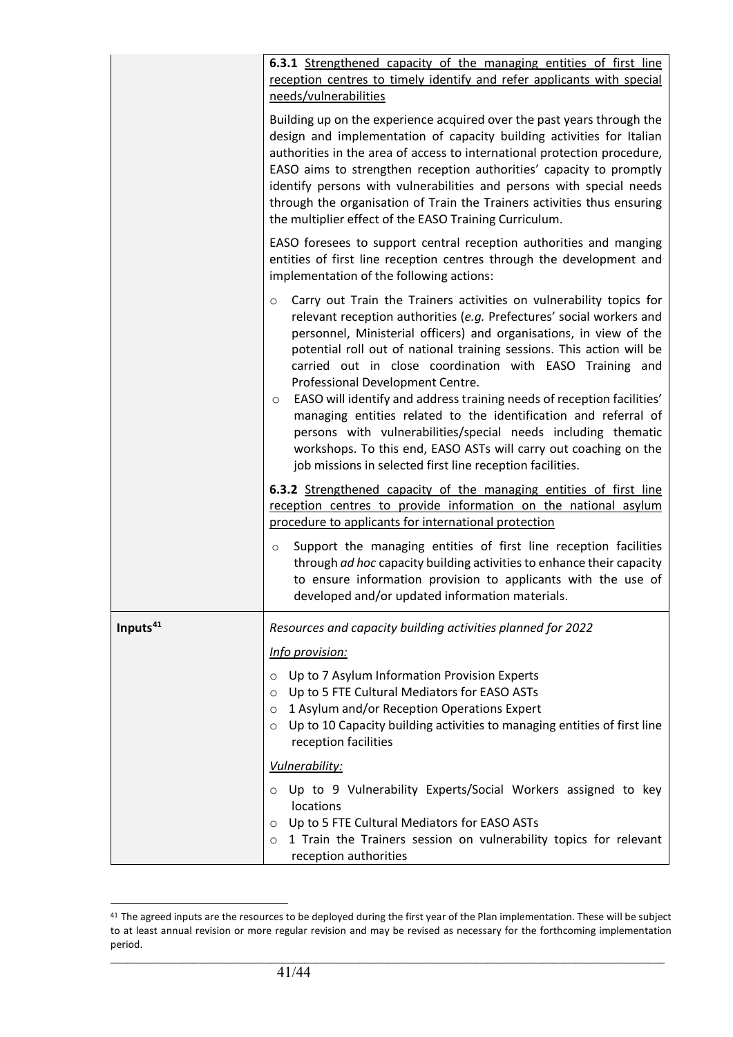| | |
|---|---|
| | **6.3.1** Strengthened capacity of the managing entities of first line reception centres to timely identify and refer applicants with special needs/vulnerabilities<br><br>Building up on the experience acquired over the past years through the design and implementation of capacity building activities for Italian authorities in the area of access to international protection procedure, EASO aims to strengthen reception authorities' capacity to promptly identify persons with vulnerabilities and persons with special needs through the organisation of Train the Trainers activities thus ensuring the multiplier effect of the EASO Training Curriculum.<br><br>EASO foresees to support central reception authorities and manging entities of first line reception centres through the development and implementation of the following actions:<br><br>○ Carry out Train the Trainers activities on vulnerability topics for relevant reception authorities (*e.g.* Prefectures' social workers and personnel, Ministerial officers) and organisations, in view of the potential roll out of national training sessions. This action will be carried out in close coordination with EASO Training and Professional Development Centre.<br>○ EASO will identify and address training needs of reception facilities' managing entities related to the identification and referral of persons with vulnerabilities/special needs including thematic workshops. To this end, EASO ASTs will carry out coaching on the job missions in selected first line reception facilities.<br><br>**6.3.2** Strengthened capacity of the managing entities of first line reception centres to provide information on the national asylum procedure to applicants for international protection<br><br>○ Support the managing entities of first line reception facilities through *ad hoc* capacity building activities to enhance their capacity to ensure information provision to applicants with the use of developed and/or updated information materials. |
| **Inputs**[41] | *Resources and capacity building activities planned for 2022*<br><br>*Info provision:*<br><br>○ Up to 7 Asylum Information Provision Experts<br>○ Up to 5 FTE Cultural Mediators for EASO ASTs<br>○ 1 Asylum and/or Reception Operations Expert<br>○ Up to 10 Capacity building activities to managing entities of first line reception facilities<br><br>*Vulnerability:*<br><br>○ Up to 9 Vulnerability Experts/Social Workers assigned to key locations<br>○ Up to 5 FTE Cultural Mediators for EASO ASTs<br>○ 1 Train the Trainers session on vulnerability topics for relevant reception authorities |

[41] The agreed inputs are the resources to be deployed during the first year of the Plan implementation. These will be subject to at least annual revision or more regular revision and may be revised as necessary for the forthcoming implementation period.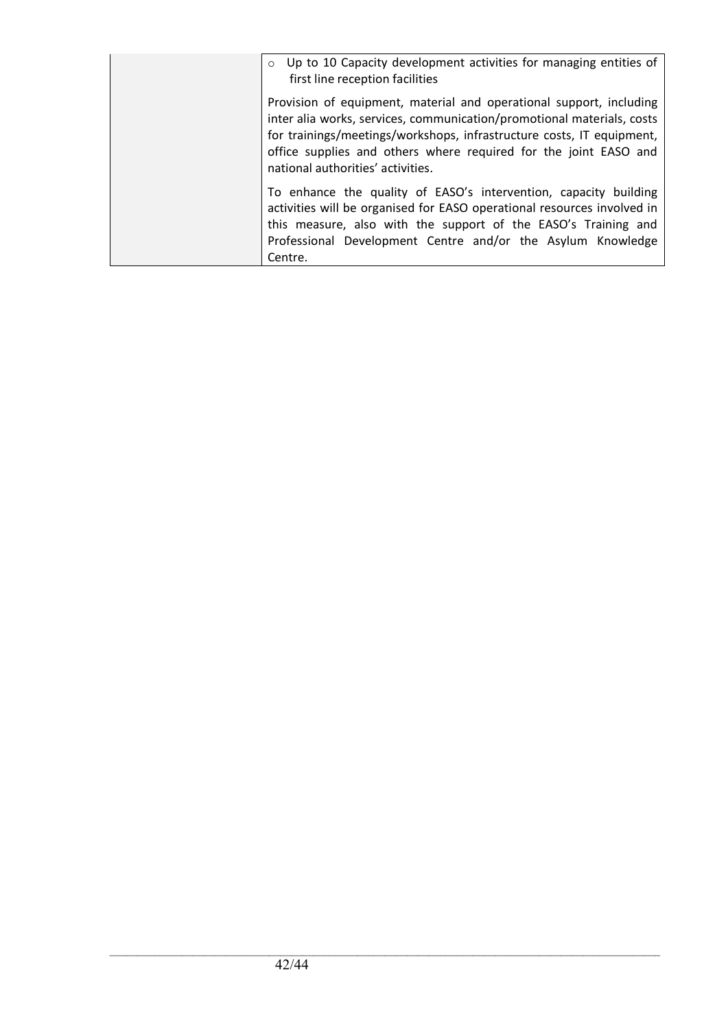| | |
|---|---|
| | ◦ Up to 10 Capacity development activities for managing entities of first line reception facilities<br><br>Provision of equipment, material and operational support, including inter alia works, services, communication/promotional materials, costs for trainings/meetings/workshops, infrastructure costs, IT equipment, office supplies and others where required for the joint EASO and national authorities' activities.<br><br>To enhance the quality of EASO's intervention, capacity building activities will be organised for EASO operational resources involved in this measure, also with the support of the EASO's Training and Professional Development Centre and/or the Asylum Knowledge Centre. |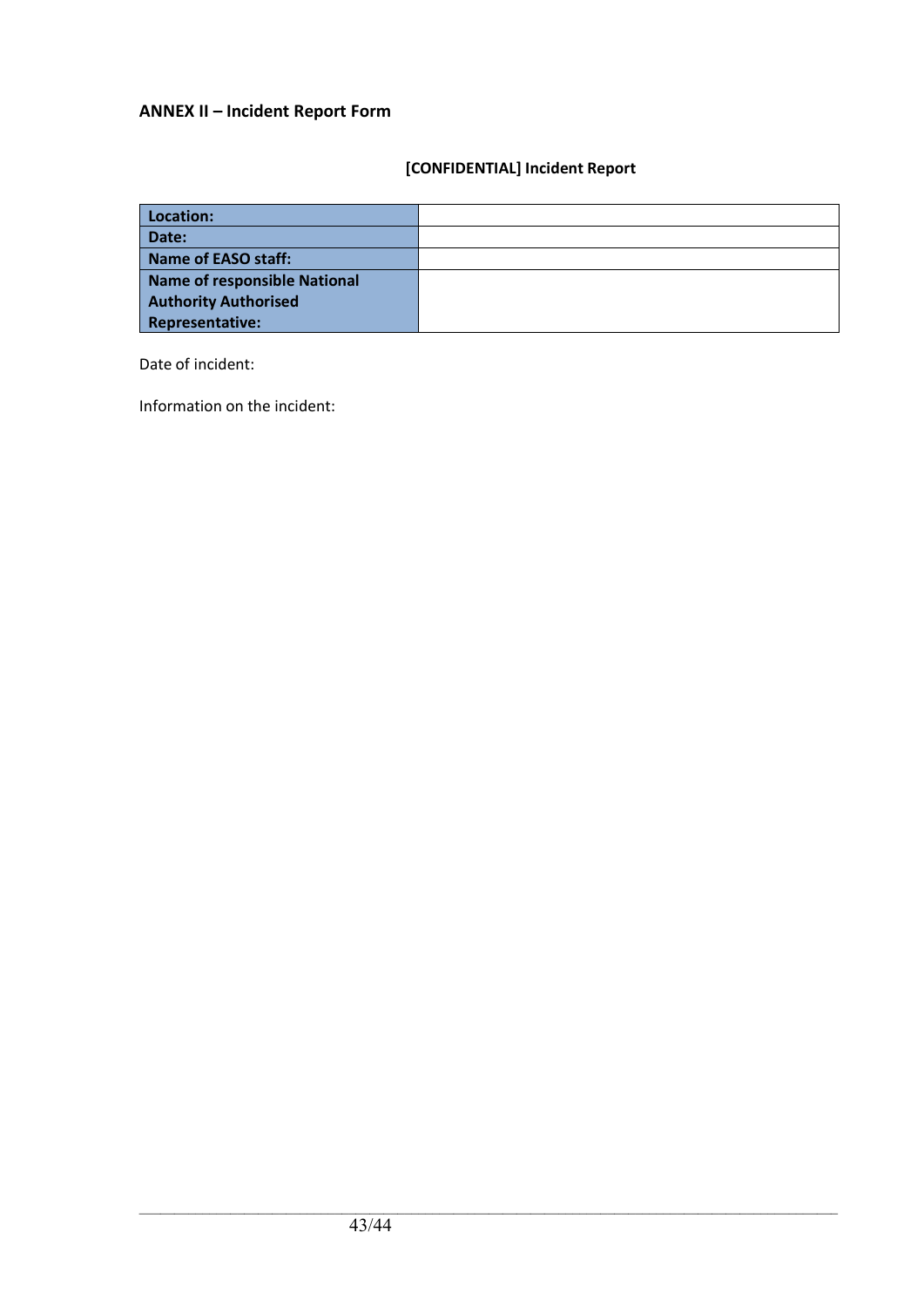### ANNEX II – Incident Report Form

**[CONFIDENTIAL] Incident Report**

| | |
|---|---|
| **Location:** | |
| **Date:** | |
| **Name of EASO staff:** | |
| **Name of responsible National Authority Authorised Representative:** | |

Date of incident:

Information on the incident: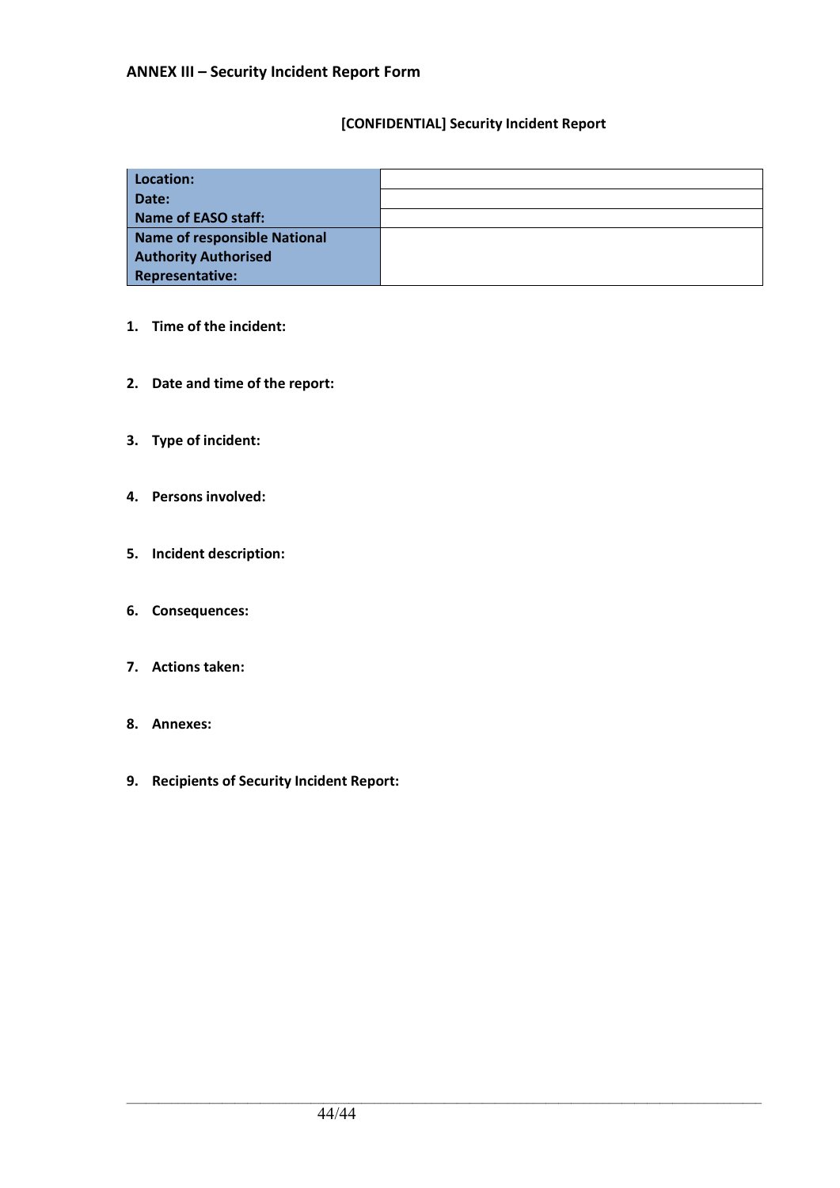## ANNEX III – Security Incident Report Form

**[CONFIDENTIAL] Security Incident Report**

| | |
|---|---|
| **Location:** | |
| **Date:** | |
| **Name of EASO staff:** | |
| **Name of responsible National Authority Authorised Representative:** | |

1. **Time of the incident:**

2. **Date and time of the report:**

3. **Type of incident:**

4. **Persons involved:**

5. **Incident description:**

6. **Consequences:**

7. **Actions taken:**

8. **Annexes:**

9. **Recipients of Security Incident Report:**